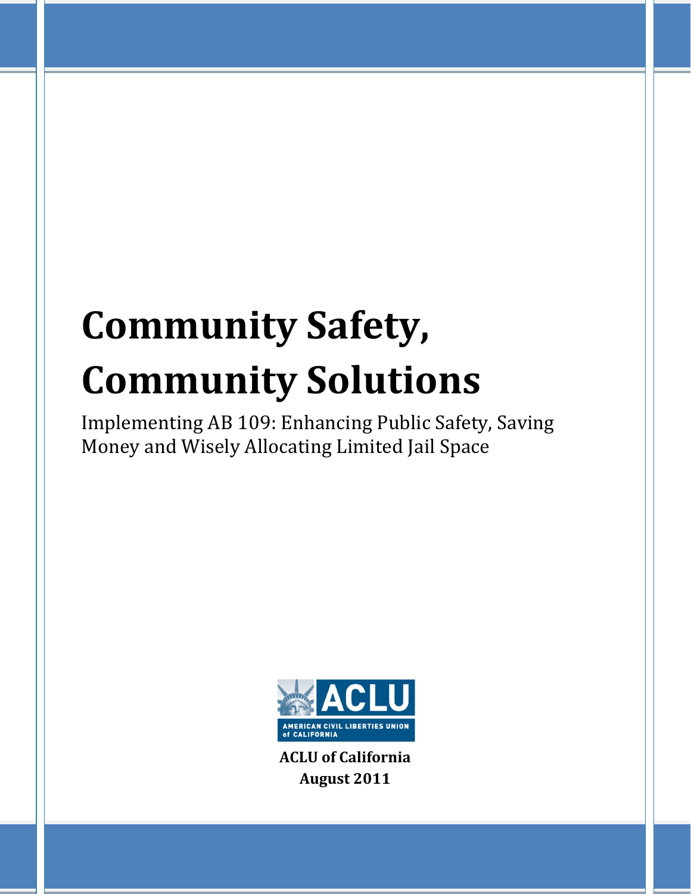# Community Safety, Community Solutions

Implementing AB 109: Enhancing Public Safety, Saving Money and Wisely Allocating Limited Jail Space

ACLU
AMERICAN CIVIL LIBERTIES UNION of CALIFORNIA

**ACLU of California**
**August 2011**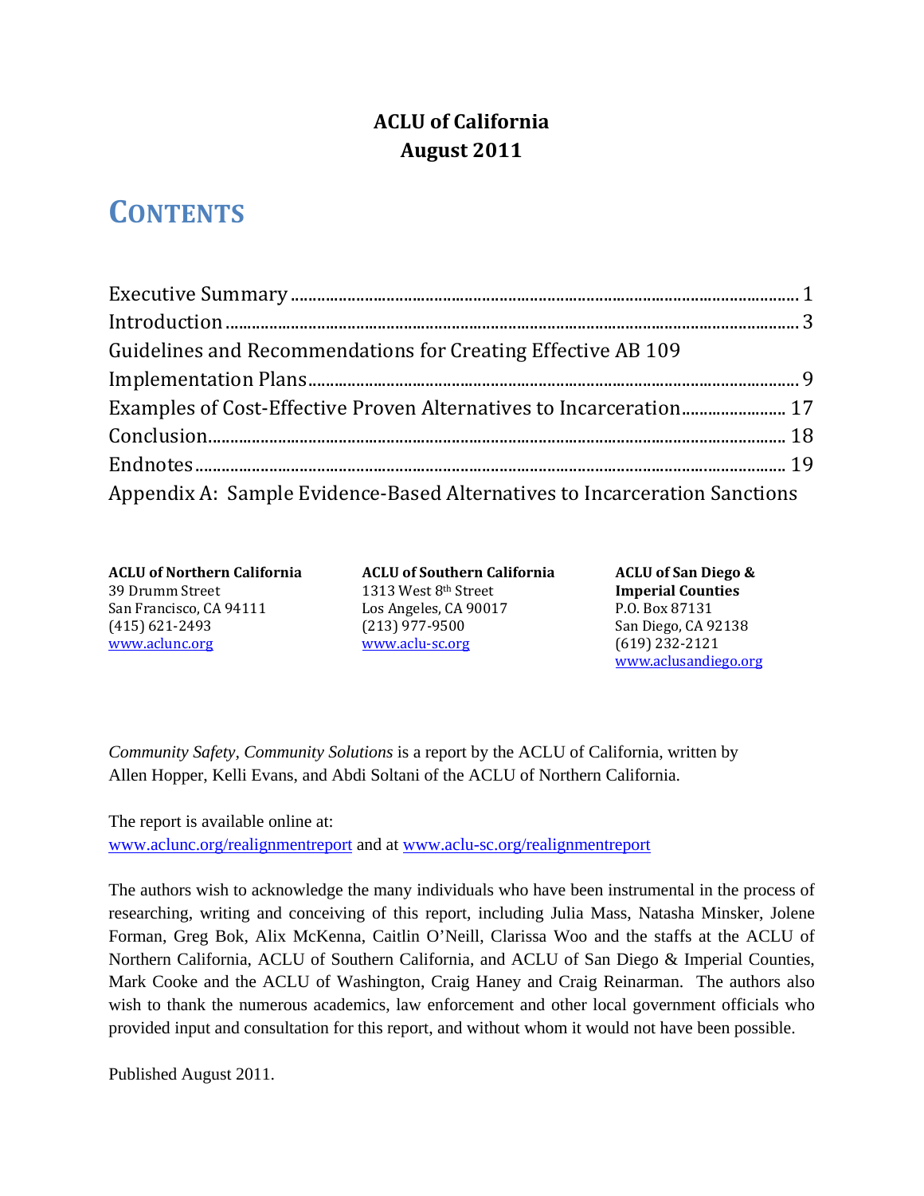**ACLU of California**
**August 2011**

# CONTENTS

Executive Summary ........................................ 1
Introduction ........................................ 3
Guidelines and Recommendations for Creating Effective AB 109 Implementation Plans ........................................ 9
Examples of Cost-Effective Proven Alternatives to Incarceration ........................ 17
Conclusion ........................................ 18
Endnotes ........................................ 19
Appendix A: Sample Evidence-Based Alternatives to Incarceration Sanctions

**ACLU of Northern California**
39 Drumm Street
San Francisco, CA 94111
(415) 621-2493
www.aclunc.org

**ACLU of Southern California**
1313 West 8th Street
Los Angeles, CA 90017
(213) 977-9500
www.aclu-sc.org

**ACLU of San Diego & Imperial Counties**
P.O. Box 87131
San Diego, CA 92138
(619) 232-2121
www.aclusandiego.org

*Community Safety*, *Community Solutions* is a report by the ACLU of California, written by Allen Hopper, Kelli Evans, and Abdi Soltani of the ACLU of Northern California.

The report is available online at:
www.aclunc.org/realignmentreport and at www.aclu-sc.org/realignmentreport

The authors wish to acknowledge the many individuals who have been instrumental in the process of researching, writing and conceiving of this report, including Julia Mass, Natasha Minsker, Jolene Forman, Greg Bok, Alix McKenna, Caitlin O'Neill, Clarissa Woo and the staffs at the ACLU of Northern California, ACLU of Southern California, and ACLU of San Diego & Imperial Counties, Mark Cooke and the ACLU of Washington, Craig Haney and Craig Reinarman. The authors also wish to thank the numerous academics, law enforcement and other local government officials who provided input and consultation for this report, and without whom it would not have been possible.

Published August 2011.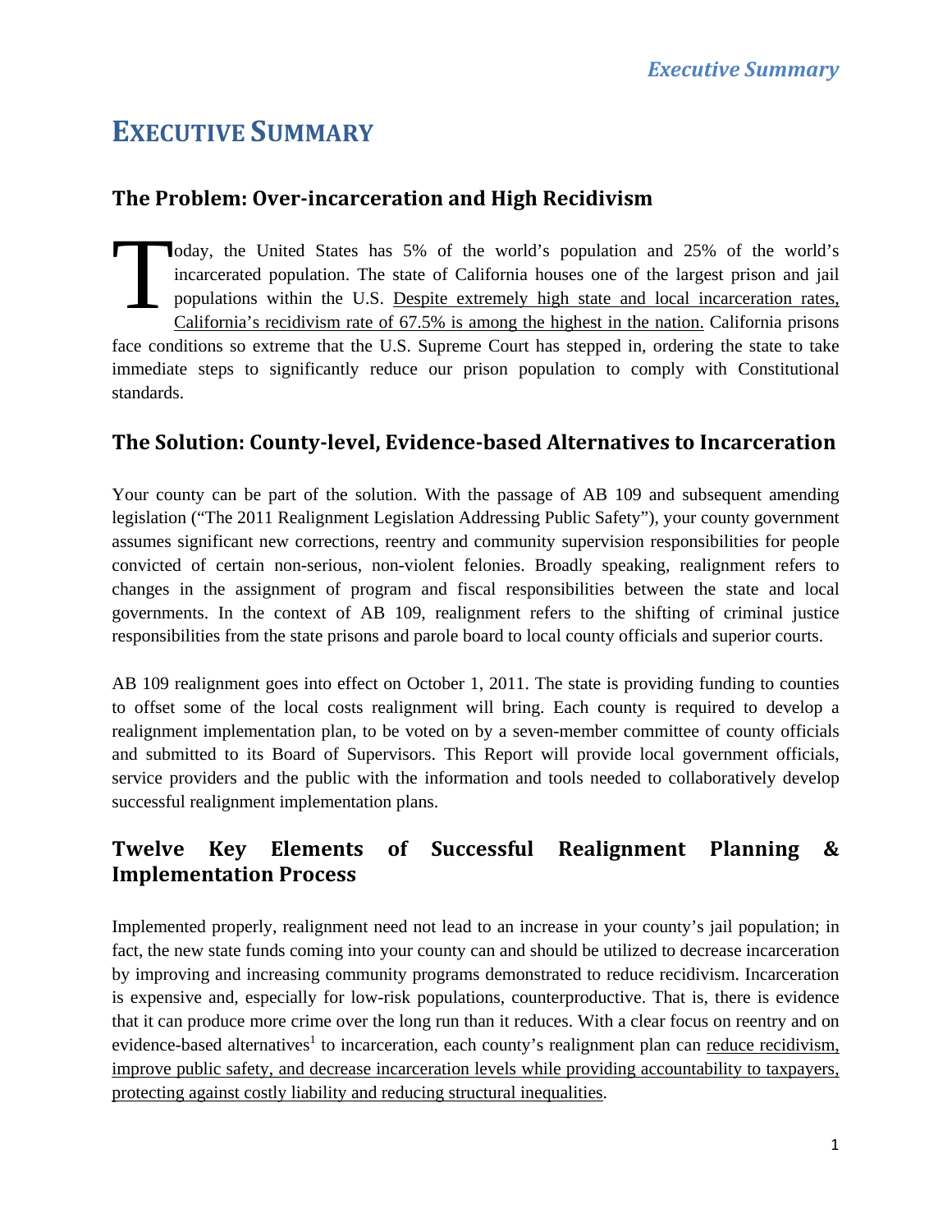# EXECUTIVE SUMMARY

## The Problem: Over-incarceration and High Recidivism

Today, the United States has 5% of the world's population and 25% of the world's incarcerated population. The state of California houses one of the largest prison and jail populations within the U.S. Despite extremely high state and local incarceration rates, California's recidivism rate of 67.5% is among the highest in the nation. California prisons face conditions so extreme that the U.S. Supreme Court has stepped in, ordering the state to take immediate steps to significantly reduce our prison population to comply with Constitutional standards.

## The Solution: County-level, Evidence-based Alternatives to Incarceration

Your county can be part of the solution. With the passage of AB 109 and subsequent amending legislation ("The 2011 Realignment Legislation Addressing Public Safety"), your county government assumes significant new corrections, reentry and community supervision responsibilities for people convicted of certain non-serious, non-violent felonies. Broadly speaking, realignment refers to changes in the assignment of program and fiscal responsibilities between the state and local governments. In the context of AB 109, realignment refers to the shifting of criminal justice responsibilities from the state prisons and parole board to local county officials and superior courts.

AB 109 realignment goes into effect on October 1, 2011. The state is providing funding to counties to offset some of the local costs realignment will bring. Each county is required to develop a realignment implementation plan, to be voted on by a seven-member committee of county officials and submitted to its Board of Supervisors. This Report will provide local government officials, service providers and the public with the information and tools needed to collaboratively develop successful realignment implementation plans.

## Twelve Key Elements of Successful Realignment Planning & Implementation Process

Implemented properly, realignment need not lead to an increase in your county's jail population; in fact, the new state funds coming into your county can and should be utilized to decrease incarceration by improving and increasing community programs demonstrated to reduce recidivism. Incarceration is expensive and, especially for low-risk populations, counterproductive. That is, there is evidence that it can produce more crime over the long run than it reduces. With a clear focus on reentry and on evidence-based alternatives[1] to incarceration, each county's realignment plan can reduce recidivism, improve public safety, and decrease incarceration levels while providing accountability to taxpayers, protecting against costly liability and reducing structural inequalities.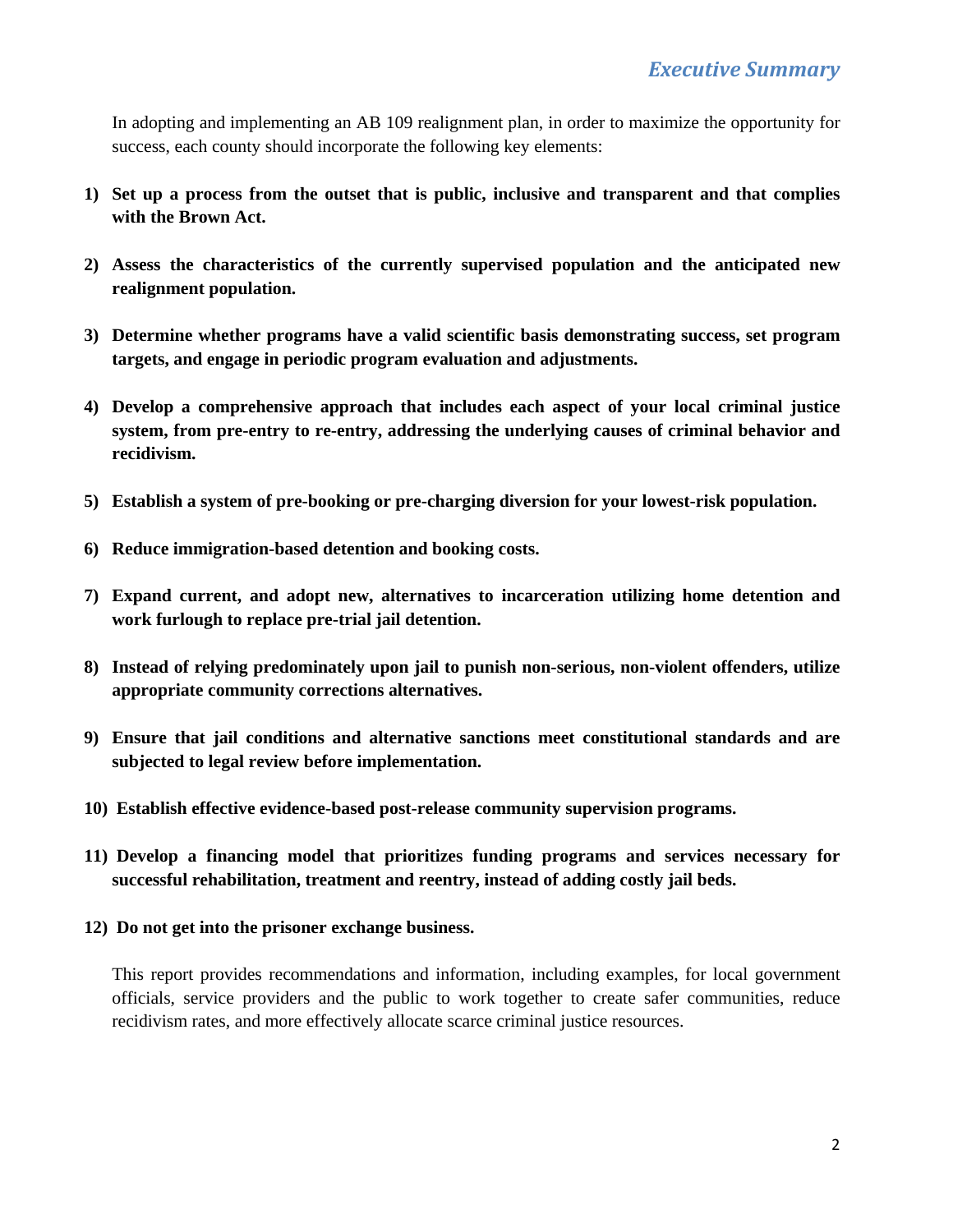## *Executive Summary*

In adopting and implementing an AB 109 realignment plan, in order to maximize the opportunity for success, each county should incorporate the following key elements:

1) **Set up a process from the outset that is public, inclusive and transparent and that complies with the Brown Act.**

2) **Assess the characteristics of the currently supervised population and the anticipated new realignment population.**

3) **Determine whether programs have a valid scientific basis demonstrating success, set program targets, and engage in periodic program evaluation and adjustments.**

4) **Develop a comprehensive approach that includes each aspect of your local criminal justice system, from pre-entry to re-entry, addressing the underlying causes of criminal behavior and recidivism.**

5) **Establish a system of pre-booking or pre-charging diversion for your lowest-risk population.**

6) **Reduce immigration-based detention and booking costs.**

7) **Expand current, and adopt new, alternatives to incarceration utilizing home detention and work furlough to replace pre-trial jail detention.**

8) **Instead of relying predominately upon jail to punish non-serious, non-violent offenders, utilize appropriate community corrections alternatives.**

9) **Ensure that jail conditions and alternative sanctions meet constitutional standards and are subjected to legal review before implementation.**

10) **Establish effective evidence-based post-release community supervision programs.**

11) **Develop a financing model that prioritizes funding programs and services necessary for successful rehabilitation, treatment and reentry, instead of adding costly jail beds.**

12) **Do not get into the prisoner exchange business.**

This report provides recommendations and information, including examples, for local government officials, service providers and the public to work together to create safer communities, reduce recidivism rates, and more effectively allocate scarce criminal justice resources.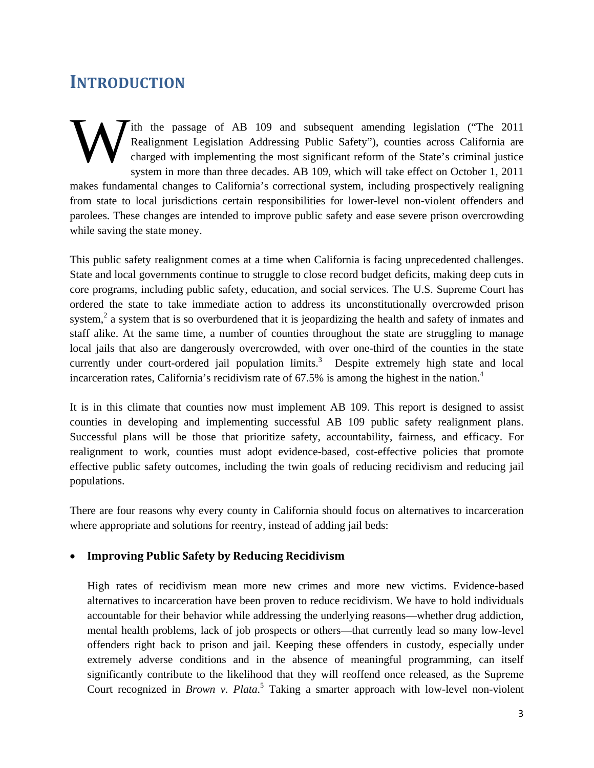# INTRODUCTION

With the passage of AB 109 and subsequent amending legislation ("The 2011 Realignment Legislation Addressing Public Safety"), counties across California are charged with implementing the most significant reform of the State's criminal justice system in more than three decades. AB 109, which will take effect on October 1, 2011 makes fundamental changes to California's correctional system, including prospectively realigning from state to local jurisdictions certain responsibilities for lower-level non-violent offenders and parolees. These changes are intended to improve public safety and ease severe prison overcrowding while saving the state money.

This public safety realignment comes at a time when California is facing unprecedented challenges. State and local governments continue to struggle to close record budget deficits, making deep cuts in core programs, including public safety, education, and social services. The U.S. Supreme Court has ordered the state to take immediate action to address its unconstitutionally overcrowded prison system,[2] a system that is so overburdened that it is jeopardizing the health and safety of inmates and staff alike. At the same time, a number of counties throughout the state are struggling to manage local jails that also are dangerously overcrowded, with over one-third of the counties in the state currently under court-ordered jail population limits.[3] Despite extremely high state and local incarceration rates, California's recidivism rate of 67.5% is among the highest in the nation.[4]

It is in this climate that counties now must implement AB 109. This report is designed to assist counties in developing and implementing successful AB 109 public safety realignment plans. Successful plans will be those that prioritize safety, accountability, fairness, and efficacy. For realignment to work, counties must adopt evidence-based, cost-effective policies that promote effective public safety outcomes, including the twin goals of reducing recidivism and reducing jail populations.

There are four reasons why every county in California should focus on alternatives to incarceration where appropriate and solutions for reentry, instead of adding jail beds:

- **Improving Public Safety by Reducing Recidivism**

  High rates of recidivism mean more new crimes and more new victims. Evidence-based alternatives to incarceration have been proven to reduce recidivism. We have to hold individuals accountable for their behavior while addressing the underlying reasons—whether drug addiction, mental health problems, lack of job prospects or others—that currently lead so many low-level offenders right back to prison and jail. Keeping these offenders in custody, especially under extremely adverse conditions and in the absence of meaningful programming, can itself significantly contribute to the likelihood that they will reoffend once released, as the Supreme Court recognized in *Brown v. Plata*.[5] Taking a smarter approach with low-level non-violent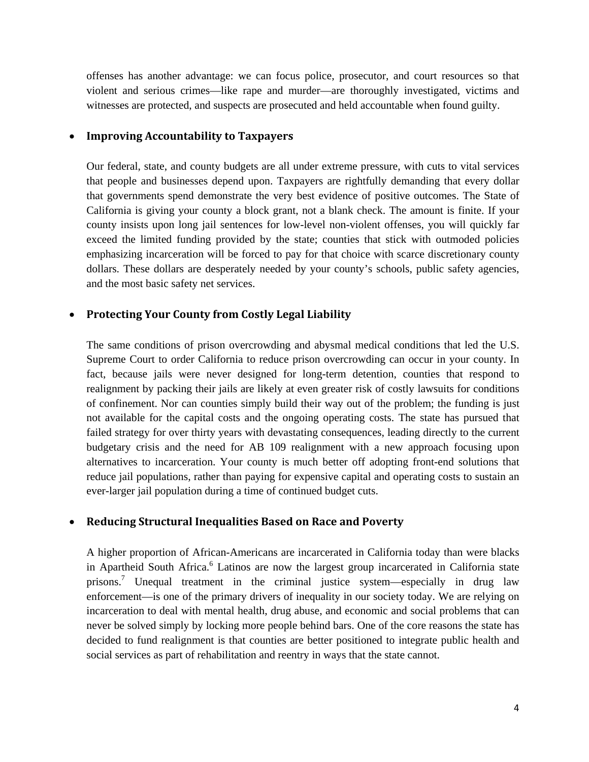offenses has another advantage: we can focus police, prosecutor, and court resources so that violent and serious crimes—like rape and murder—are thoroughly investigated, victims and witnesses are protected, and suspects are prosecuted and held accountable when found guilty.

- **Improving Accountability to Taxpayers**

  Our federal, state, and county budgets are all under extreme pressure, with cuts to vital services that people and businesses depend upon. Taxpayers are rightfully demanding that every dollar that governments spend demonstrate the very best evidence of positive outcomes. The State of California is giving your county a block grant, not a blank check. The amount is finite. If your county insists upon long jail sentences for low-level non-violent offenses, you will quickly far exceed the limited funding provided by the state; counties that stick with outmoded policies emphasizing incarceration will be forced to pay for that choice with scarce discretionary county dollars. These dollars are desperately needed by your county's schools, public safety agencies, and the most basic safety net services.

- **Protecting Your County from Costly Legal Liability**

  The same conditions of prison overcrowding and abysmal medical conditions that led the U.S. Supreme Court to order California to reduce prison overcrowding can occur in your county. In fact, because jails were never designed for long-term detention, counties that respond to realignment by packing their jails are likely at even greater risk of costly lawsuits for conditions of confinement. Nor can counties simply build their way out of the problem; the funding is just not available for the capital costs and the ongoing operating costs. The state has pursued that failed strategy for over thirty years with devastating consequences, leading directly to the current budgetary crisis and the need for AB 109 realignment with a new approach focusing upon alternatives to incarceration. Your county is much better off adopting front-end solutions that reduce jail populations, rather than paying for expensive capital and operating costs to sustain an ever-larger jail population during a time of continued budget cuts.

- **Reducing Structural Inequalities Based on Race and Poverty**

  A higher proportion of African-Americans are incarcerated in California today than were blacks in Apartheid South Africa.[6] Latinos are now the largest group incarcerated in California state prisons.[7] Unequal treatment in the criminal justice system—especially in drug law enforcement—is one of the primary drivers of inequality in our society today. We are relying on incarceration to deal with mental health, drug abuse, and economic and social problems that can never be solved simply by locking more people behind bars. One of the core reasons the state has decided to fund realignment is that counties are better positioned to integrate public health and social services as part of rehabilitation and reentry in ways that the state cannot.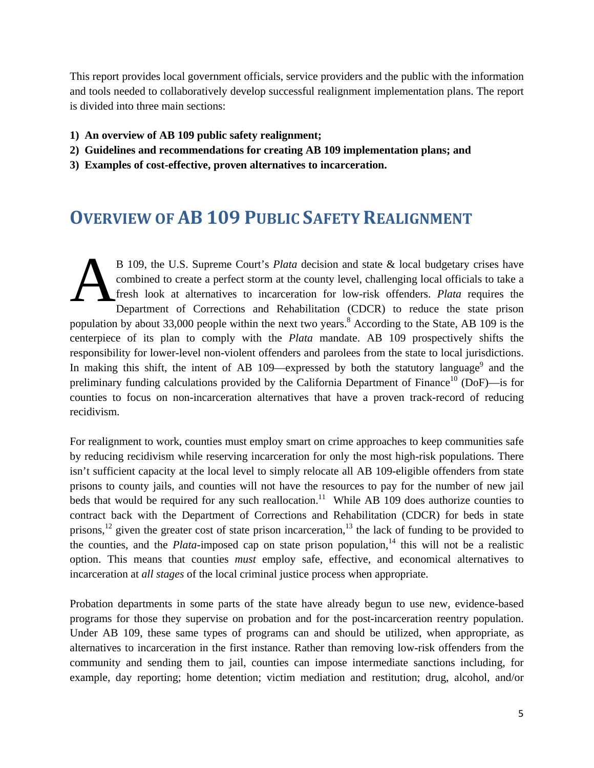This report provides local government officials, service providers and the public with the information and tools needed to collaboratively develop successful realignment implementation plans. The report is divided into three main sections:

1) **An overview of AB 109 public safety realignment;**
2) **Guidelines and recommendations for creating AB 109 implementation plans; and**
3) **Examples of cost-effective, proven alternatives to incarceration.**

# OVERVIEW OF AB 109 PUBLIC SAFETY REALIGNMENT

AB 109, the U.S. Supreme Court's *Plata* decision and state & local budgetary crises have combined to create a perfect storm at the county level, challenging local officials to take a fresh look at alternatives to incarceration for low-risk offenders. *Plata* requires the Department of Corrections and Rehabilitation (CDCR) to reduce the state prison population by about 33,000 people within the next two years.[8] According to the State, AB 109 is the centerpiece of its plan to comply with the *Plata* mandate. AB 109 prospectively shifts the responsibility for lower-level non-violent offenders and parolees from the state to local jurisdictions. In making this shift, the intent of AB 109—expressed by both the statutory language[9] and the preliminary funding calculations provided by the California Department of Finance[10] (DoF)—is for counties to focus on non-incarceration alternatives that have a proven track-record of reducing recidivism.

For realignment to work, counties must employ smart on crime approaches to keep communities safe by reducing recidivism while reserving incarceration for only the most high-risk populations. There isn't sufficient capacity at the local level to simply relocate all AB 109-eligible offenders from state prisons to county jails, and counties will not have the resources to pay for the number of new jail beds that would be required for any such reallocation.[11] While AB 109 does authorize counties to contract back with the Department of Corrections and Rehabilitation (CDCR) for beds in state prisons,[12] given the greater cost of state prison incarceration,[13] the lack of funding to be provided to the counties, and the *Plata*-imposed cap on state prison population,[14] this will not be a realistic option. This means that counties *must* employ safe, effective, and economical alternatives to incarceration at *all stages* of the local criminal justice process when appropriate.

Probation departments in some parts of the state have already begun to use new, evidence-based programs for those they supervise on probation and for the post-incarceration reentry population. Under AB 109, these same types of programs can and should be utilized, when appropriate, as alternatives to incarceration in the first instance. Rather than removing low-risk offenders from the community and sending them to jail, counties can impose intermediate sanctions including, for example, day reporting; home detention; victim mediation and restitution; drug, alcohol, and/or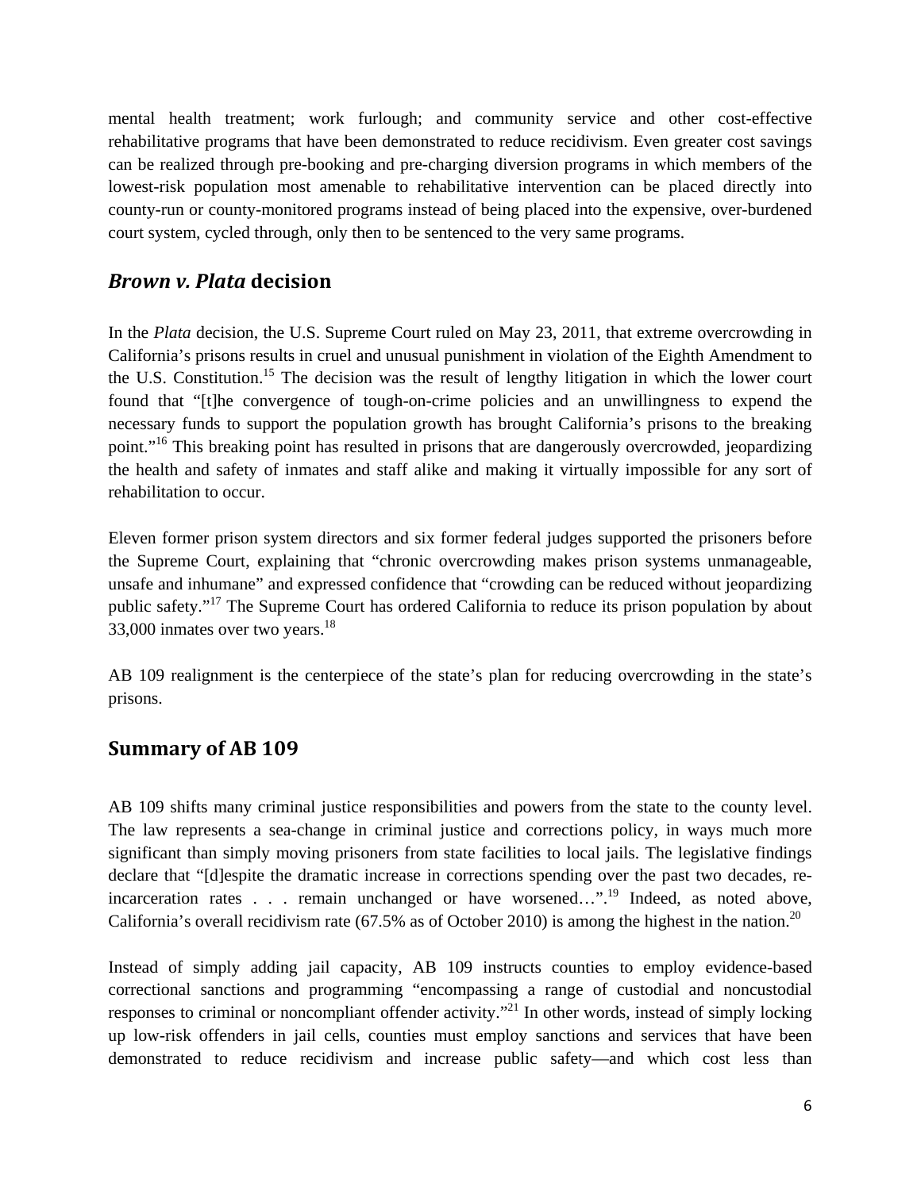mental health treatment; work furlough; and community service and other cost-effective rehabilitative programs that have been demonstrated to reduce recidivism. Even greater cost savings can be realized through pre-booking and pre-charging diversion programs in which members of the lowest-risk population most amenable to rehabilitative intervention can be placed directly into county-run or county-monitored programs instead of being placed into the expensive, over-burdened court system, cycled through, only then to be sentenced to the very same programs.

## *Brown v. Plata* decision

In the *Plata* decision, the U.S. Supreme Court ruled on May 23, 2011, that extreme overcrowding in California's prisons results in cruel and unusual punishment in violation of the Eighth Amendment to the U.S. Constitution.[15] The decision was the result of lengthy litigation in which the lower court found that "[t]he convergence of tough-on-crime policies and an unwillingness to expend the necessary funds to support the population growth has brought California's prisons to the breaking point."[16] This breaking point has resulted in prisons that are dangerously overcrowded, jeopardizing the health and safety of inmates and staff alike and making it virtually impossible for any sort of rehabilitation to occur.

Eleven former prison system directors and six former federal judges supported the prisoners before the Supreme Court, explaining that "chronic overcrowding makes prison systems unmanageable, unsafe and inhumane" and expressed confidence that "crowding can be reduced without jeopardizing public safety."[17] The Supreme Court has ordered California to reduce its prison population by about 33,000 inmates over two years.[18]

AB 109 realignment is the centerpiece of the state's plan for reducing overcrowding in the state's prisons.

## Summary of AB 109

AB 109 shifts many criminal justice responsibilities and powers from the state to the county level. The law represents a sea-change in criminal justice and corrections policy, in ways much more significant than simply moving prisoners from state facilities to local jails. The legislative findings declare that "[d]espite the dramatic increase in corrections spending over the past two decades, re-incarceration rates . . . remain unchanged or have worsened…".[19] Indeed, as noted above, California's overall recidivism rate (67.5% as of October 2010) is among the highest in the nation.[20]

Instead of simply adding jail capacity, AB 109 instructs counties to employ evidence-based correctional sanctions and programming "encompassing a range of custodial and noncustodial responses to criminal or noncompliant offender activity."[21] In other words, instead of simply locking up low-risk offenders in jail cells, counties must employ sanctions and services that have been demonstrated to reduce recidivism and increase public safety—and which cost less than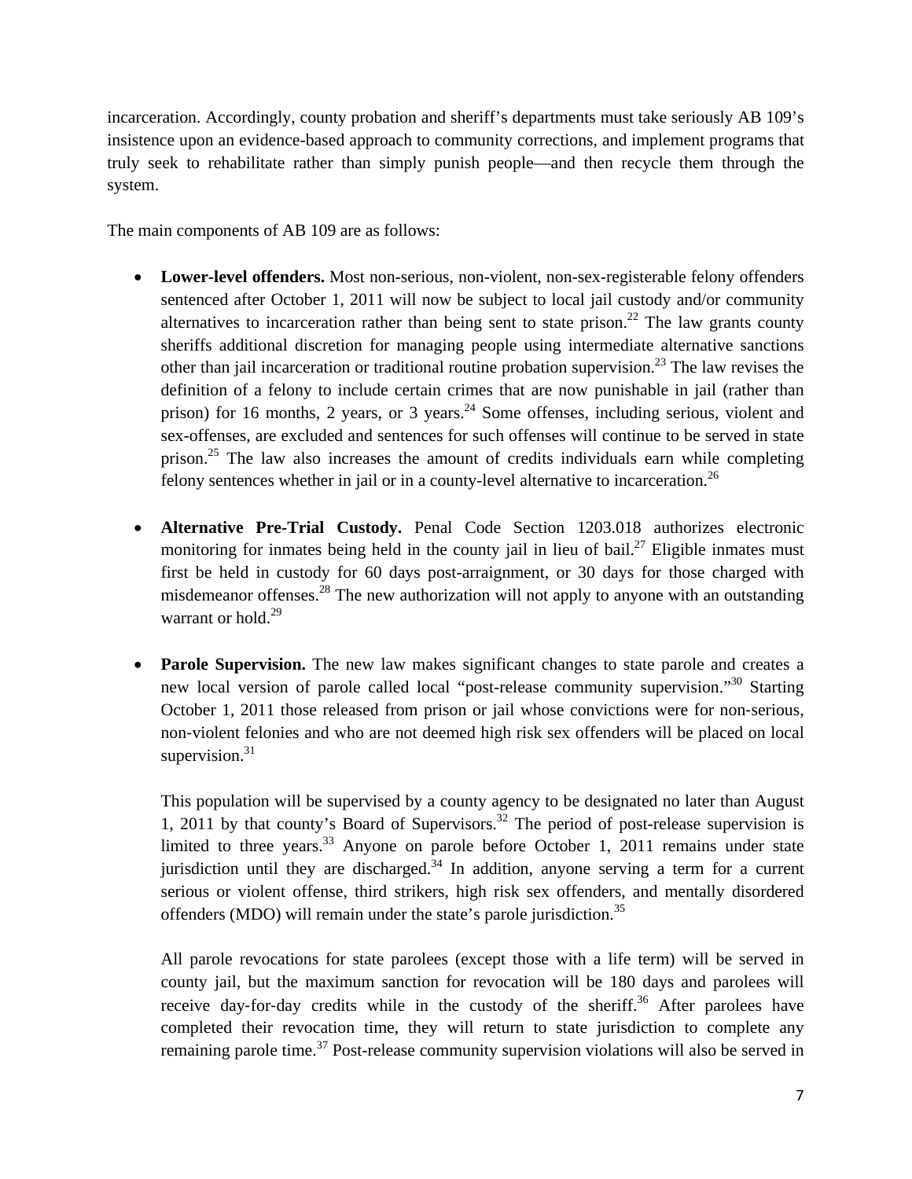incarceration. Accordingly, county probation and sheriff's departments must take seriously AB 109's insistence upon an evidence-based approach to community corrections, and implement programs that truly seek to rehabilitate rather than simply punish people—and then recycle them through the system.

The main components of AB 109 are as follows:

- **Lower-level offenders.** Most non-serious, non-violent, non-sex-registerable felony offenders sentenced after October 1, 2011 will now be subject to local jail custody and/or community alternatives to incarceration rather than being sent to state prison.[22] The law grants county sheriffs additional discretion for managing people using intermediate alternative sanctions other than jail incarceration or traditional routine probation supervision.[23] The law revises the definition of a felony to include certain crimes that are now punishable in jail (rather than prison) for 16 months, 2 years, or 3 years.[24] Some offenses, including serious, violent and sex-offenses, are excluded and sentences for such offenses will continue to be served in state prison.[25] The law also increases the amount of credits individuals earn while completing felony sentences whether in jail or in a county-level alternative to incarceration.[26]

- **Alternative Pre-Trial Custody.** Penal Code Section 1203.018 authorizes electronic monitoring for inmates being held in the county jail in lieu of bail.[27] Eligible inmates must first be held in custody for 60 days post-arraignment, or 30 days for those charged with misdemeanor offenses.[28] The new authorization will not apply to anyone with an outstanding warrant or hold.[29]

- **Parole Supervision.** The new law makes significant changes to state parole and creates a new local version of parole called local "post-release community supervision."[30] Starting October 1, 2011 those released from prison or jail whose convictions were for non-serious, non-violent felonies and who are not deemed high risk sex offenders will be placed on local supervision.[31]

  This population will be supervised by a county agency to be designated no later than August 1, 2011 by that county's Board of Supervisors.[32] The period of post-release supervision is limited to three years.[33] Anyone on parole before October 1, 2011 remains under state jurisdiction until they are discharged.[34] In addition, anyone serving a term for a current serious or violent offense, third strikers, high risk sex offenders, and mentally disordered offenders (MDO) will remain under the state's parole jurisdiction.[35]

  All parole revocations for state parolees (except those with a life term) will be served in county jail, but the maximum sanction for revocation will be 180 days and parolees will receive day-for-day credits while in the custody of the sheriff.[36] After parolees have completed their revocation time, they will return to state jurisdiction to complete any remaining parole time.[37] Post-release community supervision violations will also be served in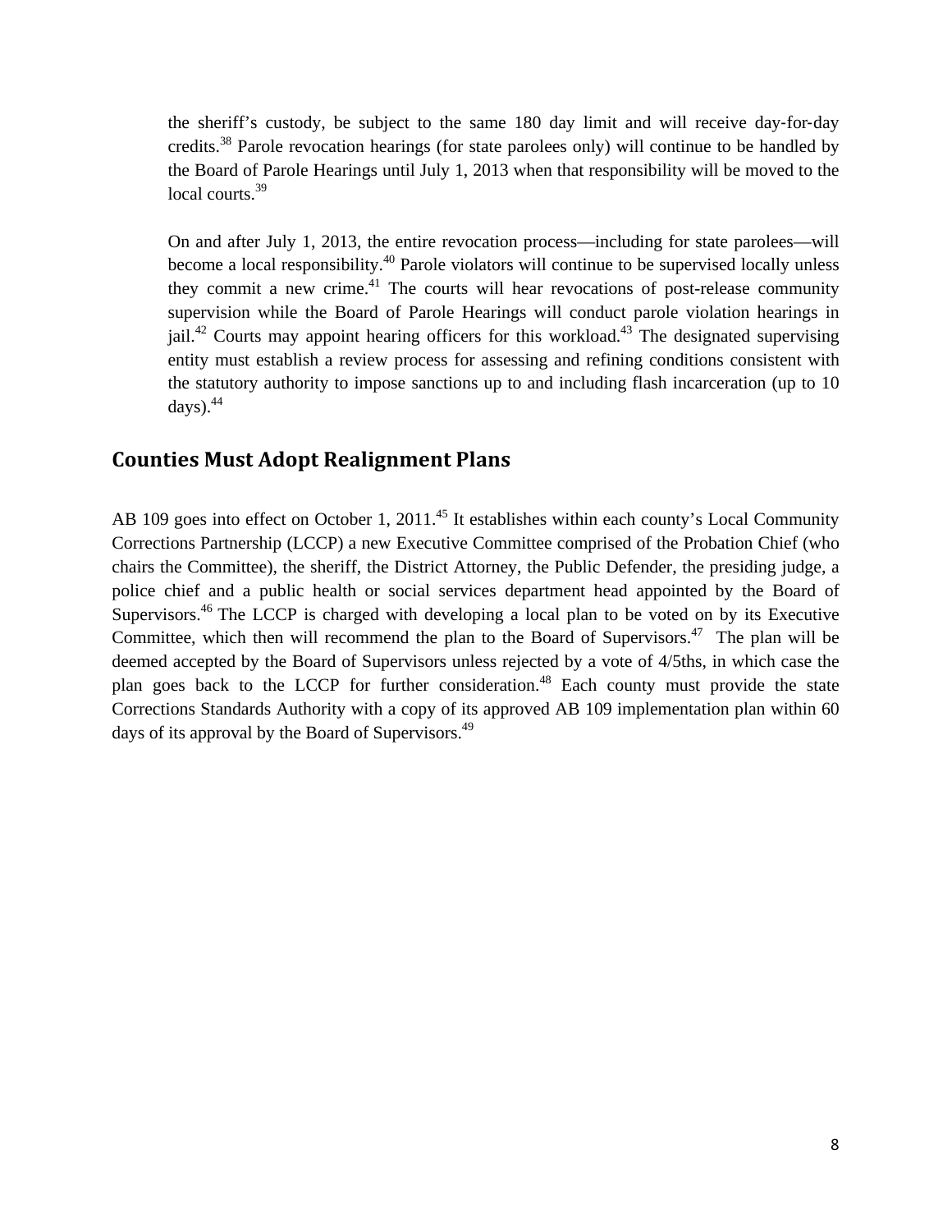the sheriff's custody, be subject to the same 180 day limit and will receive day-for-day credits.[38] Parole revocation hearings (for state parolees only) will continue to be handled by the Board of Parole Hearings until July 1, 2013 when that responsibility will be moved to the local courts.[39]

On and after July 1, 2013, the entire revocation process—including for state parolees—will become a local responsibility.[40] Parole violators will continue to be supervised locally unless they commit a new crime.[41] The courts will hear revocations of post-release community supervision while the Board of Parole Hearings will conduct parole violation hearings in jail.[42] Courts may appoint hearing officers for this workload.[43] The designated supervising entity must establish a review process for assessing and refining conditions consistent with the statutory authority to impose sanctions up to and including flash incarceration (up to 10 days).[44]

## Counties Must Adopt Realignment Plans

AB 109 goes into effect on October 1, 2011.[45] It establishes within each county's Local Community Corrections Partnership (LCCP) a new Executive Committee comprised of the Probation Chief (who chairs the Committee), the sheriff, the District Attorney, the Public Defender, the presiding judge, a police chief and a public health or social services department head appointed by the Board of Supervisors.[46] The LCCP is charged with developing a local plan to be voted on by its Executive Committee, which then will recommend the plan to the Board of Supervisors.[47] The plan will be deemed accepted by the Board of Supervisors unless rejected by a vote of 4/5ths, in which case the plan goes back to the LCCP for further consideration.[48] Each county must provide the state Corrections Standards Authority with a copy of its approved AB 109 implementation plan within 60 days of its approval by the Board of Supervisors.[49]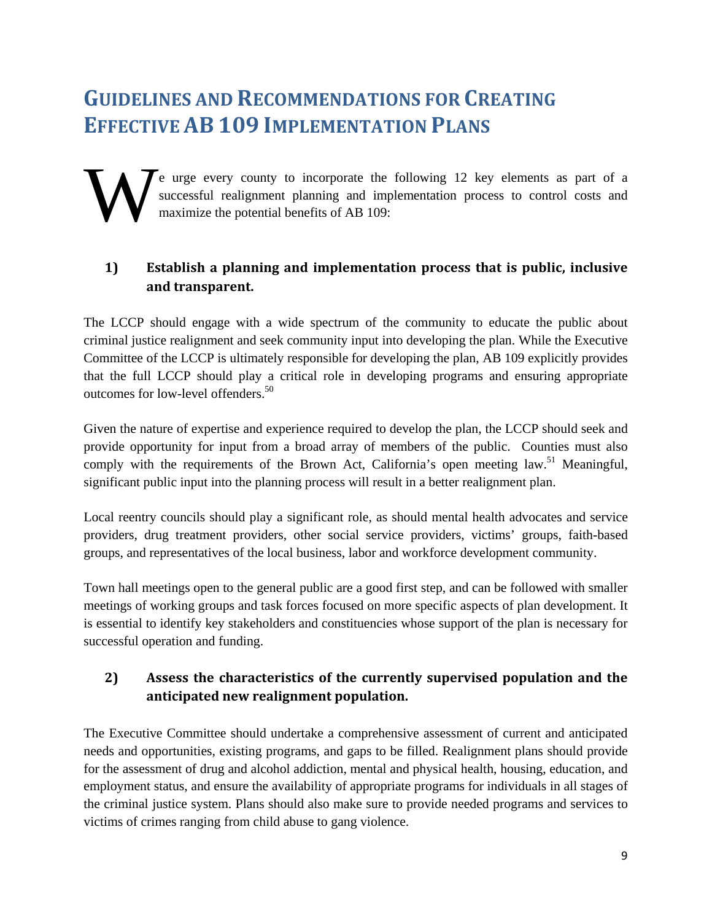# Guidelines and Recommendations for Creating Effective AB 109 Implementation Plans

We urge every county to incorporate the following 12 key elements as part of a successful realignment planning and implementation process to control costs and maximize the potential benefits of AB 109:

## 1) Establish a planning and implementation process that is public, inclusive and transparent.

The LCCP should engage with a wide spectrum of the community to educate the public about criminal justice realignment and seek community input into developing the plan. While the Executive Committee of the LCCP is ultimately responsible for developing the plan, AB 109 explicitly provides that the full LCCP should play a critical role in developing programs and ensuring appropriate outcomes for low-level offenders.[50]

Given the nature of expertise and experience required to develop the plan, the LCCP should seek and provide opportunity for input from a broad array of members of the public. Counties must also comply with the requirements of the Brown Act, California's open meeting law.[51] Meaningful, significant public input into the planning process will result in a better realignment plan.

Local reentry councils should play a significant role, as should mental health advocates and service providers, drug treatment providers, other social service providers, victims' groups, faith-based groups, and representatives of the local business, labor and workforce development community.

Town hall meetings open to the general public are a good first step, and can be followed with smaller meetings of working groups and task forces focused on more specific aspects of plan development. It is essential to identify key stakeholders and constituencies whose support of the plan is necessary for successful operation and funding.

## 2) Assess the characteristics of the currently supervised population and the anticipated new realignment population.

The Executive Committee should undertake a comprehensive assessment of current and anticipated needs and opportunities, existing programs, and gaps to be filled. Realignment plans should provide for the assessment of drug and alcohol addiction, mental and physical health, housing, education, and employment status, and ensure the availability of appropriate programs for individuals in all stages of the criminal justice system. Plans should also make sure to provide needed programs and services to victims of crimes ranging from child abuse to gang violence.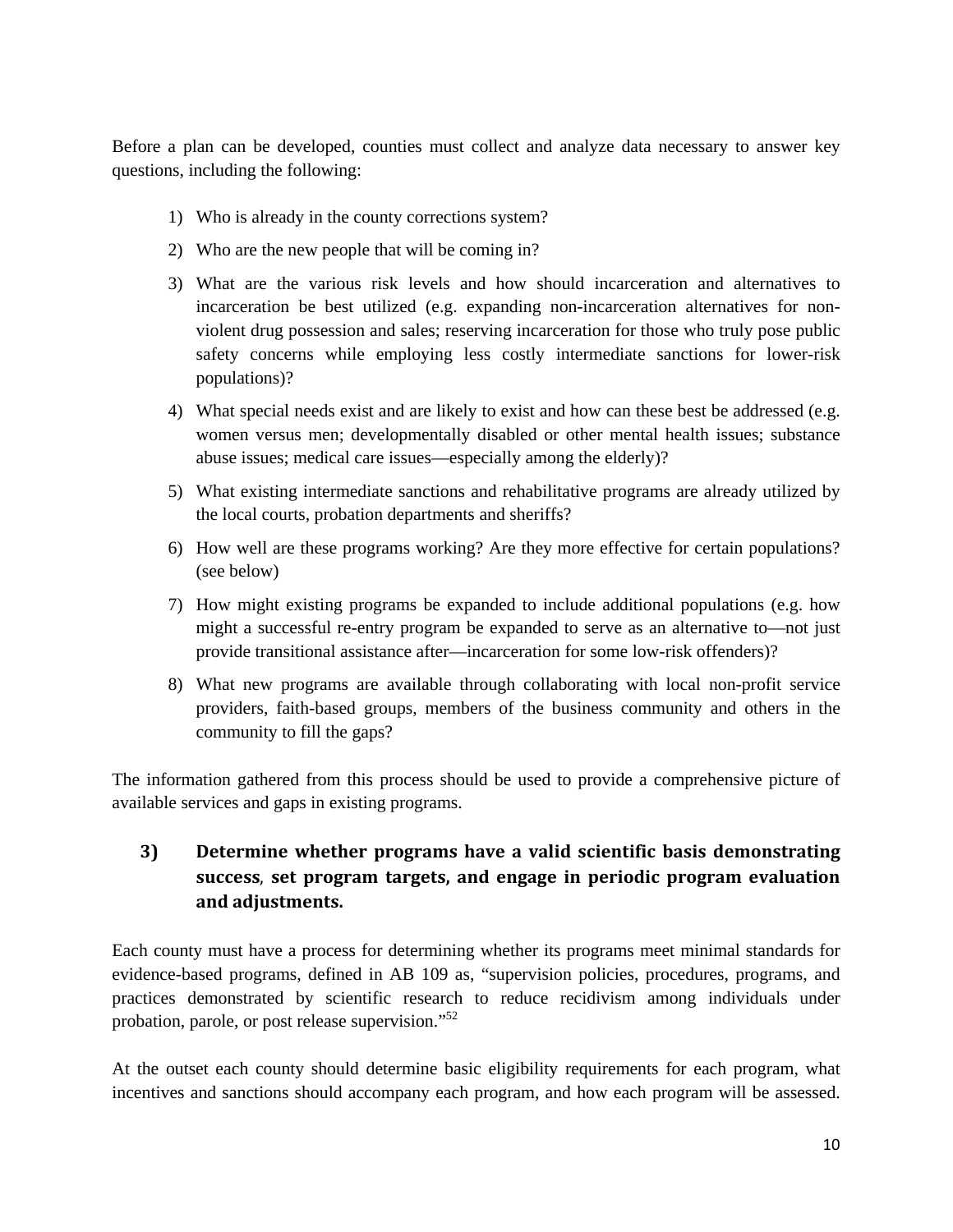Before a plan can be developed, counties must collect and analyze data necessary to answer key questions, including the following:

1) Who is already in the county corrections system?
2) Who are the new people that will be coming in?
3) What are the various risk levels and how should incarceration and alternatives to incarceration be best utilized (e.g. expanding non-incarceration alternatives for non-violent drug possession and sales; reserving incarceration for those who truly pose public safety concerns while employing less costly intermediate sanctions for lower-risk populations)?
4) What special needs exist and are likely to exist and how can these best be addressed (e.g. women versus men; developmentally disabled or other mental health issues; substance abuse issues; medical care issues—especially among the elderly)?
5) What existing intermediate sanctions and rehabilitative programs are already utilized by the local courts, probation departments and sheriffs?
6) How well are these programs working? Are they more effective for certain populations? (see below)
7) How might existing programs be expanded to include additional populations (e.g. how might a successful re-entry program be expanded to serve as an alternative to—not just provide transitional assistance after—incarceration for some low-risk offenders)?
8) What new programs are available through collaborating with local non-profit service providers, faith-based groups, members of the business community and others in the community to fill the gaps?

The information gathered from this process should be used to provide a comprehensive picture of available services and gaps in existing programs.

### 3) Determine whether programs have a valid scientific basis demonstrating success, set program targets, and engage in periodic program evaluation and adjustments.

Each county must have a process for determining whether its programs meet minimal standards for evidence-based programs, defined in AB 109 as, "supervision policies, procedures, programs, and practices demonstrated by scientific research to reduce recidivism among individuals under probation, parole, or post release supervision."[52]

At the outset each county should determine basic eligibility requirements for each program, what incentives and sanctions should accompany each program, and how each program will be assessed.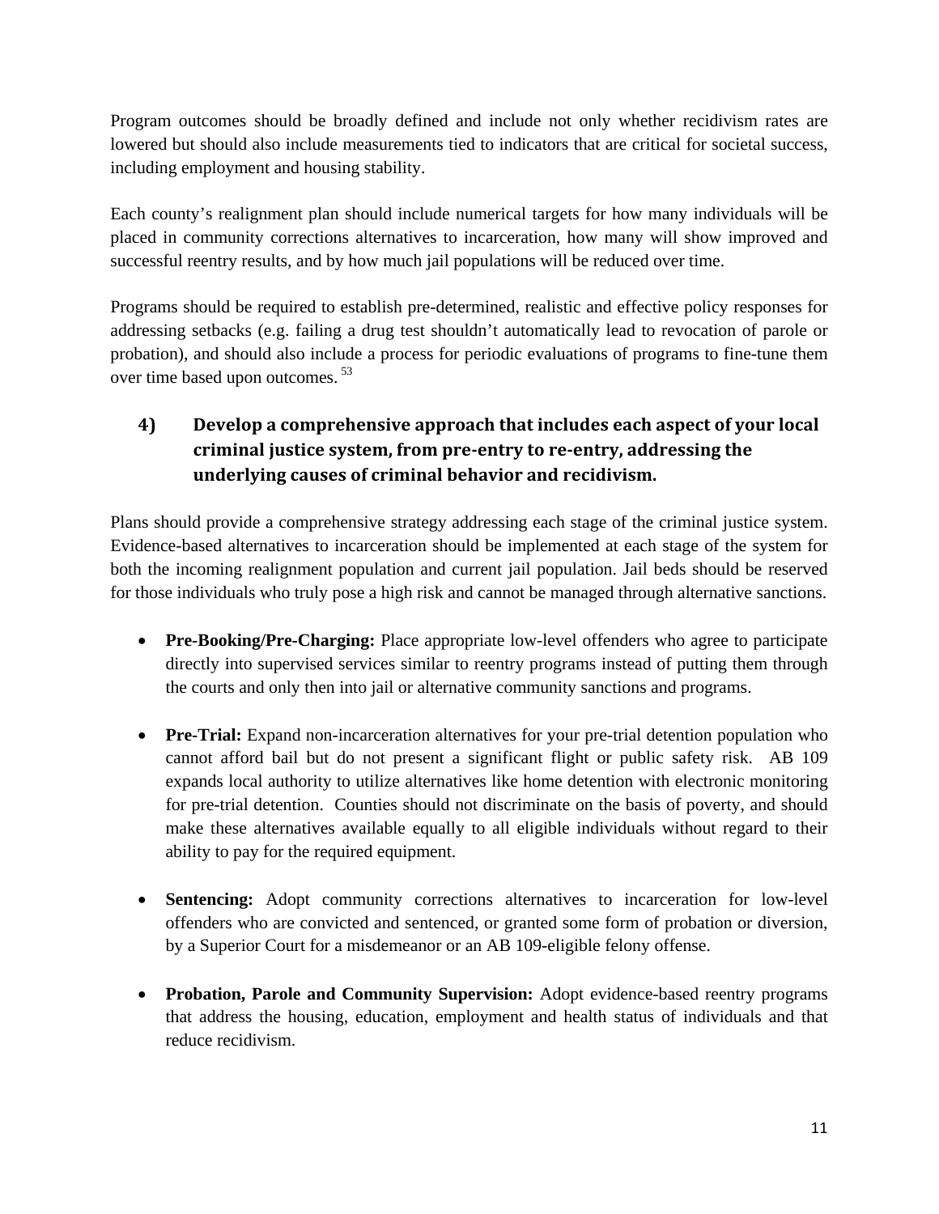Program outcomes should be broadly defined and include not only whether recidivism rates are lowered but should also include measurements tied to indicators that are critical for societal success, including employment and housing stability.

Each county's realignment plan should include numerical targets for how many individuals will be placed in community corrections alternatives to incarceration, how many will show improved and successful reentry results, and by how much jail populations will be reduced over time.

Programs should be required to establish pre-determined, realistic and effective policy responses for addressing setbacks (e.g. failing a drug test shouldn't automatically lead to revocation of parole or probation), and should also include a process for periodic evaluations of programs to fine-tune them over time based upon outcomes. [53]

### 4) Develop a comprehensive approach that includes each aspect of your local criminal justice system, from pre-entry to re-entry, addressing the underlying causes of criminal behavior and recidivism.

Plans should provide a comprehensive strategy addressing each stage of the criminal justice system. Evidence-based alternatives to incarceration should be implemented at each stage of the system for both the incoming realignment population and current jail population. Jail beds should be reserved for those individuals who truly pose a high risk and cannot be managed through alternative sanctions.

- **Pre-Booking/Pre-Charging:** Place appropriate low-level offenders who agree to participate directly into supervised services similar to reentry programs instead of putting them through the courts and only then into jail or alternative community sanctions and programs.

- **Pre-Trial:** Expand non-incarceration alternatives for your pre-trial detention population who cannot afford bail but do not present a significant flight or public safety risk. AB 109 expands local authority to utilize alternatives like home detention with electronic monitoring for pre-trial detention. Counties should not discriminate on the basis of poverty, and should make these alternatives available equally to all eligible individuals without regard to their ability to pay for the required equipment.

- **Sentencing:** Adopt community corrections alternatives to incarceration for low-level offenders who are convicted and sentenced, or granted some form of probation or diversion, by a Superior Court for a misdemeanor or an AB 109-eligible felony offense.

- **Probation, Parole and Community Supervision:** Adopt evidence-based reentry programs that address the housing, education, employment and health status of individuals and that reduce recidivism.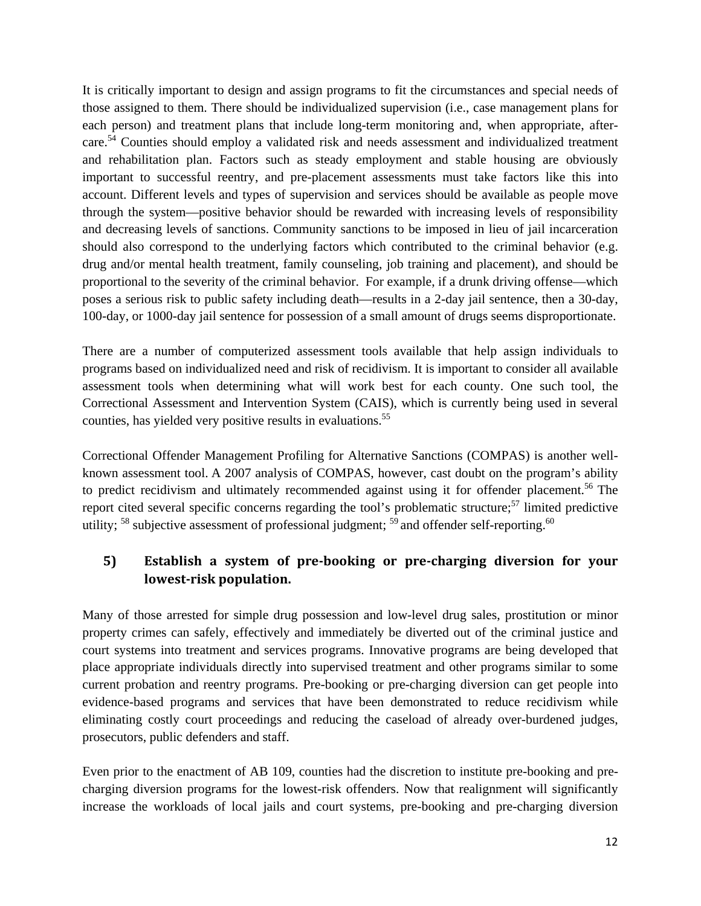It is critically important to design and assign programs to fit the circumstances and special needs of those assigned to them. There should be individualized supervision (i.e., case management plans for each person) and treatment plans that include long-term monitoring and, when appropriate, after-care.[54] Counties should employ a validated risk and needs assessment and individualized treatment and rehabilitation plan. Factors such as steady employment and stable housing are obviously important to successful reentry, and pre-placement assessments must take factors like this into account. Different levels and types of supervision and services should be available as people move through the system—positive behavior should be rewarded with increasing levels of responsibility and decreasing levels of sanctions. Community sanctions to be imposed in lieu of jail incarceration should also correspond to the underlying factors which contributed to the criminal behavior (e.g. drug and/or mental health treatment, family counseling, job training and placement), and should be proportional to the severity of the criminal behavior. For example, if a drunk driving offense—which poses a serious risk to public safety including death—results in a 2-day jail sentence, then a 30-day, 100-day, or 1000-day jail sentence for possession of a small amount of drugs seems disproportionate.

There are a number of computerized assessment tools available that help assign individuals to programs based on individualized need and risk of recidivism. It is important to consider all available assessment tools when determining what will work best for each county. One such tool, the Correctional Assessment and Intervention System (CAIS), which is currently being used in several counties, has yielded very positive results in evaluations.[55]

Correctional Offender Management Profiling for Alternative Sanctions (COMPAS) is another well-known assessment tool. A 2007 analysis of COMPAS, however, cast doubt on the program's ability to predict recidivism and ultimately recommended against using it for offender placement.[56] The report cited several specific concerns regarding the tool's problematic structure;[57] limited predictive utility; [58] subjective assessment of professional judgment; [59] and offender self-reporting.[60]

## 5) Establish a system of pre-booking or pre-charging diversion for your lowest-risk population.

Many of those arrested for simple drug possession and low-level drug sales, prostitution or minor property crimes can safely, effectively and immediately be diverted out of the criminal justice and court systems into treatment and services programs. Innovative programs are being developed that place appropriate individuals directly into supervised treatment and other programs similar to some current probation and reentry programs. Pre-booking or pre-charging diversion can get people into evidence-based programs and services that have been demonstrated to reduce recidivism while eliminating costly court proceedings and reducing the caseload of already over-burdened judges, prosecutors, public defenders and staff.

Even prior to the enactment of AB 109, counties had the discretion to institute pre-booking and pre-charging diversion programs for the lowest-risk offenders. Now that realignment will significantly increase the workloads of local jails and court systems, pre-booking and pre-charging diversion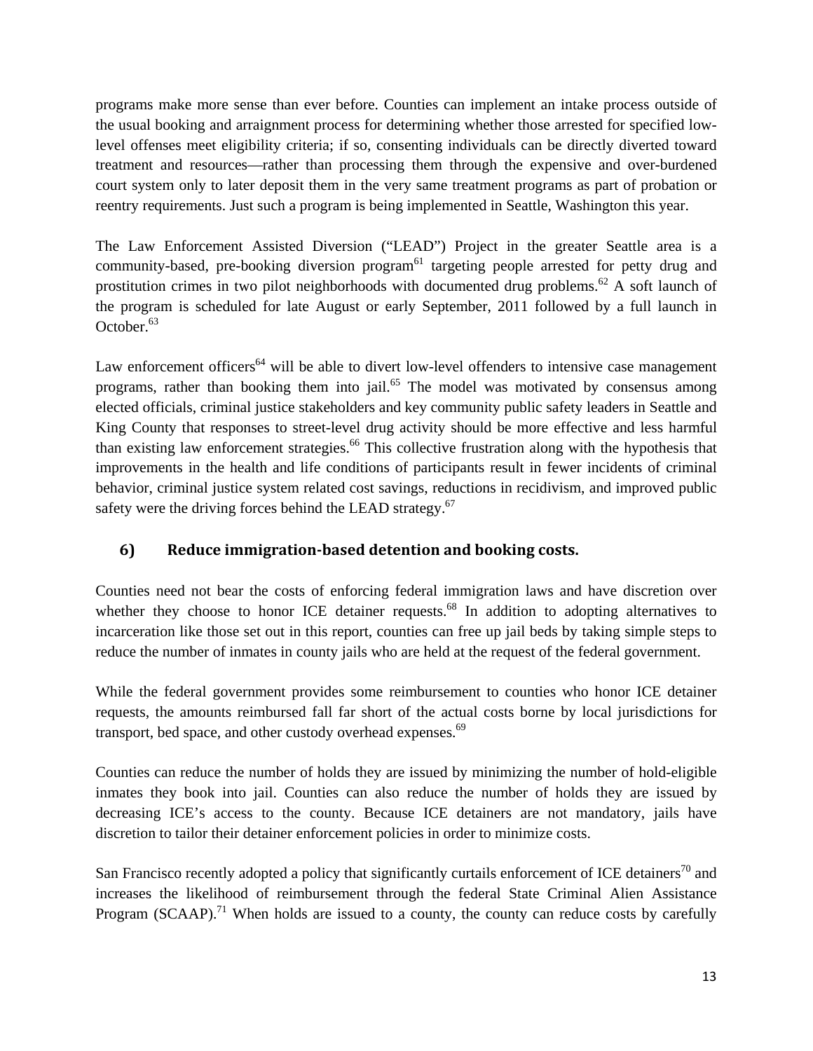programs make more sense than ever before. Counties can implement an intake process outside of the usual booking and arraignment process for determining whether those arrested for specified low-level offenses meet eligibility criteria; if so, consenting individuals can be directly diverted toward treatment and resources—rather than processing them through the expensive and over-burdened court system only to later deposit them in the very same treatment programs as part of probation or reentry requirements. Just such a program is being implemented in Seattle, Washington this year.

The Law Enforcement Assisted Diversion ("LEAD") Project in the greater Seattle area is a community-based, pre-booking diversion program[61] targeting people arrested for petty drug and prostitution crimes in two pilot neighborhoods with documented drug problems.[62] A soft launch of the program is scheduled for late August or early September, 2011 followed by a full launch in October.[63]

Law enforcement officers[64] will be able to divert low-level offenders to intensive case management programs, rather than booking them into jail.[65] The model was motivated by consensus among elected officials, criminal justice stakeholders and key community public safety leaders in Seattle and King County that responses to street-level drug activity should be more effective and less harmful than existing law enforcement strategies.[66] This collective frustration along with the hypothesis that improvements in the health and life conditions of participants result in fewer incidents of criminal behavior, criminal justice system related cost savings, reductions in recidivism, and improved public safety were the driving forces behind the LEAD strategy.[67]

### 6) Reduce immigration-based detention and booking costs.

Counties need not bear the costs of enforcing federal immigration laws and have discretion over whether they choose to honor ICE detainer requests.[68] In addition to adopting alternatives to incarceration like those set out in this report, counties can free up jail beds by taking simple steps to reduce the number of inmates in county jails who are held at the request of the federal government.

While the federal government provides some reimbursement to counties who honor ICE detainer requests, the amounts reimbursed fall far short of the actual costs borne by local jurisdictions for transport, bed space, and other custody overhead expenses.[69]

Counties can reduce the number of holds they are issued by minimizing the number of hold-eligible inmates they book into jail. Counties can also reduce the number of holds they are issued by decreasing ICE's access to the county. Because ICE detainers are not mandatory, jails have discretion to tailor their detainer enforcement policies in order to minimize costs.

San Francisco recently adopted a policy that significantly curtails enforcement of ICE detainers[70] and increases the likelihood of reimbursement through the federal State Criminal Alien Assistance Program (SCAAP).[71] When holds are issued to a county, the county can reduce costs by carefully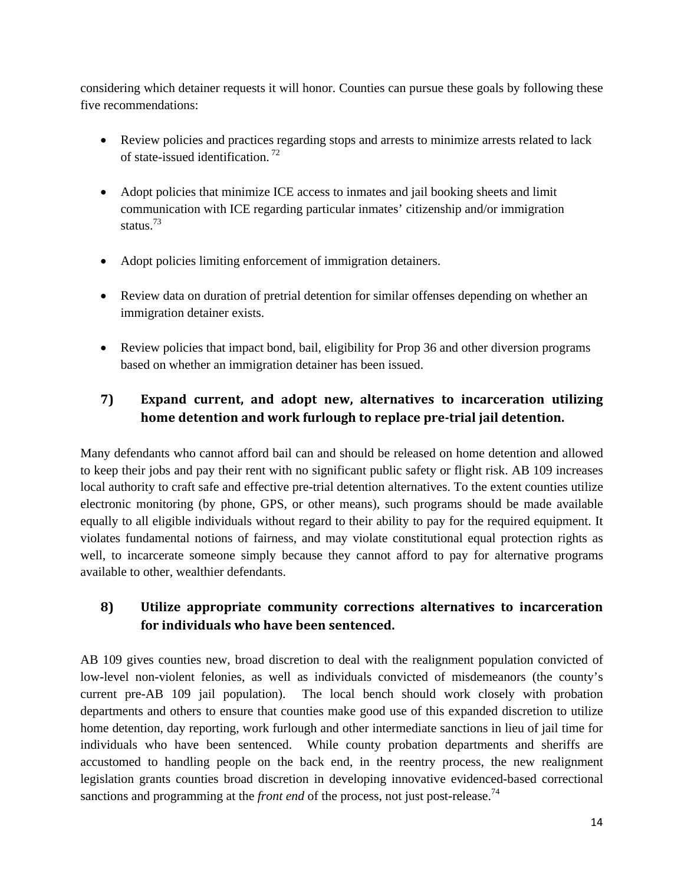considering which detainer requests it will honor. Counties can pursue these goals by following these five recommendations:

- Review policies and practices regarding stops and arrests to minimize arrests related to lack of state-issued identification. [72]
- Adopt policies that minimize ICE access to inmates and jail booking sheets and limit communication with ICE regarding particular inmates' citizenship and/or immigration status.[73]
- Adopt policies limiting enforcement of immigration detainers.
- Review data on duration of pretrial detention for similar offenses depending on whether an immigration detainer exists.
- Review policies that impact bond, bail, eligibility for Prop 36 and other diversion programs based on whether an immigration detainer has been issued.

### 7) Expand current, and adopt new, alternatives to incarceration utilizing home detention and work furlough to replace pre-trial jail detention.

Many defendants who cannot afford bail can and should be released on home detention and allowed to keep their jobs and pay their rent with no significant public safety or flight risk. AB 109 increases local authority to craft safe and effective pre-trial detention alternatives. To the extent counties utilize electronic monitoring (by phone, GPS, or other means), such programs should be made available equally to all eligible individuals without regard to their ability to pay for the required equipment. It violates fundamental notions of fairness, and may violate constitutional equal protection rights as well, to incarcerate someone simply because they cannot afford to pay for alternative programs available to other, wealthier defendants.

### 8) Utilize appropriate community corrections alternatives to incarceration for individuals who have been sentenced.

AB 109 gives counties new, broad discretion to deal with the realignment population convicted of low-level non-violent felonies, as well as individuals convicted of misdemeanors (the county's current pre-AB 109 jail population). The local bench should work closely with probation departments and others to ensure that counties make good use of this expanded discretion to utilize home detention, day reporting, work furlough and other intermediate sanctions in lieu of jail time for individuals who have been sentenced. While county probation departments and sheriffs are accustomed to handling people on the back end, in the reentry process, the new realignment legislation grants counties broad discretion in developing innovative evidenced-based correctional sanctions and programming at the *front end* of the process, not just post-release.[74]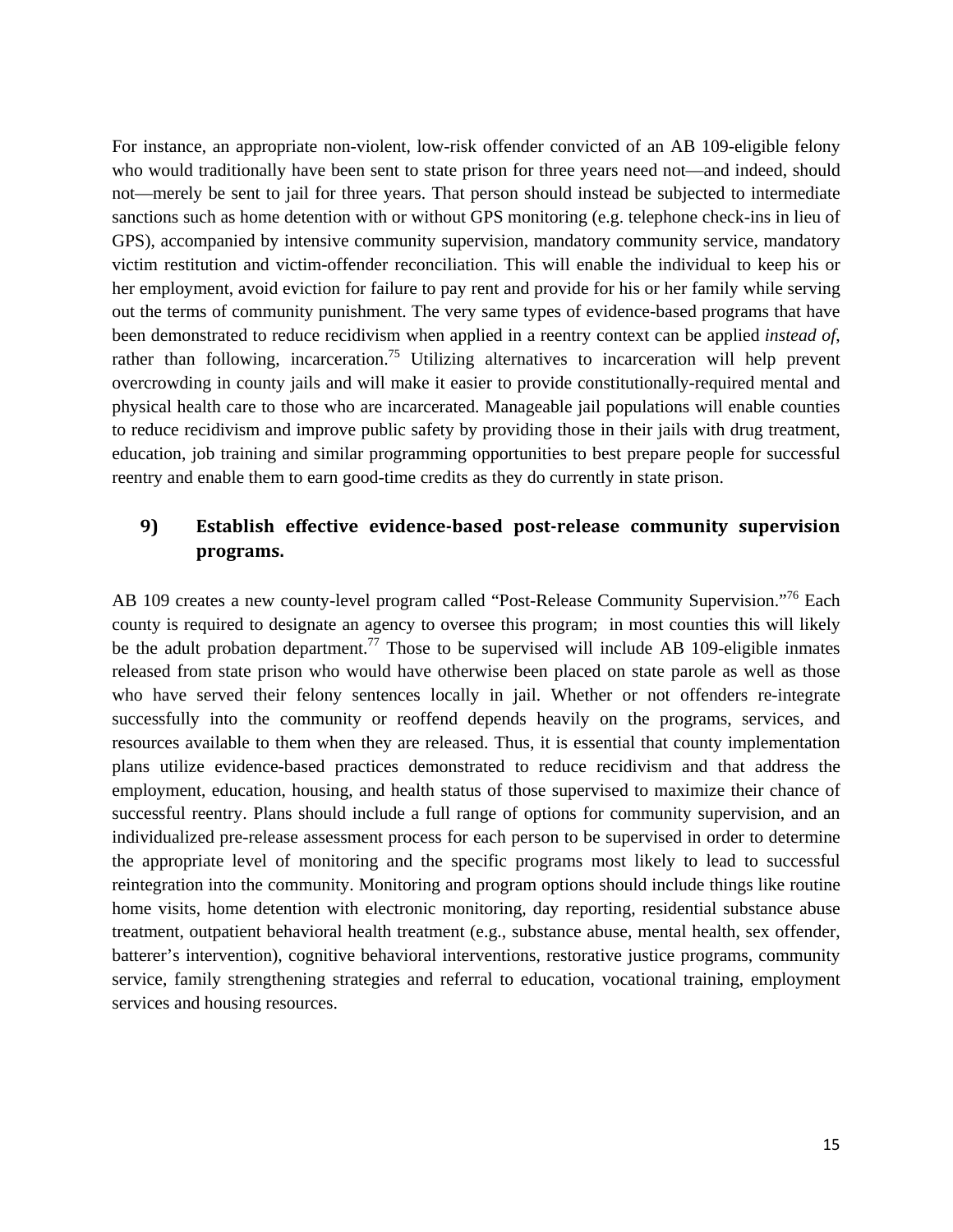For instance, an appropriate non-violent, low-risk offender convicted of an AB 109-eligible felony who would traditionally have been sent to state prison for three years need not—and indeed, should not—merely be sent to jail for three years. That person should instead be subjected to intermediate sanctions such as home detention with or without GPS monitoring (e.g. telephone check-ins in lieu of GPS), accompanied by intensive community supervision, mandatory community service, mandatory victim restitution and victim-offender reconciliation. This will enable the individual to keep his or her employment, avoid eviction for failure to pay rent and provide for his or her family while serving out the terms of community punishment. The very same types of evidence-based programs that have been demonstrated to reduce recidivism when applied in a reentry context can be applied *instead of*, rather than following, incarceration.[75] Utilizing alternatives to incarceration will help prevent overcrowding in county jails and will make it easier to provide constitutionally-required mental and physical health care to those who are incarcerated. Manageable jail populations will enable counties to reduce recidivism and improve public safety by providing those in their jails with drug treatment, education, job training and similar programming opportunities to best prepare people for successful reentry and enable them to earn good-time credits as they do currently in state prison.

## 9) Establish effective evidence-based post-release community supervision programs.

AB 109 creates a new county-level program called "Post-Release Community Supervision."[76] Each county is required to designate an agency to oversee this program; in most counties this will likely be the adult probation department.[77] Those to be supervised will include AB 109-eligible inmates released from state prison who would have otherwise been placed on state parole as well as those who have served their felony sentences locally in jail. Whether or not offenders re-integrate successfully into the community or reoffend depends heavily on the programs, services, and resources available to them when they are released. Thus, it is essential that county implementation plans utilize evidence-based practices demonstrated to reduce recidivism and that address the employment, education, housing, and health status of those supervised to maximize their chance of successful reentry. Plans should include a full range of options for community supervision, and an individualized pre-release assessment process for each person to be supervised in order to determine the appropriate level of monitoring and the specific programs most likely to lead to successful reintegration into the community. Monitoring and program options should include things like routine home visits, home detention with electronic monitoring, day reporting, residential substance abuse treatment, outpatient behavioral health treatment (e.g., substance abuse, mental health, sex offender, batterer's intervention), cognitive behavioral interventions, restorative justice programs, community service, family strengthening strategies and referral to education, vocational training, employment services and housing resources.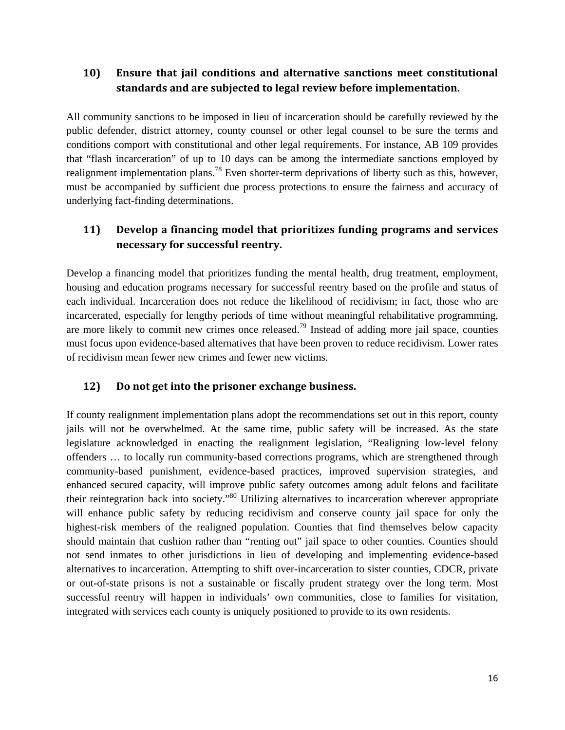### 10) Ensure that jail conditions and alternative sanctions meet constitutional standards and are subjected to legal review before implementation.

All community sanctions to be imposed in lieu of incarceration should be carefully reviewed by the public defender, district attorney, county counsel or other legal counsel to be sure the terms and conditions comport with constitutional and other legal requirements. For instance, AB 109 provides that "flash incarceration" of up to 10 days can be among the intermediate sanctions employed by realignment implementation plans.[78] Even shorter-term deprivations of liberty such as this, however, must be accompanied by sufficient due process protections to ensure the fairness and accuracy of underlying fact-finding determinations.

### 11) Develop a financing model that prioritizes funding programs and services necessary for successful reentry.

Develop a financing model that prioritizes funding the mental health, drug treatment, employment, housing and education programs necessary for successful reentry based on the profile and status of each individual. Incarceration does not reduce the likelihood of recidivism; in fact, those who are incarcerated, especially for lengthy periods of time without meaningful rehabilitative programming, are more likely to commit new crimes once released.[79] Instead of adding more jail space, counties must focus upon evidence-based alternatives that have been proven to reduce recidivism. Lower rates of recidivism mean fewer new crimes and fewer new victims.

### 12) Do not get into the prisoner exchange business.

If county realignment implementation plans adopt the recommendations set out in this report, county jails will not be overwhelmed. At the same time, public safety will be increased. As the state legislature acknowledged in enacting the realignment legislation, "Realigning low-level felony offenders … to locally run community-based corrections programs, which are strengthened through community-based punishment, evidence-based practices, improved supervision strategies, and enhanced secured capacity, will improve public safety outcomes among adult felons and facilitate their reintegration back into society."[80] Utilizing alternatives to incarceration wherever appropriate will enhance public safety by reducing recidivism and conserve county jail space for only the highest-risk members of the realigned population. Counties that find themselves below capacity should maintain that cushion rather than "renting out" jail space to other counties. Counties should not send inmates to other jurisdictions in lieu of developing and implementing evidence-based alternatives to incarceration. Attempting to shift over-incarceration to sister counties, CDCR, private or out-of-state prisons is not a sustainable or fiscally prudent strategy over the long term. Most successful reentry will happen in individuals' own communities, close to families for visitation, integrated with services each county is uniquely positioned to provide to its own residents.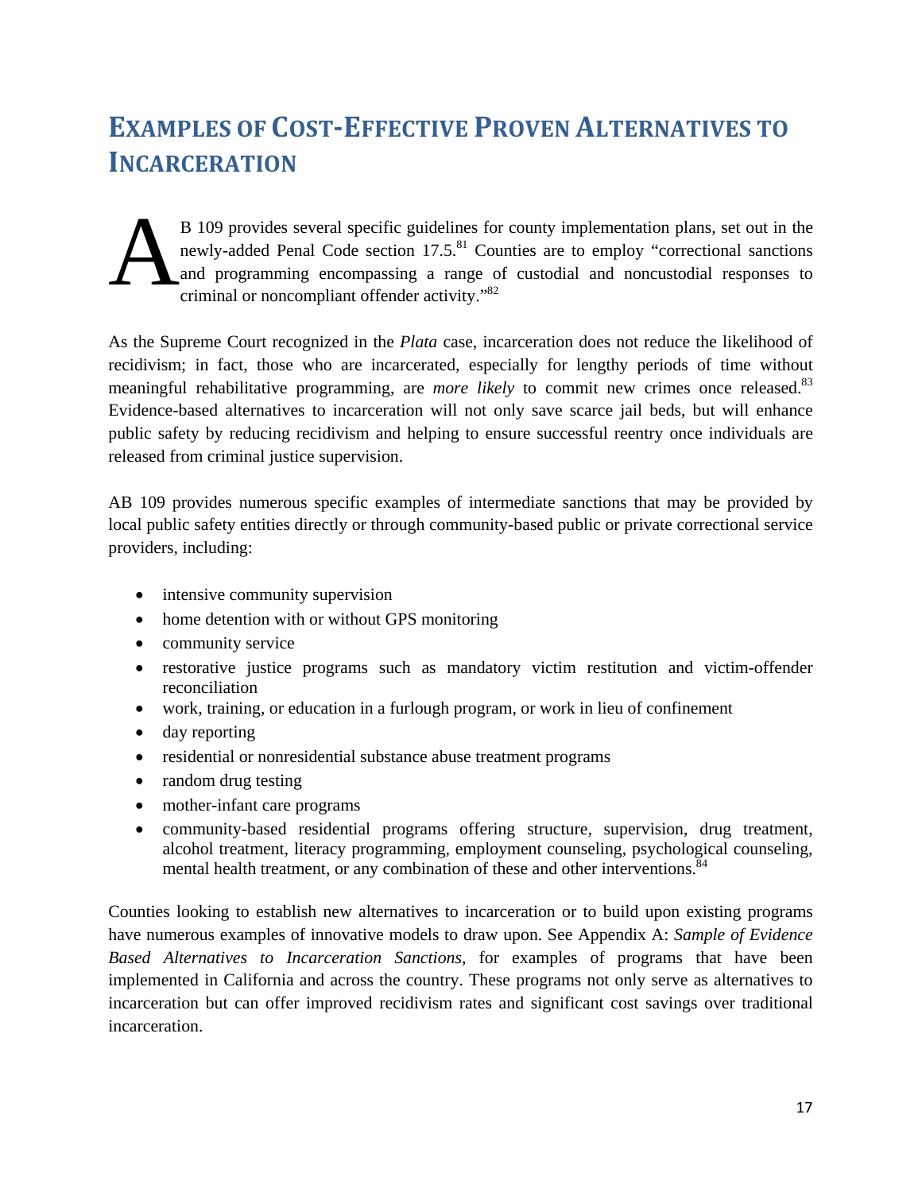## Examples of Cost-Effective Proven Alternatives to Incarceration

AB 109 provides several specific guidelines for county implementation plans, set out in the newly-added Penal Code section 17.5.[81] Counties are to employ "correctional sanctions and programming encompassing a range of custodial and noncustodial responses to criminal or noncompliant offender activity."[82]

As the Supreme Court recognized in the *Plata* case, incarceration does not reduce the likelihood of recidivism; in fact, those who are incarcerated, especially for lengthy periods of time without meaningful rehabilitative programming, are *more likely* to commit new crimes once released.[83] Evidence-based alternatives to incarceration will not only save scarce jail beds, but will enhance public safety by reducing recidivism and helping to ensure successful reentry once individuals are released from criminal justice supervision.

AB 109 provides numerous specific examples of intermediate sanctions that may be provided by local public safety entities directly or through community-based public or private correctional service providers, including:

- intensive community supervision
- home detention with or without GPS monitoring
- community service
- restorative justice programs such as mandatory victim restitution and victim-offender reconciliation
- work, training, or education in a furlough program, or work in lieu of confinement
- day reporting
- residential or nonresidential substance abuse treatment programs
- random drug testing
- mother-infant care programs
- community-based residential programs offering structure, supervision, drug treatment, alcohol treatment, literacy programming, employment counseling, psychological counseling, mental health treatment, or any combination of these and other interventions.[84]

Counties looking to establish new alternatives to incarceration or to build upon existing programs have numerous examples of innovative models to draw upon. See Appendix A: *Sample of Evidence Based Alternatives to Incarceration Sanctions*, for examples of programs that have been implemented in California and across the country. These programs not only serve as alternatives to incarceration but can offer improved recidivism rates and significant cost savings over traditional incarceration.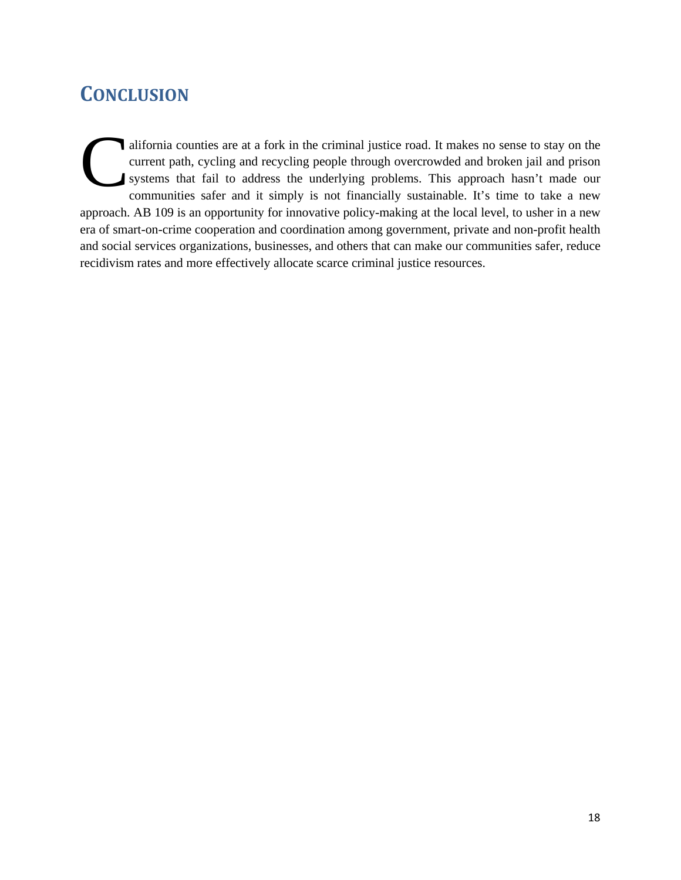## CONCLUSION

California counties are at a fork in the criminal justice road. It makes no sense to stay on the current path, cycling and recycling people through overcrowded and broken jail and prison systems that fail to address the underlying problems. This approach hasn't made our communities safer and it simply is not financially sustainable. It's time to take a new approach. AB 109 is an opportunity for innovative policy-making at the local level, to usher in a new era of smart-on-crime cooperation and coordination among government, private and non-profit health and social services organizations, businesses, and others that can make our communities safer, reduce recidivism rates and more effectively allocate scarce criminal justice resources.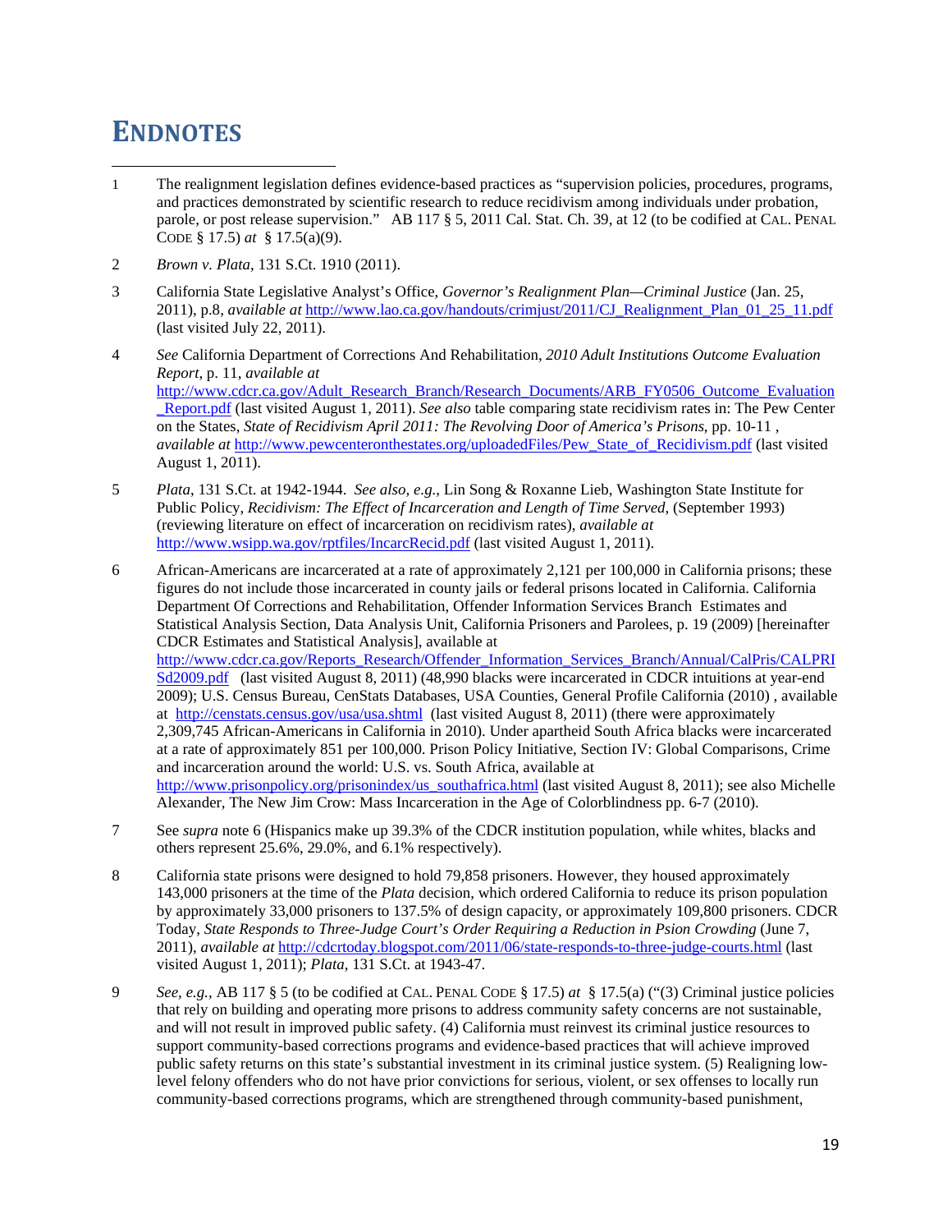# ENDNOTES

1 The realignment legislation defines evidence-based practices as "supervision policies, procedures, programs, and practices demonstrated by scientific research to reduce recidivism among individuals under probation, parole, or post release supervision." AB 117 § 5, 2011 Cal. Stat. Ch. 39, at 12 (to be codified at CAL. PENAL CODE § 17.5) *at* § 17.5(a)(9).

2 *Brown v. Plata*, 131 S.Ct. 1910 (2011).

3 California State Legislative Analyst's Office, *Governor's Realignment Plan—Criminal Justice* (Jan. 25, 2011), p.8, *available at* http://www.lao.ca.gov/handouts/crimjust/2011/CJ_Realignment_Plan_01_25_11.pdf (last visited July 22, 2011).

4 *See* California Department of Corrections And Rehabilitation, *2010 Adult Institutions Outcome Evaluation Report*, p. 11, *available at* http://www.cdcr.ca.gov/Adult_Research_Branch/Research_Documents/ARB_FY0506_Outcome_Evaluation_Report.pdf (last visited August 1, 2011). *See also* table comparing state recidivism rates in: The Pew Center on the States, *State of Recidivism April 2011: The Revolving Door of America's Prisons*, pp. 10-11 , *available at* http://www.pewcenteronthestates.org/uploadedFiles/Pew_State_of_Recidivism.pdf (last visited August 1, 2011).

5 *Plata*, 131 S.Ct. at 1942-1944. *See also, e.g.*, Lin Song & Roxanne Lieb, Washington State Institute for Public Policy, *Recidivism: The Effect of Incarceration and Length of Time Served*, (September 1993) (reviewing literature on effect of incarceration on recidivism rates), *available at* http://www.wsipp.wa.gov/rptfiles/IncarcRecid.pdf (last visited August 1, 2011).

6 African-Americans are incarcerated at a rate of approximately 2,121 per 100,000 in California prisons; these figures do not include those incarcerated in county jails or federal prisons located in California. California Department Of Corrections and Rehabilitation, Offender Information Services Branch Estimates and Statistical Analysis Section, Data Analysis Unit, California Prisoners and Parolees, p. 19 (2009) [hereinafter CDCR Estimates and Statistical Analysis], available at http://www.cdcr.ca.gov/Reports_Research/Offender_Information_Services_Branch/Annual/CalPris/CALPRISd2009.pdf (last visited August 8, 2011) (48,990 blacks were incarcerated in CDCR intuitions at year-end 2009); U.S. Census Bureau, CenStats Databases, USA Counties, General Profile California (2010) , available at http://censtats.census.gov/usa/usa.shtml (last visited August 8, 2011) (there were approximately 2,309,745 African-Americans in California in 2010). Under apartheid South Africa blacks were incarcerated at a rate of approximately 851 per 100,000. Prison Policy Initiative, Section IV: Global Comparisons, Crime and incarceration around the world: U.S. vs. South Africa, available at http://www.prisonpolicy.org/prisonindex/us_southafrica.html (last visited August 8, 2011); see also Michelle Alexander, The New Jim Crow: Mass Incarceration in the Age of Colorblindness pp. 6-7 (2010).

7 See *supra* note 6 (Hispanics make up 39.3% of the CDCR institution population, while whites, blacks and others represent 25.6%, 29.0%, and 6.1% respectively).

8 California state prisons were designed to hold 79,858 prisoners. However, they housed approximately 143,000 prisoners at the time of the *Plata* decision, which ordered California to reduce its prison population by approximately 33,000 prisoners to 137.5% of design capacity, or approximately 109,800 prisoners. CDCR Today, *State Responds to Three-Judge Court's Order Requiring a Reduction in Psion Crowding* (June 7, 2011), *available at* http://cdcrtoday.blogspot.com/2011/06/state-responds-to-three-judge-courts.html (last visited August 1, 2011); *Plata*, 131 S.Ct. at 1943-47.

9 *See, e.g.*, AB 117 § 5 (to be codified at CAL. PENAL CODE § 17.5) *at* § 17.5(a) ("(3) Criminal justice policies that rely on building and operating more prisons to address community safety concerns are not sustainable, and will not result in improved public safety. (4) California must reinvest its criminal justice resources to support community-based corrections programs and evidence-based practices that will achieve improved public safety returns on this state's substantial investment in its criminal justice system. (5) Realigning low-level felony offenders who do not have prior convictions for serious, violent, or sex offenses to locally run community-based corrections programs, which are strengthened through community-based punishment,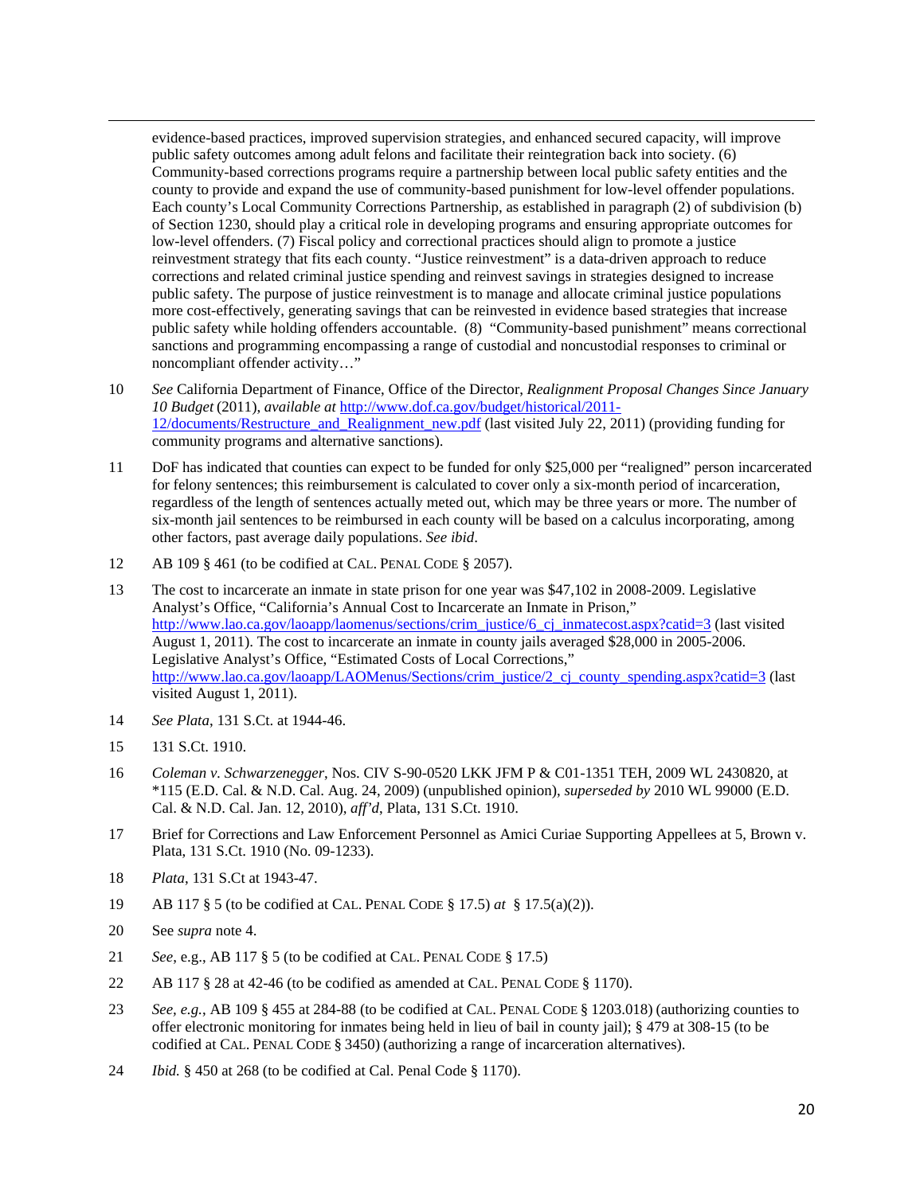evidence-based practices, improved supervision strategies, and enhanced secured capacity, will improve public safety outcomes among adult felons and facilitate their reintegration back into society. (6) Community-based corrections programs require a partnership between local public safety entities and the county to provide and expand the use of community-based punishment for low-level offender populations. Each county's Local Community Corrections Partnership, as established in paragraph (2) of subdivision (b) of Section 1230, should play a critical role in developing programs and ensuring appropriate outcomes for low-level offenders. (7) Fiscal policy and correctional practices should align to promote a justice reinvestment strategy that fits each county. "Justice reinvestment" is a data-driven approach to reduce corrections and related criminal justice spending and reinvest savings in strategies designed to increase public safety. The purpose of justice reinvestment is to manage and allocate criminal justice populations more cost-effectively, generating savings that can be reinvested in evidence based strategies that increase public safety while holding offenders accountable. (8) "Community-based punishment" means correctional sanctions and programming encompassing a range of custodial and noncustodial responses to criminal or noncompliant offender activity…"

10 *See* California Department of Finance, Office of the Director, *Realignment Proposal Changes Since January 10 Budget* (2011), *available at* http://www.dof.ca.gov/budget/historical/2011-12/documents/Restructure_and_Realignment_new.pdf (last visited July 22, 2011) (providing funding for community programs and alternative sanctions).

11 DoF has indicated that counties can expect to be funded for only $25,000 per "realigned" person incarcerated for felony sentences; this reimbursement is calculated to cover only a six-month period of incarceration, regardless of the length of sentences actually meted out, which may be three years or more. The number of six-month jail sentences to be reimbursed in each county will be based on a calculus incorporating, among other factors, past average daily populations. *See ibid*.

12 AB 109 § 461 (to be codified at CAL. PENAL CODE § 2057).

13 The cost to incarcerate an inmate in state prison for one year was $47,102 in 2008-2009. Legislative Analyst's Office, "California's Annual Cost to Incarcerate an Inmate in Prison," http://www.lao.ca.gov/laoapp/laomenus/sections/crim_justice/6_cj_inmatecost.aspx?catid=3 (last visited August 1, 2011). The cost to incarcerate an inmate in county jails averaged $28,000 in 2005-2006. Legislative Analyst's Office, "Estimated Costs of Local Corrections," http://www.lao.ca.gov/laoapp/LAOMenus/Sections/crim_justice/2_cj_county_spending.aspx?catid=3 (last visited August 1, 2011).

14 *See Plata*, 131 S.Ct. at 1944-46.

15 131 S.Ct. 1910.

16 *Coleman v. Schwarzenegger*, Nos. CIV S-90-0520 LKK JFM P & C01-1351 TEH, 2009 WL 2430820, at *115 (E.D. Cal. & N.D. Cal. Aug. 24, 2009) (unpublished opinion), *superseded by* 2010 WL 99000 (E.D. Cal. & N.D. Cal. Jan. 12, 2010), *aff'd*, Plata, 131 S.Ct. 1910.

17 Brief for Corrections and Law Enforcement Personnel as Amici Curiae Supporting Appellees at 5, Brown v. Plata, 131 S.Ct. 1910 (No. 09-1233).

18 *Plata*, 131 S.Ct at 1943-47.

19 AB 117 § 5 (to be codified at CAL. PENAL CODE § 17.5) *at* § 17.5(a)(2)).

20 See *supra* note 4.

21 *See*, e.g., AB 117 § 5 (to be codified at CAL. PENAL CODE § 17.5)

22 AB 117 § 28 at 42-46 (to be codified as amended at CAL. PENAL CODE § 1170).

23 *See, e.g.*, AB 109 § 455 at 284-88 (to be codified at CAL. PENAL CODE § 1203.018) (authorizing counties to offer electronic monitoring for inmates being held in lieu of bail in county jail); § 479 at 308-15 (to be codified at CAL. PENAL CODE § 3450) (authorizing a range of incarceration alternatives).

24 *Ibid.* § 450 at 268 (to be codified at Cal. Penal Code § 1170).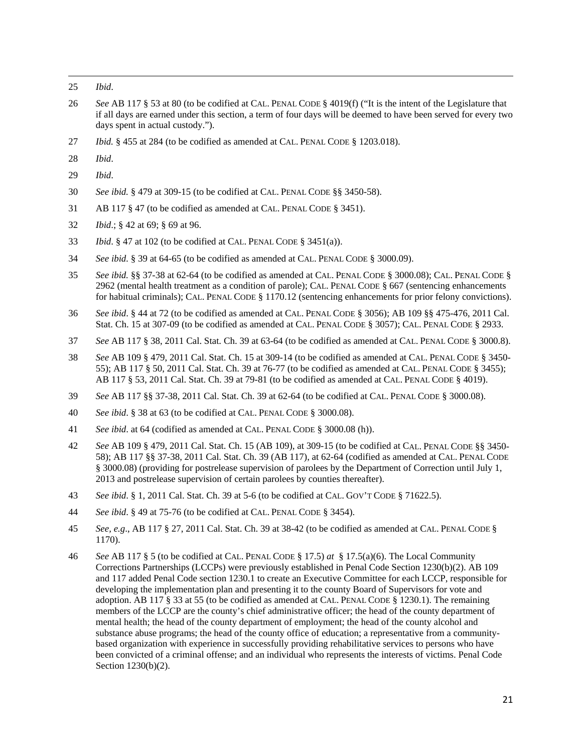25 *Ibid*.

26 *See* AB 117 § 53 at 80 (to be codified at CAL. PENAL CODE § 4019(f) ("It is the intent of the Legislature that if all days are earned under this section, a term of four days will be deemed to have been served for every two days spent in actual custody.").

27 *Ibid.* § 455 at 284 (to be codified as amended at CAL. PENAL CODE § 1203.018).

28 *Ibid*.

29 *Ibid*.

30 *See ibid.* § 479 at 309-15 (to be codified at CAL. PENAL CODE §§ 3450-58).

31 AB 117 § 47 (to be codified as amended at CAL. PENAL CODE § 3451).

32 *Ibid*.; § 42 at 69; § 69 at 96.

33 *Ibid*. § 47 at 102 (to be codified at CAL. PENAL CODE § 3451(a)).

34 *See ibid.* § 39 at 64-65 (to be codified as amended at CAL. PENAL CODE § 3000.09).

35 *See ibid.* §§ 37-38 at 62-64 (to be codified as amended at CAL. PENAL CODE § 3000.08); CAL. PENAL CODE § 2962 (mental health treatment as a condition of parole); CAL. PENAL CODE § 667 (sentencing enhancements for habitual criminals); CAL. PENAL CODE § 1170.12 (sentencing enhancements for prior felony convictions).

36 *See ibid*. § 44 at 72 (to be codified as amended at CAL. PENAL CODE § 3056); AB 109 §§ 475-476, 2011 Cal. Stat. Ch. 15 at 307-09 (to be codified as amended at CAL. PENAL CODE § 3057); CAL. PENAL CODE § 2933.

37 *See* AB 117 § 38, 2011 Cal. Stat. Ch. 39 at 63-64 (to be codified as amended at CAL. PENAL CODE § 3000.8).

38 *See* AB 109 § 479, 2011 Cal. Stat. Ch. 15 at 309-14 (to be codified as amended at CAL. PENAL CODE § 3450-55); AB 117 § 50, 2011 Cal. Stat. Ch. 39 at 76-77 (to be codified as amended at CAL. PENAL CODE § 3455); AB 117 § 53, 2011 Cal. Stat. Ch. 39 at 79-81 (to be codified as amended at CAL. PENAL CODE § 4019).

39 *See* AB 117 §§ 37-38, 2011 Cal. Stat. Ch. 39 at 62-64 (to be codified at CAL. PENAL CODE § 3000.08).

40 *See ibid*. § 38 at 63 (to be codified at CAL. PENAL CODE § 3000.08).

41 *See ibid*. at 64 (codified as amended at CAL. PENAL CODE § 3000.08 (h)).

42 *See* AB 109 § 479, 2011 Cal. Stat. Ch. 15 (AB 109), at 309-15 (to be codified at CAL. PENAL CODE §§ 3450-58); AB 117 §§ 37-38, 2011 Cal. Stat. Ch. 39 (AB 117), at 62-64 (codified as amended at CAL. PENAL CODE § 3000.08) (providing for postrelease supervision of parolees by the Department of Correction until July 1, 2013 and postrelease supervision of certain parolees by counties thereafter).

43 *See ibid*. § 1, 2011 Cal. Stat. Ch. 39 at 5-6 (to be codified at CAL. GOV'T CODE § 71622.5).

44 *See ibid*. § 49 at 75-76 (to be codified at CAL. PENAL CODE § 3454).

45 *See, e.g*., AB 117 § 27, 2011 Cal. Stat. Ch. 39 at 38-42 (to be codified as amended at CAL. PENAL CODE § 1170).

46 *See* AB 117 § 5 (to be codified at CAL. PENAL CODE § 17.5) *at* § 17.5(a)(6). The Local Community Corrections Partnerships (LCCPs) were previously established in Penal Code Section 1230(b)(2). AB 109 and 117 added Penal Code section 1230.1 to create an Executive Committee for each LCCP, responsible for developing the implementation plan and presenting it to the county Board of Supervisors for vote and adoption. AB 117 § 33 at 55 (to be codified as amended at CAL. PENAL CODE § 1230.1). The remaining members of the LCCP are the county's chief administrative officer; the head of the county department of mental health; the head of the county department of employment; the head of the county alcohol and substance abuse programs; the head of the county office of education; a representative from a community-based organization with experience in successfully providing rehabilitative services to persons who have been convicted of a criminal offense; and an individual who represents the interests of victims. Penal Code Section 1230(b)(2).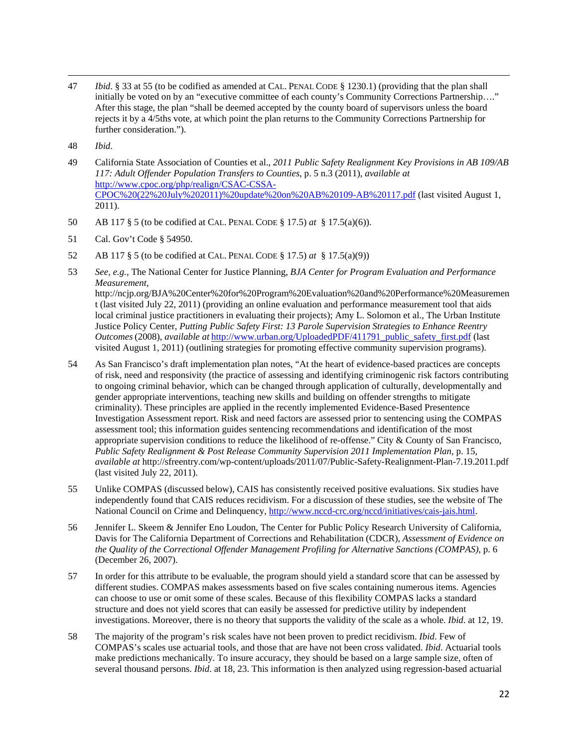47 *Ibid*. § 33 at 55 (to be codified as amended at CAL. PENAL CODE § 1230.1) (providing that the plan shall initially be voted on by an "executive committee of each county's Community Corrections Partnership…." After this stage, the plan "shall be deemed accepted by the county board of supervisors unless the board rejects it by a 4/5ths vote, at which point the plan returns to the Community Corrections Partnership for further consideration.").

48 *Ibid*.

49 California State Association of Counties et al., *2011 Public Safety Realignment Key Provisions in AB 109/AB 117: Adult Offender Population Transfers to Counties*, p. 5 n.3 (2011), *available at* http://www.cpoc.org/php/realign/CSAC-CSSA-CPOC%20(22%20July%202011)%20update%20on%20AB%20109-AB%20117.pdf (last visited August 1, 2011).

50 AB 117 § 5 (to be codified at CAL. PENAL CODE § 17.5) *at* § 17.5(a)(6)).

51 Cal. Gov't Code § 54950.

52 AB 117 § 5 (to be codified at CAL. PENAL CODE § 17.5) *at* § 17.5(a)(9))

53 *See, e.g.*, The National Center for Justice Planning, *BJA Center for Program Evaluation and Performance Measurement*, http://ncjp.org/BJA%20Center%20for%20Program%20Evaluation%20and%20Performance%20Measurement (last visited July 22, 2011) (providing an online evaluation and performance measurement tool that aids local criminal justice practitioners in evaluating their projects); Amy L. Solomon et al., The Urban Institute Justice Policy Center, *Putting Public Safety First: 13 Parole Supervision Strategies to Enhance Reentry Outcomes* (2008), *available at* http://www.urban.org/UploadedPDF/411791_public_safety_first.pdf (last visited August 1, 2011) (outlining strategies for promoting effective community supervision programs).

54 As San Francisco's draft implementation plan notes, "At the heart of evidence-based practices are concepts of risk, need and responsivity (the practice of assessing and identifying criminogenic risk factors contributing to ongoing criminal behavior, which can be changed through application of culturally, developmentally and gender appropriate interventions, teaching new skills and building on offender strengths to mitigate criminality). These principles are applied in the recently implemented Evidence-Based Presentence Investigation Assessment report. Risk and need factors are assessed prior to sentencing using the COMPAS assessment tool; this information guides sentencing recommendations and identification of the most appropriate supervision conditions to reduce the likelihood of re-offense." City & County of San Francisco, *Public Safety Realignment & Post Release Community Supervision 2011 Implementation Plan*, p. 15, *available at* http://sfreentry.com/wp-content/uploads/2011/07/Public-Safety-Realignment-Plan-7.19.2011.pdf (last visited July 22, 2011).

55 Unlike COMPAS (discussed below), CAIS has consistently received positive evaluations. Six studies have independently found that CAIS reduces recidivism. For a discussion of these studies, see the website of The National Council on Crime and Delinquency, http://www.nccd-crc.org/nccd/initiatives/cais-jais.html.

56 Jennifer L. Skeem & Jennifer Eno Loudon, The Center for Public Policy Research University of California, Davis for The California Department of Corrections and Rehabilitation (CDCR), *Assessment of Evidence on the Quality of the Correctional Offender Management Profiling for Alternative Sanctions (COMPAS)*, p. 6 (December 26, 2007).

57 In order for this attribute to be evaluable, the program should yield a standard score that can be assessed by different studies. COMPAS makes assessments based on five scales containing numerous items. Agencies can choose to use or omit some of these scales. Because of this flexibility COMPAS lacks a standard structure and does not yield scores that can easily be assessed for predictive utility by independent investigations. Moreover, there is no theory that supports the validity of the scale as a whole. *Ibid*. at 12, 19.

58 The majority of the program's risk scales have not been proven to predict recidivism. *Ibid*. Few of COMPAS's scales use actuarial tools, and those that are have not been cross validated. *Ibid*. Actuarial tools make predictions mechanically. To insure accuracy, they should be based on a large sample size, often of several thousand persons. *Ibid*. at 18, 23. This information is then analyzed using regression-based actuarial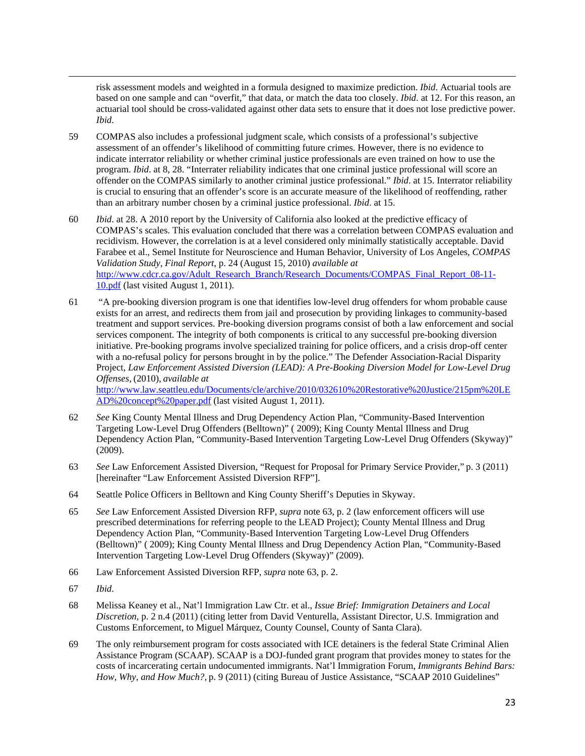risk assessment models and weighted in a formula designed to maximize prediction. *Ibid*. Actuarial tools are based on one sample and can "overfit," that data, or match the data too closely. *Ibid*. at 12. For this reason, an actuarial tool should be cross-validated against other data sets to ensure that it does not lose predictive power. *Ibid*.

59 COMPAS also includes a professional judgment scale, which consists of a professional's subjective assessment of an offender's likelihood of committing future crimes. However, there is no evidence to indicate interrator reliability or whether criminal justice professionals are even trained on how to use the program. *Ibid*. at 8, 28. "Interrater reliability indicates that one criminal justice professional will score an offender on the COMPAS similarly to another criminal justice professional." *Ibid*. at 15. Interrator reliability is crucial to ensuring that an offender's score is an accurate measure of the likelihood of reoffending, rather than an arbitrary number chosen by a criminal justice professional. *Ibid*. at 15.

60 *Ibid*. at 28. A 2010 report by the University of California also looked at the predictive efficacy of COMPAS's scales. This evaluation concluded that there was a correlation between COMPAS evaluation and recidivism. However, the correlation is at a level considered only minimally statistically acceptable. David Farabee et al., Semel Institute for Neuroscience and Human Behavior, University of Los Angeles, *COMPAS Validation Study, Final Report*, p. 24 (August 15, 2010) *available at* http://www.cdcr.ca.gov/Adult_Research_Branch/Research_Documents/COMPAS_Final_Report_08-11-10.pdf (last visited August 1, 2011).

61 "A pre-booking diversion program is one that identifies low-level drug offenders for whom probable cause exists for an arrest, and redirects them from jail and prosecution by providing linkages to community-based treatment and support services. Pre-booking diversion programs consist of both a law enforcement and social services component. The integrity of both components is critical to any successful pre-booking diversion initiative. Pre-booking programs involve specialized training for police officers, and a crisis drop-off center with a no-refusal policy for persons brought in by the police." The Defender Association-Racial Disparity Project, *Law Enforcement Assisted Diversion (LEAD): A Pre-Booking Diversion Model for Low-Level Drug Offenses*, (2010), *available at* http://www.law.seattleu.edu/Documents/cle/archive/2010/032610%20Restorative%20Justice/215pm%20LEAD%20concept%20paper.pdf (last visited August 1, 2011).

62 *See* King County Mental Illness and Drug Dependency Action Plan, "Community-Based Intervention Targeting Low-Level Drug Offenders (Belltown)" ( 2009); King County Mental Illness and Drug Dependency Action Plan, "Community-Based Intervention Targeting Low-Level Drug Offenders (Skyway)" (2009).

63 *See* Law Enforcement Assisted Diversion, "Request for Proposal for Primary Service Provider," p. 3 (2011) [hereinafter "Law Enforcement Assisted Diversion RFP"].

64 Seattle Police Officers in Belltown and King County Sheriff's Deputies in Skyway.

65 *See* Law Enforcement Assisted Diversion RFP, *supra* note 63, p. 2 (law enforcement officers will use prescribed determinations for referring people to the LEAD Project); County Mental Illness and Drug Dependency Action Plan, "Community-Based Intervention Targeting Low-Level Drug Offenders (Belltown)" ( 2009); King County Mental Illness and Drug Dependency Action Plan, "Community-Based Intervention Targeting Low-Level Drug Offenders (Skyway)" (2009).

66 Law Enforcement Assisted Diversion RFP, *supra* note 63, p. 2.

67 *Ibid*.

68 Melissa Keaney et al., Nat'l Immigration Law Ctr. et al., *Issue Brief: Immigration Detainers and Local Discretion*, p. 2 n.4 (2011) (citing letter from David Venturella, Assistant Director, U.S. Immigration and Customs Enforcement, to Miguel Márquez, County Counsel, County of Santa Clara).

69 The only reimbursement program for costs associated with ICE detainers is the federal State Criminal Alien Assistance Program (SCAAP). SCAAP is a DOJ-funded grant program that provides money to states for the costs of incarcerating certain undocumented immigrants. Nat'l Immigration Forum, *Immigrants Behind Bars: How, Why, and How Much?*, p. 9 (2011) (citing Bureau of Justice Assistance, "SCAAP 2010 Guidelines"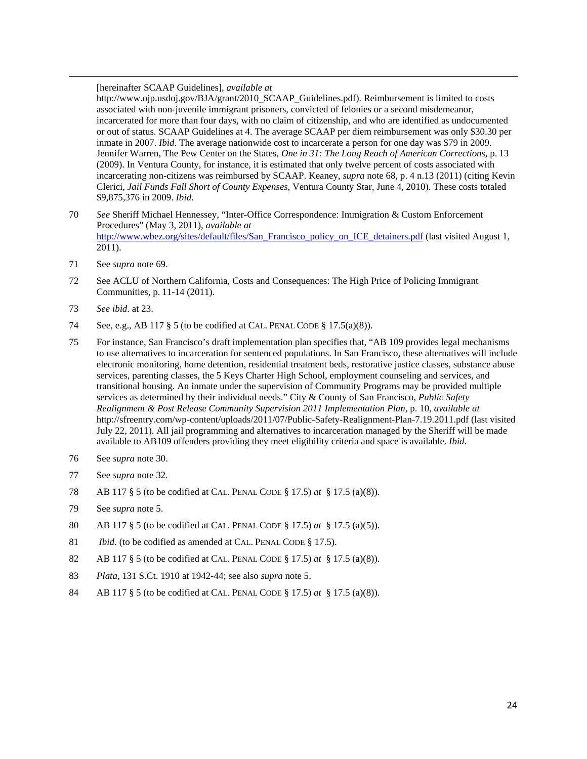[hereinafter SCAAP Guidelines], *available at* http://www.ojp.usdoj.gov/BJA/grant/2010_SCAAP_Guidelines.pdf). Reimbursement is limited to costs associated with non-juvenile immigrant prisoners, convicted of felonies or a second misdemeanor, incarcerated for more than four days, with no claim of citizenship, and who are identified as undocumented or out of status. SCAAP Guidelines at 4. The average SCAAP per diem reimbursement was only $30.30 per inmate in 2007. *Ibid*. The average nationwide cost to incarcerate a person for one day was $79 in 2009. Jennifer Warren, The Pew Center on the States, *One in 31: The Long Reach of American Corrections*, p. 13 (2009). In Ventura County, for instance, it is estimated that only twelve percent of costs associated with incarcerating non-citizens was reimbursed by SCAAP. Keaney, *supra* note 68, p. 4 n.13 (2011) (citing Kevin Clerici, *Jail Funds Fall Short of County Expenses*, Ventura County Star, June 4, 2010). These costs totaled $9,875,376 in 2009. *Ibid*.

70 *See* Sheriff Michael Hennessey, "Inter-Office Correspondence: Immigration & Custom Enforcement Procedures" (May 3, 2011), *available at* http://www.wbez.org/sites/default/files/San_Francisco_policy_on_ICE_detainers.pdf (last visited August 1, 2011).

71 See *supra* note 69.

72 See ACLU of Northern California, Costs and Consequences: The High Price of Policing Immigrant Communities, p. 11-14 (2011).

73 *See ibid*. at 23.

74 See, e.g., AB 117 § 5 (to be codified at CAL. PENAL CODE § 17.5(a)(8)).

75 For instance, San Francisco's draft implementation plan specifies that, "AB 109 provides legal mechanisms to use alternatives to incarceration for sentenced populations. In San Francisco, these alternatives will include electronic monitoring, home detention, residential treatment beds, restorative justice classes, substance abuse services, parenting classes, the 5 Keys Charter High School, employment counseling and services, and transitional housing. An inmate under the supervision of Community Programs may be provided multiple services as determined by their individual needs." City & County of San Francisco, *Public Safety Realignment & Post Release Community Supervision 2011 Implementation Plan*, p. 10, *available at* http://sfreentry.com/wp-content/uploads/2011/07/Public-Safety-Realignment-Plan-7.19.2011.pdf (last visited July 22, 2011). All jail programming and alternatives to incarceration managed by the Sheriff will be made available to AB109 offenders providing they meet eligibility criteria and space is available. *Ibid*.

76 See *supra* note 30.

77 See *supra* note 32.

78 AB 117 § 5 (to be codified at CAL. PENAL CODE § 17.5) *at* § 17.5 (a)(8)).

79 See *supra* note 5.

80 AB 117 § 5 (to be codified at CAL. PENAL CODE § 17.5) *at* § 17.5 (a)(5)).

81 *Ibid*. (to be codified as amended at CAL. PENAL CODE § 17.5).

82 AB 117 § 5 (to be codified at CAL. PENAL CODE § 17.5) *at* § 17.5 (a)(8)).

83 *Plata*, 131 S.Ct. 1910 at 1942-44; see also *supra* note 5.

84 AB 117 § 5 (to be codified at CAL. PENAL CODE § 17.5) *at* § 17.5 (a)(8)).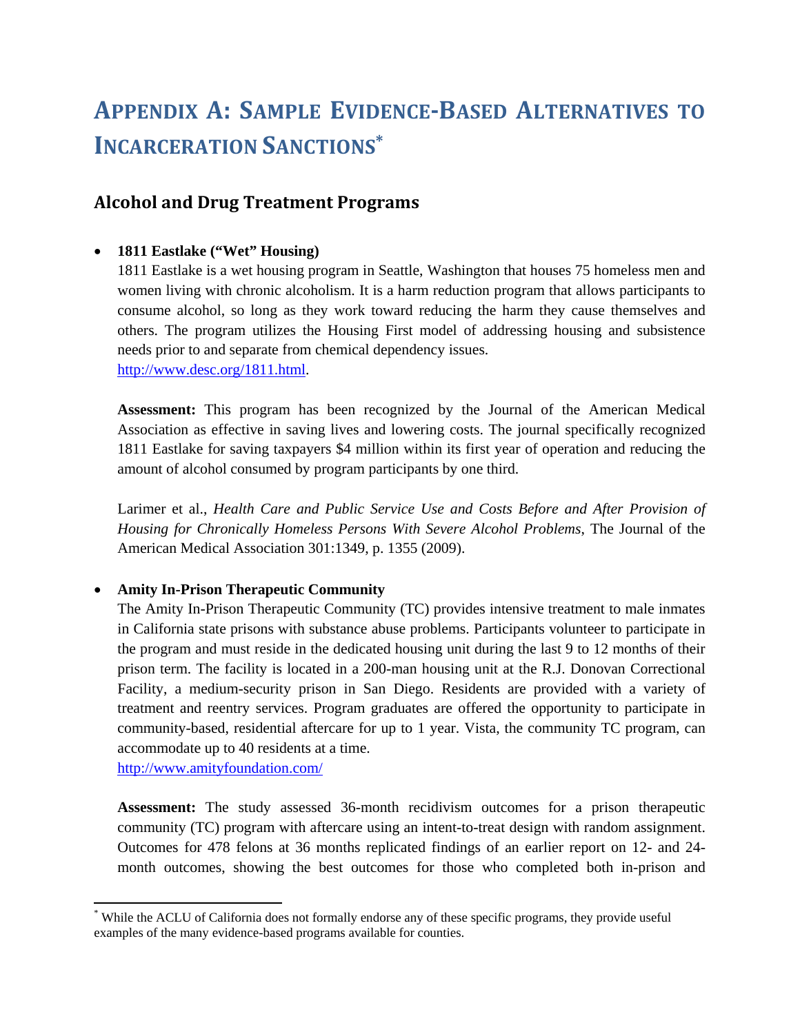# Appendix A: Sample Evidence-Based Alternatives to Incarceration Sanctions[*]

## Alcohol and Drug Treatment Programs

- **1811 Eastlake ("Wet" Housing)**
  1811 Eastlake is a wet housing program in Seattle, Washington that houses 75 homeless men and women living with chronic alcoholism. It is a harm reduction program that allows participants to consume alcohol, so long as they work toward reducing the harm they cause themselves and others. The program utilizes the Housing First model of addressing housing and subsistence needs prior to and separate from chemical dependency issues.
  http://www.desc.org/1811.html.

  **Assessment:** This program has been recognized by the Journal of the American Medical Association as effective in saving lives and lowering costs. The journal specifically recognized 1811 Eastlake for saving taxpayers $4 million within its first year of operation and reducing the amount of alcohol consumed by program participants by one third.

  Larimer et al., *Health Care and Public Service Use and Costs Before and After Provision of Housing for Chronically Homeless Persons With Severe Alcohol Problems*, The Journal of the American Medical Association 301:1349, p. 1355 (2009).

- **Amity In-Prison Therapeutic Community**
  The Amity In-Prison Therapeutic Community (TC) provides intensive treatment to male inmates in California state prisons with substance abuse problems. Participants volunteer to participate in the program and must reside in the dedicated housing unit during the last 9 to 12 months of their prison term. The facility is located in a 200-man housing unit at the R.J. Donovan Correctional Facility, a medium-security prison in San Diego. Residents are provided with a variety of treatment and reentry services. Program graduates are offered the opportunity to participate in community-based, residential aftercare for up to 1 year. Vista, the community TC program, can accommodate up to 40 residents at a time.
  http://www.amityfoundation.com/

  **Assessment:** The study assessed 36-month recidivism outcomes for a prison therapeutic community (TC) program with aftercare using an intent-to-treat design with random assignment. Outcomes for 478 felons at 36 months replicated findings of an earlier report on 12- and 24-month outcomes, showing the best outcomes for those who completed both in-prison and

[*] While the ACLU of California does not formally endorse any of these specific programs, they provide useful examples of the many evidence-based programs available for counties.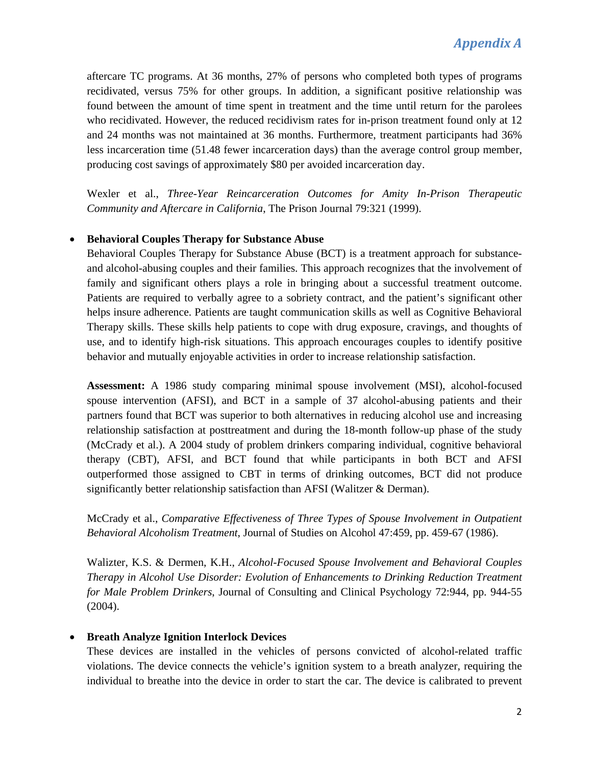aftercare TC programs. At 36 months, 27% of persons who completed both types of programs recidivated, versus 75% for other groups. In addition, a significant positive relationship was found between the amount of time spent in treatment and the time until return for the parolees who recidivated. However, the reduced recidivism rates for in-prison treatment found only at 12 and 24 months was not maintained at 36 months. Furthermore, treatment participants had 36% less incarceration time (51.48 fewer incarceration days) than the average control group member, producing cost savings of approximately $80 per avoided incarceration day.

Wexler et al., *Three-Year Reincarceration Outcomes for Amity In-Prison Therapeutic Community and Aftercare in California*, The Prison Journal 79:321 (1999).

- **Behavioral Couples Therapy for Substance Abuse**

  Behavioral Couples Therapy for Substance Abuse (BCT) is a treatment approach for substance- and alcohol-abusing couples and their families. This approach recognizes that the involvement of family and significant others plays a role in bringing about a successful treatment outcome. Patients are required to verbally agree to a sobriety contract, and the patient's significant other helps insure adherence. Patients are taught communication skills as well as Cognitive Behavioral Therapy skills. These skills help patients to cope with drug exposure, cravings, and thoughts of use, and to identify high-risk situations. This approach encourages couples to identify positive behavior and mutually enjoyable activities in order to increase relationship satisfaction.

  **Assessment:** A 1986 study comparing minimal spouse involvement (MSI), alcohol-focused spouse intervention (AFSI), and BCT in a sample of 37 alcohol-abusing patients and their partners found that BCT was superior to both alternatives in reducing alcohol use and increasing relationship satisfaction at posttreatment and during the 18-month follow-up phase of the study (McCrady et al.). A 2004 study of problem drinkers comparing individual, cognitive behavioral therapy (CBT), AFSI, and BCT found that while participants in both BCT and AFSI outperformed those assigned to CBT in terms of drinking outcomes, BCT did not produce significantly better relationship satisfaction than AFSI (Walitzer & Derman).

  McCrady et al., *Comparative Effectiveness of Three Types of Spouse Involvement in Outpatient Behavioral Alcoholism Treatment*, Journal of Studies on Alcohol 47:459, pp. 459-67 (1986).

  Walizter, K.S. & Dermen, K.H., *Alcohol-Focused Spouse Involvement and Behavioral Couples Therapy in Alcohol Use Disorder: Evolution of Enhancements to Drinking Reduction Treatment for Male Problem Drinkers*, Journal of Consulting and Clinical Psychology 72:944, pp. 944-55 (2004).

- **Breath Analyze Ignition Interlock Devices**

  These devices are installed in the vehicles of persons convicted of alcohol-related traffic violations. The device connects the vehicle's ignition system to a breath analyzer, requiring the individual to breathe into the device in order to start the car. The device is calibrated to prevent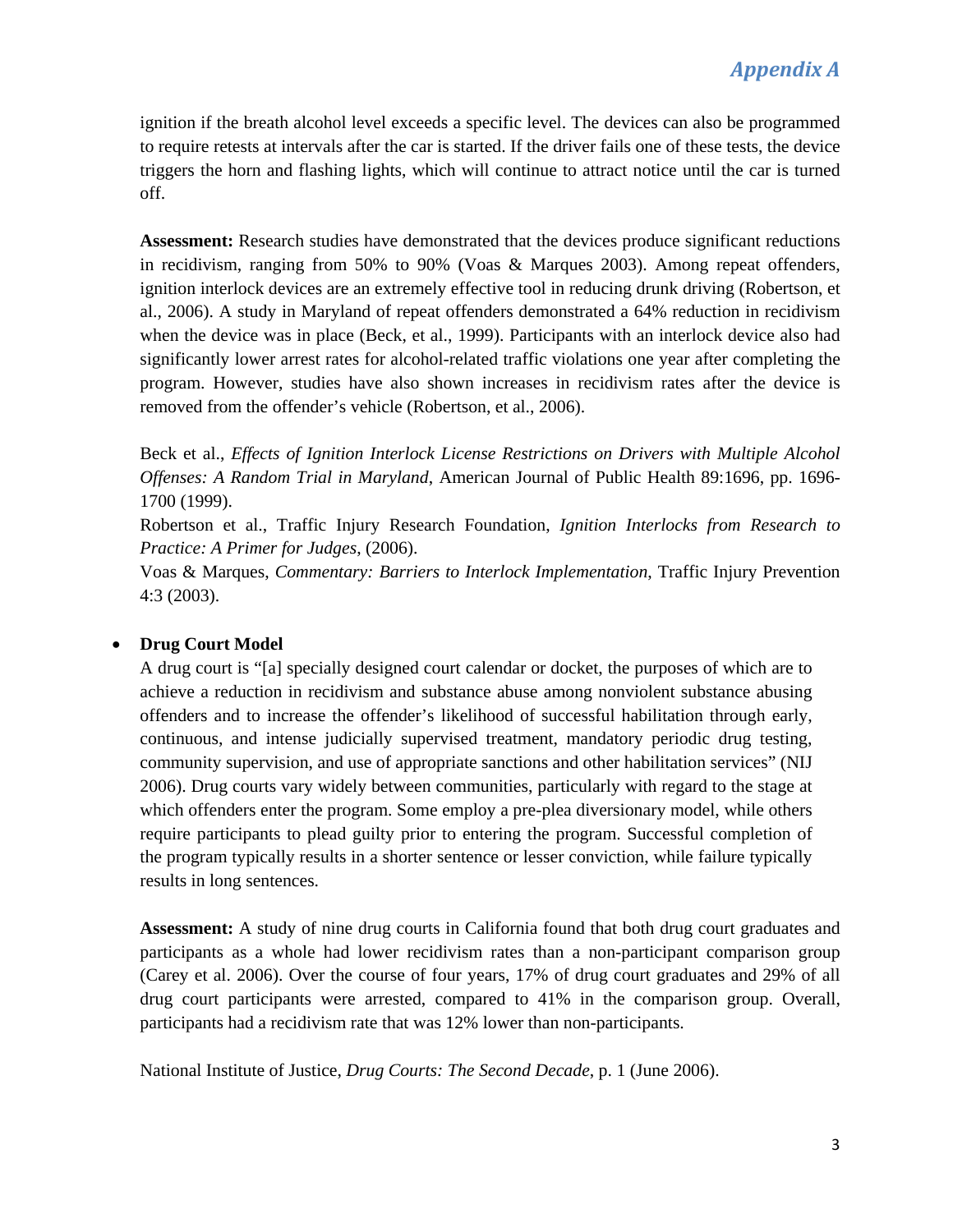ignition if the breath alcohol level exceeds a specific level. The devices can also be programmed to require retests at intervals after the car is started. If the driver fails one of these tests, the device triggers the horn and flashing lights, which will continue to attract notice until the car is turned off.

**Assessment:** Research studies have demonstrated that the devices produce significant reductions in recidivism, ranging from 50% to 90% (Voas & Marques 2003). Among repeat offenders, ignition interlock devices are an extremely effective tool in reducing drunk driving (Robertson, et al., 2006). A study in Maryland of repeat offenders demonstrated a 64% reduction in recidivism when the device was in place (Beck, et al., 1999). Participants with an interlock device also had significantly lower arrest rates for alcohol-related traffic violations one year after completing the program. However, studies have also shown increases in recidivism rates after the device is removed from the offender's vehicle (Robertson, et al., 2006).

Beck et al., *Effects of Ignition Interlock License Restrictions on Drivers with Multiple Alcohol Offenses: A Random Trial in Maryland*, American Journal of Public Health 89:1696, pp. 1696-1700 (1999).

Robertson et al., Traffic Injury Research Foundation, *Ignition Interlocks from Research to Practice: A Primer for Judges*, (2006).

Voas & Marques, *Commentary: Barriers to Interlock Implementation*, Traffic Injury Prevention 4:3 (2003).

- **Drug Court Model**

  A drug court is "[a] specially designed court calendar or docket, the purposes of which are to achieve a reduction in recidivism and substance abuse among nonviolent substance abusing offenders and to increase the offender's likelihood of successful habilitation through early, continuous, and intense judicially supervised treatment, mandatory periodic drug testing, community supervision, and use of appropriate sanctions and other habilitation services" (NIJ 2006). Drug courts vary widely between communities, particularly with regard to the stage at which offenders enter the program. Some employ a pre-plea diversionary model, while others require participants to plead guilty prior to entering the program. Successful completion of the program typically results in a shorter sentence or lesser conviction, while failure typically results in long sentences.

**Assessment:** A study of nine drug courts in California found that both drug court graduates and participants as a whole had lower recidivism rates than a non-participant comparison group (Carey et al. 2006). Over the course of four years, 17% of drug court graduates and 29% of all drug court participants were arrested, compared to 41% in the comparison group. Overall, participants had a recidivism rate that was 12% lower than non-participants.

National Institute of Justice, *Drug Courts: The Second Decade*, p. 1 (June 2006).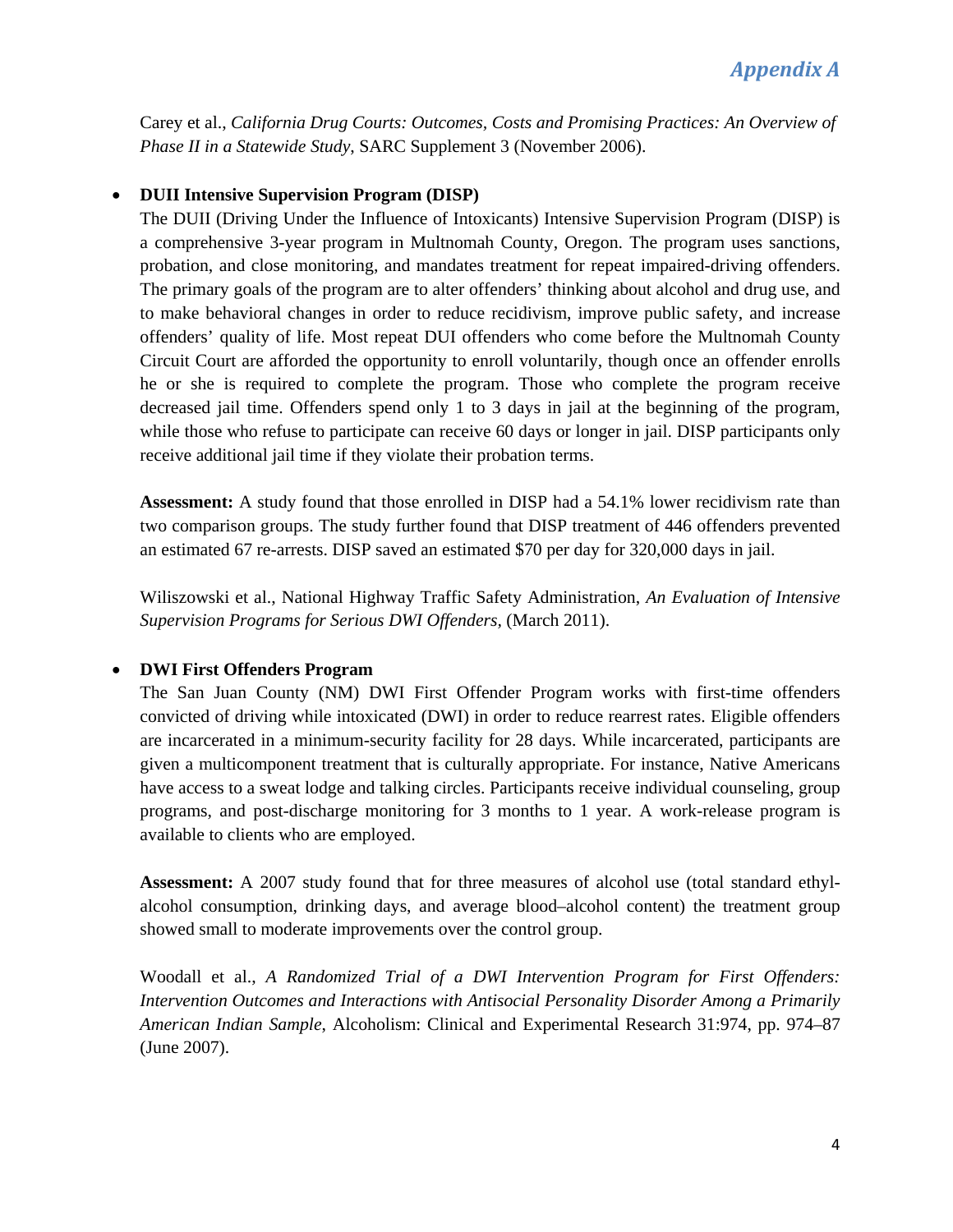Carey et al., *California Drug Courts: Outcomes, Costs and Promising Practices: An Overview of Phase II in a Statewide Study*, SARC Supplement 3 (November 2006).

- **DUII Intensive Supervision Program (DISP)**

  The DUII (Driving Under the Influence of Intoxicants) Intensive Supervision Program (DISP) is a comprehensive 3-year program in Multnomah County, Oregon. The program uses sanctions, probation, and close monitoring, and mandates treatment for repeat impaired-driving offenders. The primary goals of the program are to alter offenders' thinking about alcohol and drug use, and to make behavioral changes in order to reduce recidivism, improve public safety, and increase offenders' quality of life. Most repeat DUI offenders who come before the Multnomah County Circuit Court are afforded the opportunity to enroll voluntarily, though once an offender enrolls he or she is required to complete the program. Those who complete the program receive decreased jail time. Offenders spend only 1 to 3 days in jail at the beginning of the program, while those who refuse to participate can receive 60 days or longer in jail. DISP participants only receive additional jail time if they violate their probation terms.

  **Assessment:** A study found that those enrolled in DISP had a 54.1% lower recidivism rate than two comparison groups. The study further found that DISP treatment of 446 offenders prevented an estimated 67 re-arrests. DISP saved an estimated $70 per day for 320,000 days in jail.

  Wiliszowski et al., National Highway Traffic Safety Administration, *An Evaluation of Intensive Supervision Programs for Serious DWI Offenders*, (March 2011).

- **DWI First Offenders Program**

  The San Juan County (NM) DWI First Offender Program works with first-time offenders convicted of driving while intoxicated (DWI) in order to reduce rearrest rates. Eligible offenders are incarcerated in a minimum-security facility for 28 days. While incarcerated, participants are given a multicomponent treatment that is culturally appropriate. For instance, Native Americans have access to a sweat lodge and talking circles. Participants receive individual counseling, group programs, and post-discharge monitoring for 3 months to 1 year. A work-release program is available to clients who are employed.

  **Assessment:** A 2007 study found that for three measures of alcohol use (total standard ethyl-alcohol consumption, drinking days, and average blood–alcohol content) the treatment group showed small to moderate improvements over the control group.

  Woodall et al., *A Randomized Trial of a DWI Intervention Program for First Offenders: Intervention Outcomes and Interactions with Antisocial Personality Disorder Among a Primarily American Indian Sample*, Alcoholism: Clinical and Experimental Research 31:974, pp. 974–87 (June 2007).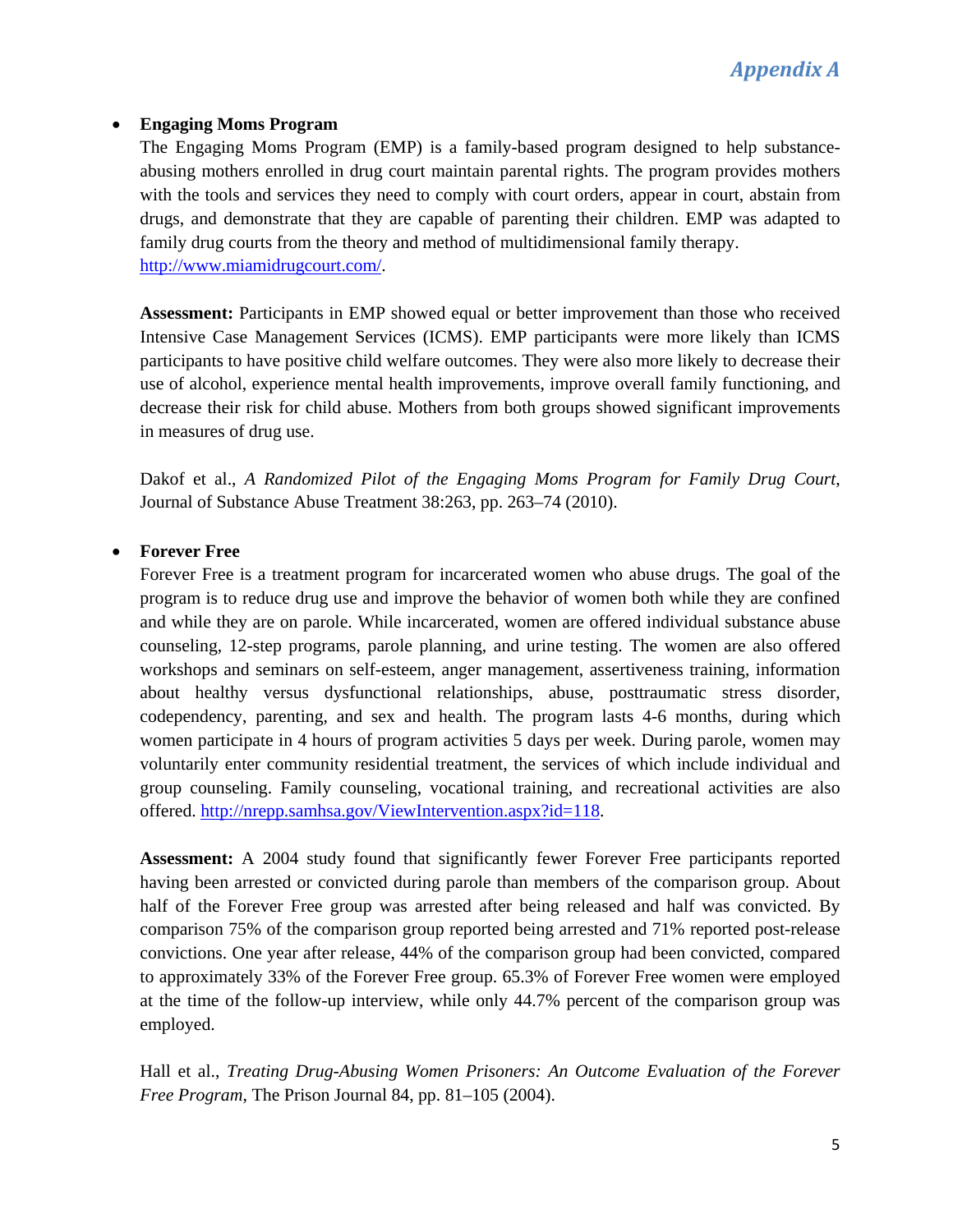- **Engaging Moms Program**

  The Engaging Moms Program (EMP) is a family-based program designed to help substance-abusing mothers enrolled in drug court maintain parental rights. The program provides mothers with the tools and services they need to comply with court orders, appear in court, abstain from drugs, and demonstrate that they are capable of parenting their children. EMP was adapted to family drug courts from the theory and method of multidimensional family therapy. [http://www.miamidrugcourt.com/](http://www.miamidrugcourt.com/).

  **Assessment:** Participants in EMP showed equal or better improvement than those who received Intensive Case Management Services (ICMS). EMP participants were more likely than ICMS participants to have positive child welfare outcomes. They were also more likely to decrease their use of alcohol, experience mental health improvements, improve overall family functioning, and decrease their risk for child abuse. Mothers from both groups showed significant improvements in measures of drug use.

  Dakof et al., *A Randomized Pilot of the Engaging Moms Program for Family Drug Court*, Journal of Substance Abuse Treatment 38:263, pp. 263–74 (2010).

- **Forever Free**

  Forever Free is a treatment program for incarcerated women who abuse drugs. The goal of the program is to reduce drug use and improve the behavior of women both while they are confined and while they are on parole. While incarcerated, women are offered individual substance abuse counseling, 12-step programs, parole planning, and urine testing. The women are also offered workshops and seminars on self-esteem, anger management, assertiveness training, information about healthy versus dysfunctional relationships, abuse, posttraumatic stress disorder, codependency, parenting, and sex and health. The program lasts 4-6 months, during which women participate in 4 hours of program activities 5 days per week. During parole, women may voluntarily enter community residential treatment, the services of which include individual and group counseling. Family counseling, vocational training, and recreational activities are also offered. [http://nrepp.samhsa.gov/ViewIntervention.aspx?id=118](http://nrepp.samhsa.gov/ViewIntervention.aspx?id=118).

  **Assessment:** A 2004 study found that significantly fewer Forever Free participants reported having been arrested or convicted during parole than members of the comparison group. About half of the Forever Free group was arrested after being released and half was convicted. By comparison 75% of the comparison group reported being arrested and 71% reported post-release convictions. One year after release, 44% of the comparison group had been convicted, compared to approximately 33% of the Forever Free group. 65.3% of Forever Free women were employed at the time of the follow-up interview, while only 44.7% percent of the comparison group was employed.

  Hall et al., *Treating Drug-Abusing Women Prisoners: An Outcome Evaluation of the Forever Free Program*, The Prison Journal 84, pp. 81–105 (2004).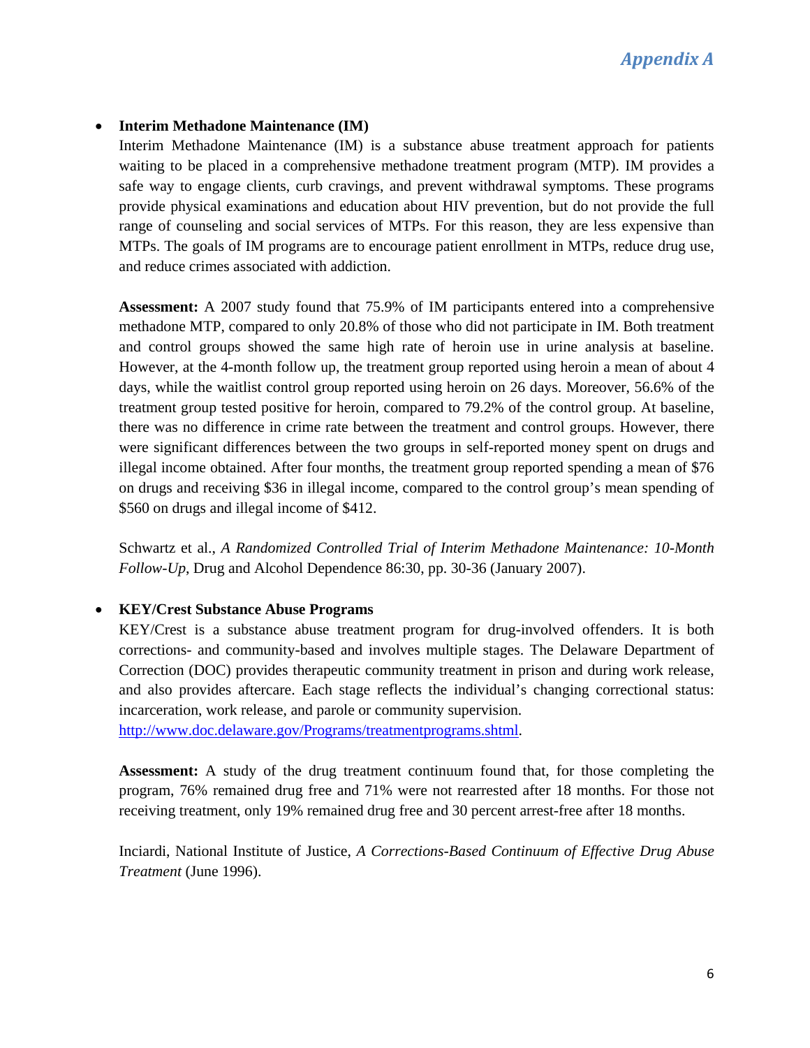- **Interim Methadone Maintenance (IM)**

  Interim Methadone Maintenance (IM) is a substance abuse treatment approach for patients waiting to be placed in a comprehensive methadone treatment program (MTP). IM provides a safe way to engage clients, curb cravings, and prevent withdrawal symptoms. These programs provide physical examinations and education about HIV prevention, but do not provide the full range of counseling and social services of MTPs. For this reason, they are less expensive than MTPs. The goals of IM programs are to encourage patient enrollment in MTPs, reduce drug use, and reduce crimes associated with addiction.

  **Assessment:** A 2007 study found that 75.9% of IM participants entered into a comprehensive methadone MTP, compared to only 20.8% of those who did not participate in IM. Both treatment and control groups showed the same high rate of heroin use in urine analysis at baseline. However, at the 4-month follow up, the treatment group reported using heroin a mean of about 4 days, while the waitlist control group reported using heroin on 26 days. Moreover, 56.6% of the treatment group tested positive for heroin, compared to 79.2% of the control group. At baseline, there was no difference in crime rate between the treatment and control groups. However, there were significant differences between the two groups in self-reported money spent on drugs and illegal income obtained. After four months, the treatment group reported spending a mean of $76 on drugs and receiving $36 in illegal income, compared to the control group's mean spending of $560 on drugs and illegal income of $412.

  Schwartz et al., *A Randomized Controlled Trial of Interim Methadone Maintenance: 10-Month Follow-Up*, Drug and Alcohol Dependence 86:30, pp. 30-36 (January 2007).

- **KEY/Crest Substance Abuse Programs**

  KEY/Crest is a substance abuse treatment program for drug-involved offenders. It is both corrections- and community-based and involves multiple stages. The Delaware Department of Correction (DOC) provides therapeutic community treatment in prison and during work release, and also provides aftercare. Each stage reflects the individual's changing correctional status: incarceration, work release, and parole or community supervision. http://www.doc.delaware.gov/Programs/treatmentprograms.shtml.

  **Assessment:** A study of the drug treatment continuum found that, for those completing the program, 76% remained drug free and 71% were not rearrested after 18 months. For those not receiving treatment, only 19% remained drug free and 30 percent arrest-free after 18 months.

  Inciardi, National Institute of Justice, *A Corrections-Based Continuum of Effective Drug Abuse Treatment* (June 1996).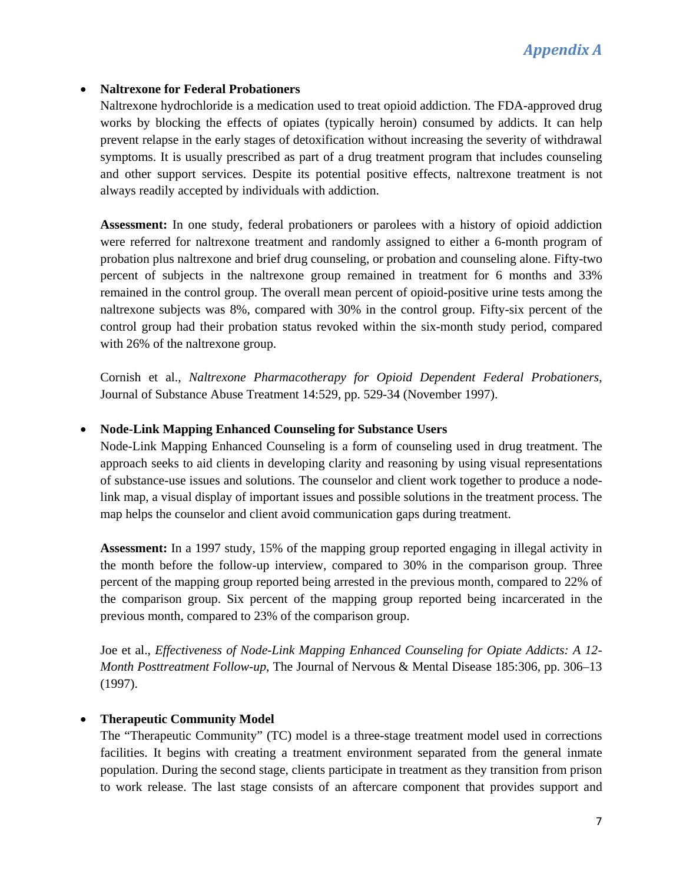- **Naltrexone for Federal Probationers**

  Naltrexone hydrochloride is a medication used to treat opioid addiction. The FDA-approved drug works by blocking the effects of opiates (typically heroin) consumed by addicts. It can help prevent relapse in the early stages of detoxification without increasing the severity of withdrawal symptoms. It is usually prescribed as part of a drug treatment program that includes counseling and other support services. Despite its potential positive effects, naltrexone treatment is not always readily accepted by individuals with addiction.

  **Assessment:** In one study, federal probationers or parolees with a history of opioid addiction were referred for naltrexone treatment and randomly assigned to either a 6-month program of probation plus naltrexone and brief drug counseling, or probation and counseling alone. Fifty-two percent of subjects in the naltrexone group remained in treatment for 6 months and 33% remained in the control group. The overall mean percent of opioid-positive urine tests among the naltrexone subjects was 8%, compared with 30% in the control group. Fifty-six percent of the control group had their probation status revoked within the six-month study period, compared with 26% of the naltrexone group.

  Cornish et al., *Naltrexone Pharmacotherapy for Opioid Dependent Federal Probationers*, Journal of Substance Abuse Treatment 14:529, pp. 529-34 (November 1997).

- **Node-Link Mapping Enhanced Counseling for Substance Users**

  Node-Link Mapping Enhanced Counseling is a form of counseling used in drug treatment. The approach seeks to aid clients in developing clarity and reasoning by using visual representations of substance-use issues and solutions. The counselor and client work together to produce a node-link map, a visual display of important issues and possible solutions in the treatment process. The map helps the counselor and client avoid communication gaps during treatment.

  **Assessment:** In a 1997 study, 15% of the mapping group reported engaging in illegal activity in the month before the follow-up interview, compared to 30% in the comparison group. Three percent of the mapping group reported being arrested in the previous month, compared to 22% of the comparison group. Six percent of the mapping group reported being incarcerated in the previous month, compared to 23% of the comparison group.

  Joe et al., *Effectiveness of Node-Link Mapping Enhanced Counseling for Opiate Addicts: A 12-Month Posttreatment Follow-up*, The Journal of Nervous & Mental Disease 185:306, pp. 306–13 (1997).

- **Therapeutic Community Model**

  The "Therapeutic Community" (TC) model is a three-stage treatment model used in corrections facilities. It begins with creating a treatment environment separated from the general inmate population. During the second stage, clients participate in treatment as they transition from prison to work release. The last stage consists of an aftercare component that provides support and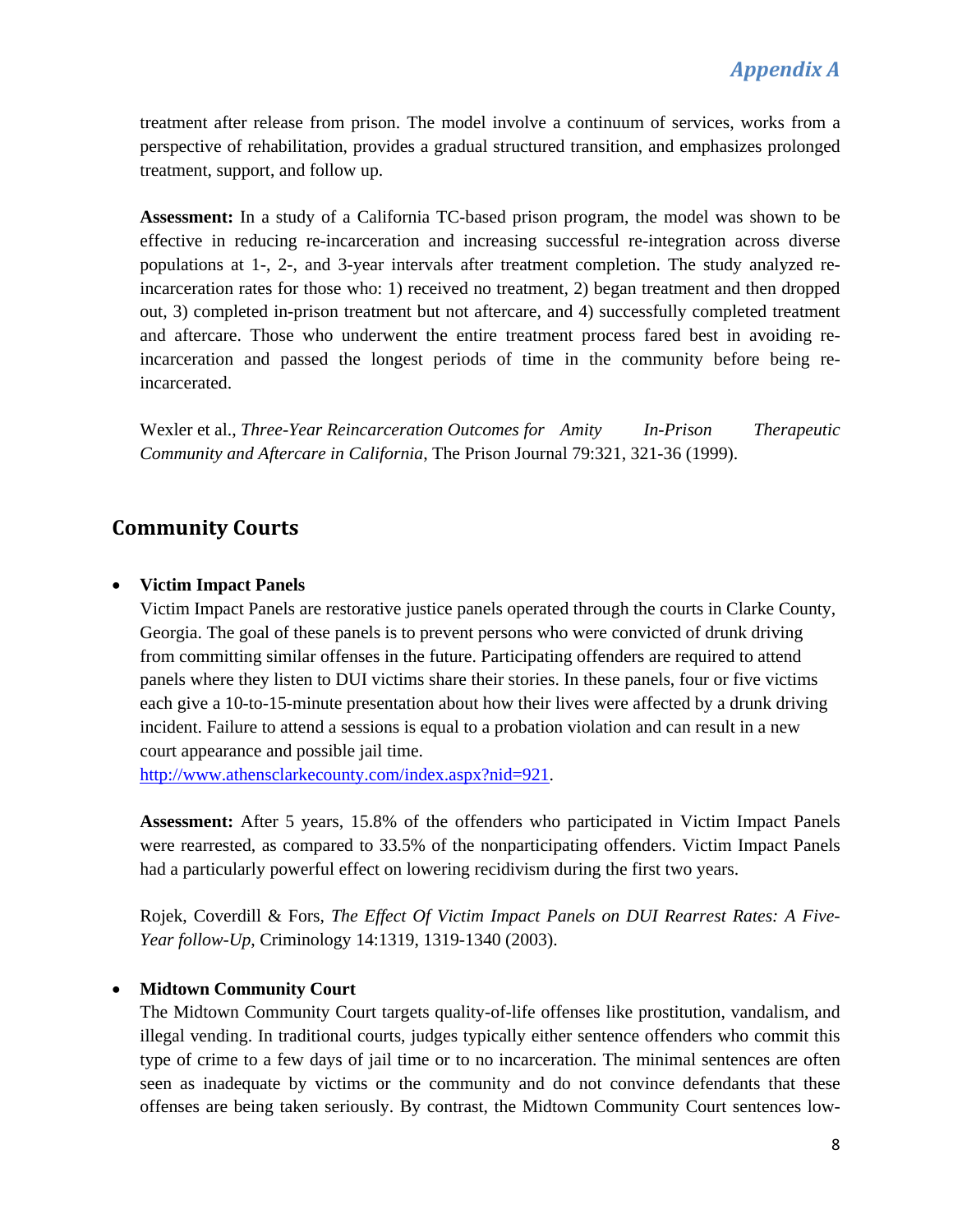treatment after release from prison. The model involve a continuum of services, works from a perspective of rehabilitation, provides a gradual structured transition, and emphasizes prolonged treatment, support, and follow up.

**Assessment:** In a study of a California TC-based prison program, the model was shown to be effective in reducing re-incarceration and increasing successful re-integration across diverse populations at 1-, 2-, and 3-year intervals after treatment completion. The study analyzed re-incarceration rates for those who: 1) received no treatment, 2) began treatment and then dropped out, 3) completed in-prison treatment but not aftercare, and 4) successfully completed treatment and aftercare. Those who underwent the entire treatment process fared best in avoiding re-incarceration and passed the longest periods of time in the community before being re-incarcerated.

Wexler et al., *Three-Year Reincarceration Outcomes for Amity In-Prison Therapeutic Community and Aftercare in California*, The Prison Journal 79:321, 321-36 (1999).

## Community Courts

- **Victim Impact Panels**

  Victim Impact Panels are restorative justice panels operated through the courts in Clarke County, Georgia. The goal of these panels is to prevent persons who were convicted of drunk driving from committing similar offenses in the future. Participating offenders are required to attend panels where they listen to DUI victims share their stories. In these panels, four or five victims each give a 10-to-15-minute presentation about how their lives were affected by a drunk driving incident. Failure to attend a sessions is equal to a probation violation and can result in a new court appearance and possible jail time.
  http://www.athensclarkecounty.com/index.aspx?nid=921.

  **Assessment:** After 5 years, 15.8% of the offenders who participated in Victim Impact Panels were rearrested, as compared to 33.5% of the nonparticipating offenders. Victim Impact Panels had a particularly powerful effect on lowering recidivism during the first two years.

  Rojek, Coverdill & Fors, *The Effect Of Victim Impact Panels on DUI Rearrest Rates: A Five-Year follow-Up*, Criminology 14:1319, 1319-1340 (2003).

- **Midtown Community Court**

  The Midtown Community Court targets quality-of-life offenses like prostitution, vandalism, and illegal vending. In traditional courts, judges typically either sentence offenders who commit this type of crime to a few days of jail time or to no incarceration. The minimal sentences are often seen as inadequate by victims or the community and do not convince defendants that these offenses are being taken seriously. By contrast, the Midtown Community Court sentences low-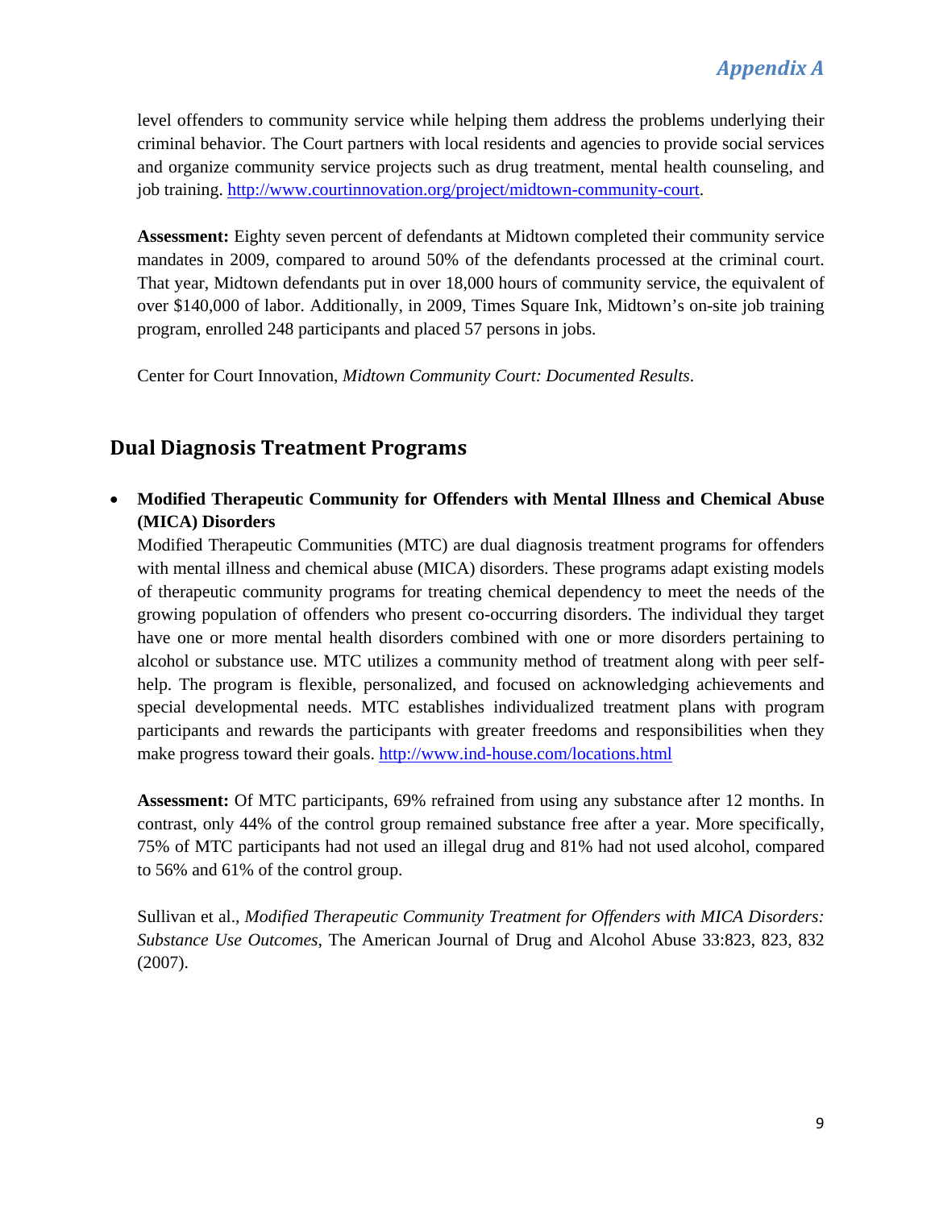level offenders to community service while helping them address the problems underlying their criminal behavior. The Court partners with local residents and agencies to provide social services and organize community service projects such as drug treatment, mental health counseling, and job training. [http://www.courtinnovation.org/project/midtown-community-court](http://www.courtinnovation.org/project/midtown-community-court).

**Assessment:** Eighty seven percent of defendants at Midtown completed their community service mandates in 2009, compared to around 50% of the defendants processed at the criminal court. That year, Midtown defendants put in over 18,000 hours of community service, the equivalent of over $140,000 of labor. Additionally, in 2009, Times Square Ink, Midtown's on-site job training program, enrolled 248 participants and placed 57 persons in jobs.

Center for Court Innovation, *Midtown Community Court: Documented Results*.

## Dual Diagnosis Treatment Programs

- **Modified Therapeutic Community for Offenders with Mental Illness and Chemical Abuse (MICA) Disorders**

  Modified Therapeutic Communities (MTC) are dual diagnosis treatment programs for offenders with mental illness and chemical abuse (MICA) disorders. These programs adapt existing models of therapeutic community programs for treating chemical dependency to meet the needs of the growing population of offenders who present co-occurring disorders. The individual they target have one or more mental health disorders combined with one or more disorders pertaining to alcohol or substance use. MTC utilizes a community method of treatment along with peer self-help. The program is flexible, personalized, and focused on acknowledging achievements and special developmental needs. MTC establishes individualized treatment plans with program participants and rewards the participants with greater freedoms and responsibilities when they make progress toward their goals. [http://www.ind-house.com/locations.html](http://www.ind-house.com/locations.html)

  **Assessment:** Of MTC participants, 69% refrained from using any substance after 12 months. In contrast, only 44% of the control group remained substance free after a year. More specifically, 75% of MTC participants had not used an illegal drug and 81% had not used alcohol, compared to 56% and 61% of the control group.

  Sullivan et al., *Modified Therapeutic Community Treatment for Offenders with MICA Disorders: Substance Use Outcomes*, The American Journal of Drug and Alcohol Abuse 33:823, 823, 832 (2007).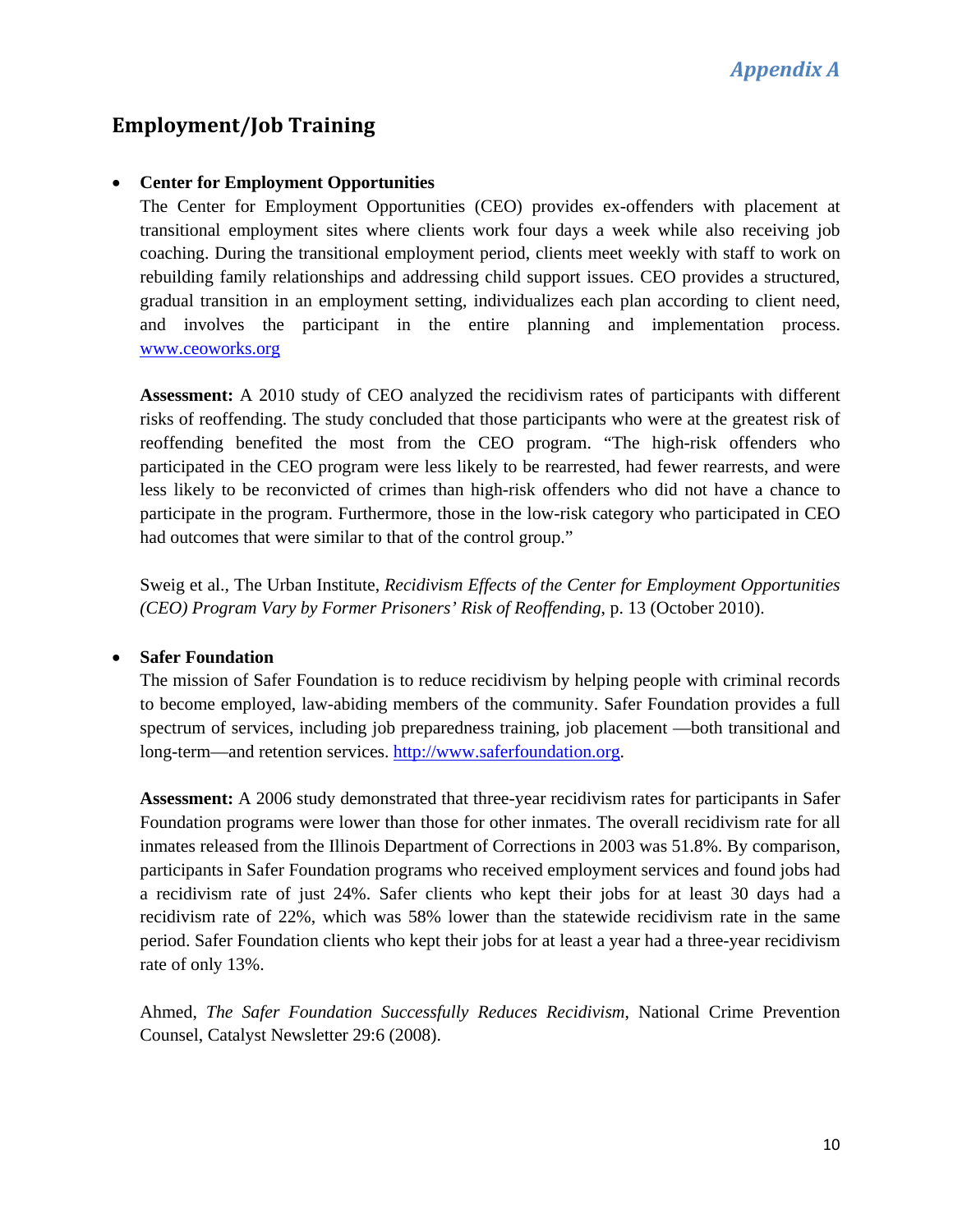# Appendix A

## Employment/Job Training

- **Center for Employment Opportunities**
  The Center for Employment Opportunities (CEO) provides ex-offenders with placement at transitional employment sites where clients work four days a week while also receiving job coaching. During the transitional employment period, clients meet weekly with staff to work on rebuilding family relationships and addressing child support issues. CEO provides a structured, gradual transition in an employment setting, individualizes each plan according to client need, and involves the participant in the entire planning and implementation process. www.ceoworks.org

  **Assessment:** A 2010 study of CEO analyzed the recidivism rates of participants with different risks of reoffending. The study concluded that those participants who were at the greatest risk of reoffending benefited the most from the CEO program. "The high-risk offenders who participated in the CEO program were less likely to be rearrested, had fewer rearrests, and were less likely to be reconvicted of crimes than high-risk offenders who did not have a chance to participate in the program. Furthermore, those in the low-risk category who participated in CEO had outcomes that were similar to that of the control group."

  Sweig et al., The Urban Institute, *Recidivism Effects of the Center for Employment Opportunities (CEO) Program Vary by Former Prisoners' Risk of Reoffending*, p. 13 (October 2010).

- **Safer Foundation**
  The mission of Safer Foundation is to reduce recidivism by helping people with criminal records to become employed, law-abiding members of the community. Safer Foundation provides a full spectrum of services, including job preparedness training, job placement —both transitional and long-term—and retention services. http://www.saferfoundation.org.

  **Assessment:** A 2006 study demonstrated that three-year recidivism rates for participants in Safer Foundation programs were lower than those for other inmates. The overall recidivism rate for all inmates released from the Illinois Department of Corrections in 2003 was 51.8%. By comparison, participants in Safer Foundation programs who received employment services and found jobs had a recidivism rate of just 24%. Safer clients who kept their jobs for at least 30 days had a recidivism rate of 22%, which was 58% lower than the statewide recidivism rate in the same period. Safer Foundation clients who kept their jobs for at least a year had a three-year recidivism rate of only 13%.

  Ahmed, *The Safer Foundation Successfully Reduces Recidivism*, National Crime Prevention Counsel, Catalyst Newsletter 29:6 (2008).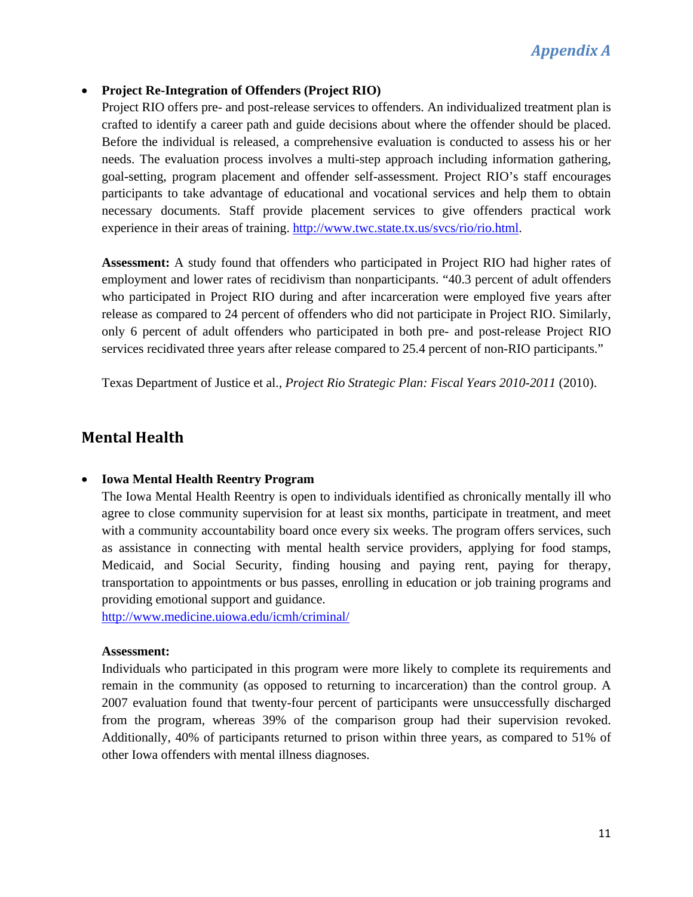- **Project Re-Integration of Offenders (Project RIO)**

  Project RIO offers pre- and post-release services to offenders. An individualized treatment plan is crafted to identify a career path and guide decisions about where the offender should be placed. Before the individual is released, a comprehensive evaluation is conducted to assess his or her needs. The evaluation process involves a multi-step approach including information gathering, goal-setting, program placement and offender self-assessment. Project RIO's staff encourages participants to take advantage of educational and vocational services and help them to obtain necessary documents. Staff provide placement services to give offenders practical work experience in their areas of training. http://www.twc.state.tx.us/svcs/rio/rio.html.

  **Assessment:** A study found that offenders who participated in Project RIO had higher rates of employment and lower rates of recidivism than nonparticipants. "40.3 percent of adult offenders who participated in Project RIO during and after incarceration were employed five years after release as compared to 24 percent of offenders who did not participate in Project RIO. Similarly, only 6 percent of adult offenders who participated in both pre- and post-release Project RIO services recidivated three years after release compared to 25.4 percent of non-RIO participants."

  Texas Department of Justice et al., *Project Rio Strategic Plan: Fiscal Years 2010-2011* (2010).

## Mental Health

- **Iowa Mental Health Reentry Program**

  The Iowa Mental Health Reentry is open to individuals identified as chronically mentally ill who agree to close community supervision for at least six months, participate in treatment, and meet with a community accountability board once every six weeks. The program offers services, such as assistance in connecting with mental health service providers, applying for food stamps, Medicaid, and Social Security, finding housing and paying rent, paying for therapy, transportation to appointments or bus passes, enrolling in education or job training programs and providing emotional support and guidance.
  http://www.medicine.uiowa.edu/icmh/criminal/

  **Assessment:**

  Individuals who participated in this program were more likely to complete its requirements and remain in the community (as opposed to returning to incarceration) than the control group. A 2007 evaluation found that twenty-four percent of participants were unsuccessfully discharged from the program, whereas 39% of the comparison group had their supervision revoked. Additionally, 40% of participants returned to prison within three years, as compared to 51% of other Iowa offenders with mental illness diagnoses.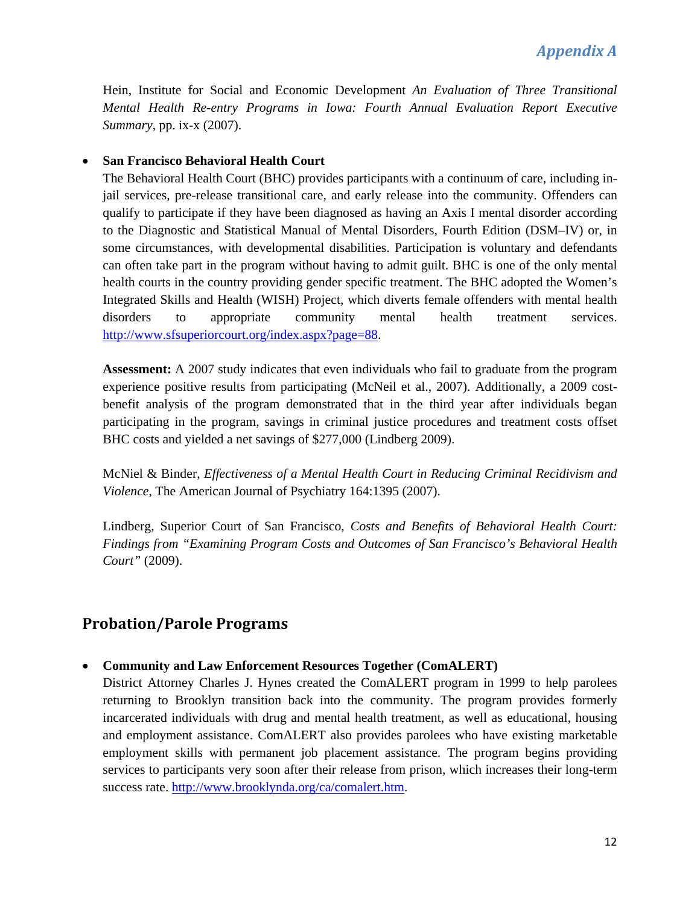Hein, Institute for Social and Economic Development *An Evaluation of Three Transitional Mental Health Re-entry Programs in Iowa: Fourth Annual Evaluation Report Executive Summary*, pp. ix-x (2007).

- **San Francisco Behavioral Health Court**
  The Behavioral Health Court (BHC) provides participants with a continuum of care, including in-jail services, pre-release transitional care, and early release into the community. Offenders can qualify to participate if they have been diagnosed as having an Axis I mental disorder according to the Diagnostic and Statistical Manual of Mental Disorders, Fourth Edition (DSM–IV) or, in some circumstances, with developmental disabilities. Participation is voluntary and defendants can often take part in the program without having to admit guilt. BHC is one of the only mental health courts in the country providing gender specific treatment. The BHC adopted the Women's Integrated Skills and Health (WISH) Project, which diverts female offenders with mental health disorders to appropriate community mental health treatment services. http://www.sfsuperiorcourt.org/index.aspx?page=88.

  **Assessment:** A 2007 study indicates that even individuals who fail to graduate from the program experience positive results from participating (McNeil et al., 2007). Additionally, a 2009 cost-benefit analysis of the program demonstrated that in the third year after individuals began participating in the program, savings in criminal justice procedures and treatment costs offset BHC costs and yielded a net savings of $277,000 (Lindberg 2009).

  McNiel & Binder, *Effectiveness of a Mental Health Court in Reducing Criminal Recidivism and Violence*, The American Journal of Psychiatry 164:1395 (2007).

  Lindberg, Superior Court of San Francisco, *Costs and Benefits of Behavioral Health Court: Findings from "Examining Program Costs and Outcomes of San Francisco's Behavioral Health Court"* (2009).

## Probation/Parole Programs

- **Community and Law Enforcement Resources Together (ComALERT)**
  District Attorney Charles J. Hynes created the ComALERT program in 1999 to help parolees returning to Brooklyn transition back into the community. The program provides formerly incarcerated individuals with drug and mental health treatment, as well as educational, housing and employment assistance. ComALERT also provides parolees who have existing marketable employment skills with permanent job placement assistance. The program begins providing services to participants very soon after their release from prison, which increases their long-term success rate. http://www.brooklynda.org/ca/comalert.htm.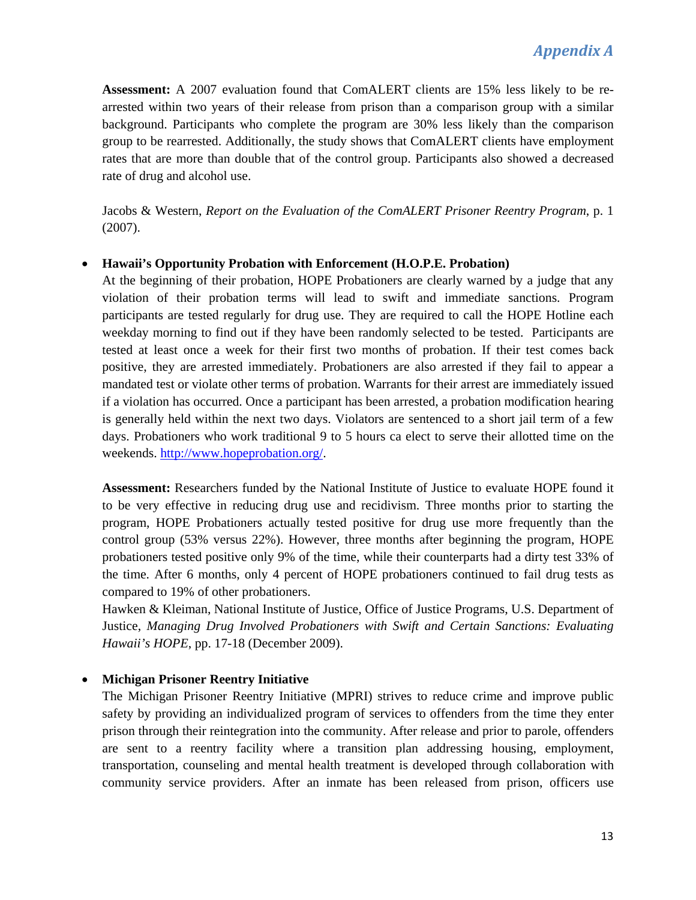**Assessment:** A 2007 evaluation found that ComALERT clients are 15% less likely to be re-arrested within two years of their release from prison than a comparison group with a similar background. Participants who complete the program are 30% less likely than the comparison group to be rearrested. Additionally, the study shows that ComALERT clients have employment rates that are more than double that of the control group. Participants also showed a decreased rate of drug and alcohol use.

Jacobs & Western, *Report on the Evaluation of the ComALERT Prisoner Reentry Program*, p. 1 (2007).

- **Hawaii's Opportunity Probation with Enforcement (H.O.P.E. Probation)**

  At the beginning of their probation, HOPE Probationers are clearly warned by a judge that any violation of their probation terms will lead to swift and immediate sanctions. Program participants are tested regularly for drug use. They are required to call the HOPE Hotline each weekday morning to find out if they have been randomly selected to be tested. Participants are tested at least once a week for their first two months of probation. If their test comes back positive, they are arrested immediately. Probationers are also arrested if they fail to appear a mandated test or violate other terms of probation. Warrants for their arrest are immediately issued if a violation has occurred. Once a participant has been arrested, a probation modification hearing is generally held within the next two days. Violators are sentenced to a short jail term of a few days. Probationers who work traditional 9 to 5 hours ca elect to serve their allotted time on the weekends. http://www.hopeprobation.org/.

  **Assessment:** Researchers funded by the National Institute of Justice to evaluate HOPE found it to be very effective in reducing drug use and recidivism. Three months prior to starting the program, HOPE Probationers actually tested positive for drug use more frequently than the control group (53% versus 22%). However, three months after beginning the program, HOPE probationers tested positive only 9% of the time, while their counterparts had a dirty test 33% of the time. After 6 months, only 4 percent of HOPE probationers continued to fail drug tests as compared to 19% of other probationers.

  Hawken & Kleiman, National Institute of Justice, Office of Justice Programs, U.S. Department of Justice, *Managing Drug Involved Probationers with Swift and Certain Sanctions: Evaluating Hawaii's HOPE*, pp. 17-18 (December 2009).

- **Michigan Prisoner Reentry Initiative**

  The Michigan Prisoner Reentry Initiative (MPRI) strives to reduce crime and improve public safety by providing an individualized program of services to offenders from the time they enter prison through their reintegration into the community. After release and prior to parole, offenders are sent to a reentry facility where a transition plan addressing housing, employment, transportation, counseling and mental health treatment is developed through collaboration with community service providers. After an inmate has been released from prison, officers use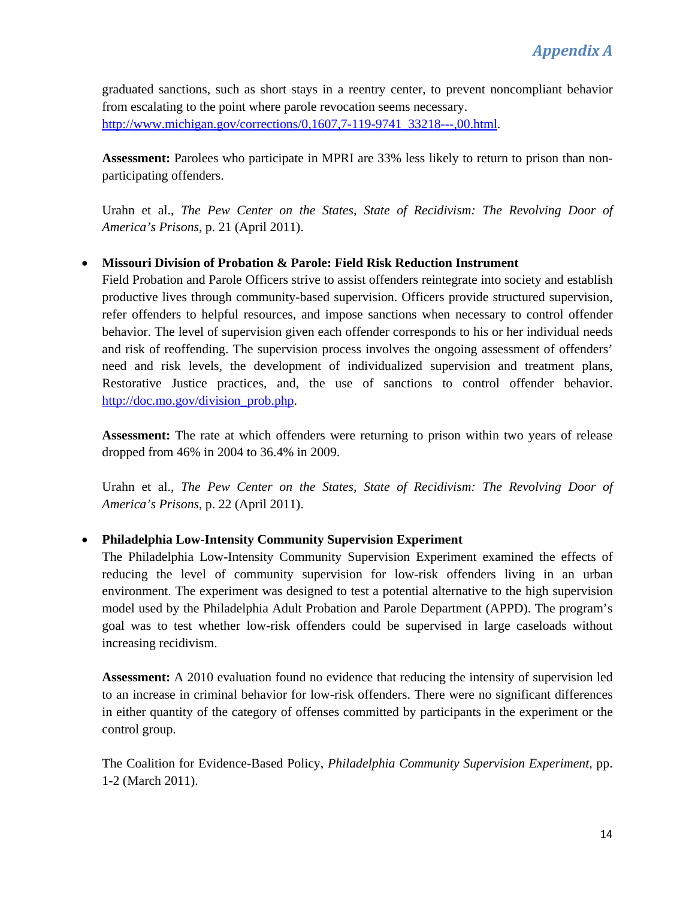graduated sanctions, such as short stays in a reentry center, to prevent noncompliant behavior from escalating to the point where parole revocation seems necessary. http://www.michigan.gov/corrections/0,1607,7-119-9741_33218---,00.html.

**Assessment:** Parolees who participate in MPRI are 33% less likely to return to prison than non-participating offenders.

Urahn et al., *The Pew Center on the States, State of Recidivism: The Revolving Door of America's Prisons*, p. 21 (April 2011).

- **Missouri Division of Probation & Parole: Field Risk Reduction Instrument**

  Field Probation and Parole Officers strive to assist offenders reintegrate into society and establish productive lives through community-based supervision. Officers provide structured supervision, refer offenders to helpful resources, and impose sanctions when necessary to control offender behavior. The level of supervision given each offender corresponds to his or her individual needs and risk of reoffending. The supervision process involves the ongoing assessment of offenders' need and risk levels, the development of individualized supervision and treatment plans, Restorative Justice practices, and, the use of sanctions to control offender behavior. http://doc.mo.gov/division_prob.php.

  **Assessment:** The rate at which offenders were returning to prison within two years of release dropped from 46% in 2004 to 36.4% in 2009.

  Urahn et al., *The Pew Center on the States, State of Recidivism: The Revolving Door of America's Prisons*, p. 22 (April 2011).

- **Philadelphia Low-Intensity Community Supervision Experiment**

  The Philadelphia Low-Intensity Community Supervision Experiment examined the effects of reducing the level of community supervision for low-risk offenders living in an urban environment. The experiment was designed to test a potential alternative to the high supervision model used by the Philadelphia Adult Probation and Parole Department (APPD). The program's goal was to test whether low-risk offenders could be supervised in large caseloads without increasing recidivism.

  **Assessment:** A 2010 evaluation found no evidence that reducing the intensity of supervision led to an increase in criminal behavior for low-risk offenders. There were no significant differences in either quantity of the category of offenses committed by participants in the experiment or the control group.

  The Coalition for Evidence-Based Policy, *Philadelphia Community Supervision Experiment*, pp. 1-2 (March 2011).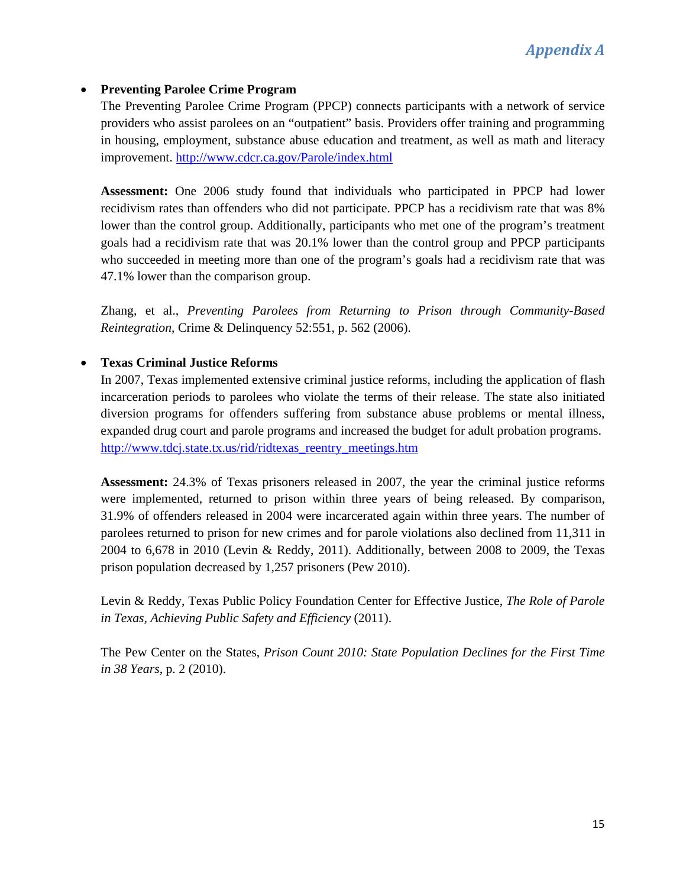- **Preventing Parolee Crime Program**

  The Preventing Parolee Crime Program (PPCP) connects participants with a network of service providers who assist parolees on an "outpatient" basis. Providers offer training and programming in housing, employment, substance abuse education and treatment, as well as math and literacy improvement. http://www.cdcr.ca.gov/Parole/index.html

  **Assessment:** One 2006 study found that individuals who participated in PPCP had lower recidivism rates than offenders who did not participate. PPCP has a recidivism rate that was 8% lower than the control group. Additionally, participants who met one of the program's treatment goals had a recidivism rate that was 20.1% lower than the control group and PPCP participants who succeeded in meeting more than one of the program's goals had a recidivism rate that was 47.1% lower than the comparison group.

  Zhang, et al., *Preventing Parolees from Returning to Prison through Community-Based Reintegration*, Crime & Delinquency 52:551, p. 562 (2006).

- **Texas Criminal Justice Reforms**

  In 2007, Texas implemented extensive criminal justice reforms, including the application of flash incarceration periods to parolees who violate the terms of their release. The state also initiated diversion programs for offenders suffering from substance abuse problems or mental illness, expanded drug court and parole programs and increased the budget for adult probation programs. http://www.tdcj.state.tx.us/rid/ridtexas_reentry_meetings.htm

  **Assessment:** 24.3% of Texas prisoners released in 2007, the year the criminal justice reforms were implemented, returned to prison within three years of being released. By comparison, 31.9% of offenders released in 2004 were incarcerated again within three years. The number of parolees returned to prison for new crimes and for parole violations also declined from 11,311 in 2004 to 6,678 in 2010 (Levin & Reddy, 2011). Additionally, between 2008 to 2009, the Texas prison population decreased by 1,257 prisoners (Pew 2010).

  Levin & Reddy, Texas Public Policy Foundation Center for Effective Justice, *The Role of Parole in Texas, Achieving Public Safety and Efficiency* (2011).

  The Pew Center on the States, *Prison Count 2010: State Population Declines for the First Time in 38 Years*, p. 2 (2010).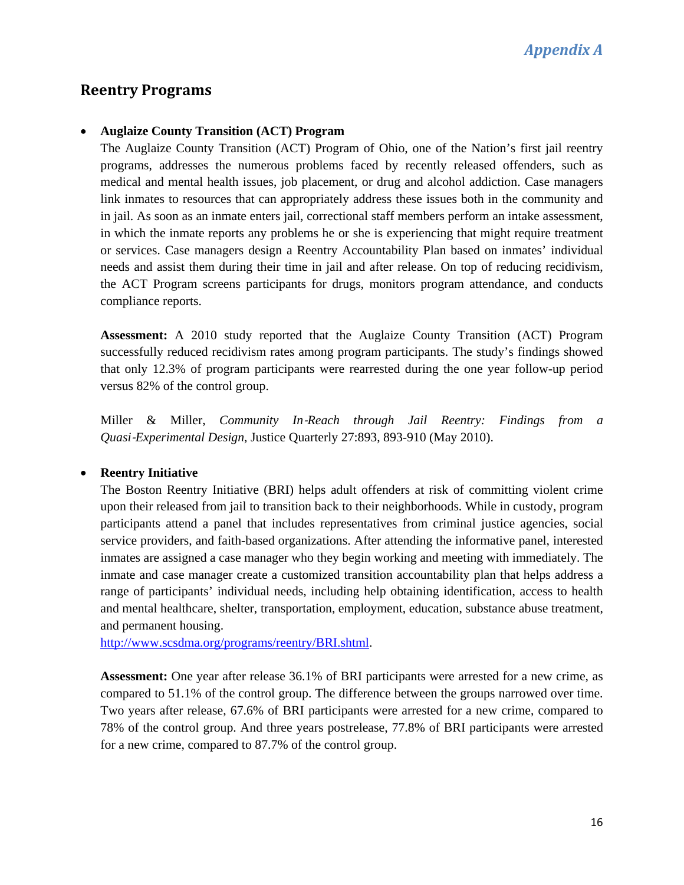# Appendix A

## Reentry Programs

- **Auglaize County Transition (ACT) Program**

  The Auglaize County Transition (ACT) Program of Ohio, one of the Nation's first jail reentry programs, addresses the numerous problems faced by recently released offenders, such as medical and mental health issues, job placement, or drug and alcohol addiction. Case managers link inmates to resources that can appropriately address these issues both in the community and in jail. As soon as an inmate enters jail, correctional staff members perform an intake assessment, in which the inmate reports any problems he or she is experiencing that might require treatment or services. Case managers design a Reentry Accountability Plan based on inmates' individual needs and assist them during their time in jail and after release. On top of reducing recidivism, the ACT Program screens participants for drugs, monitors program attendance, and conducts compliance reports.

  **Assessment:** A 2010 study reported that the Auglaize County Transition (ACT) Program successfully reduced recidivism rates among program participants. The study's findings showed that only 12.3% of program participants were rearrested during the one year follow-up period versus 82% of the control group.

  Miller & Miller, *Community In-Reach through Jail Reentry: Findings from a Quasi-Experimental Design*, Justice Quarterly 27:893, 893-910 (May 2010).

- **Reentry Initiative**

  The Boston Reentry Initiative (BRI) helps adult offenders at risk of committing violent crime upon their released from jail to transition back to their neighborhoods. While in custody, program participants attend a panel that includes representatives from criminal justice agencies, social service providers, and faith-based organizations. After attending the informative panel, interested inmates are assigned a case manager who they begin working and meeting with immediately. The inmate and case manager create a customized transition accountability plan that helps address a range of participants' individual needs, including help obtaining identification, access to health and mental healthcare, shelter, transportation, employment, education, substance abuse treatment, and permanent housing.
  [http://www.scsdma.org/programs/reentry/BRI.shtml](http://www.scsdma.org/programs/reentry/BRI.shtml).

  **Assessment:** One year after release 36.1% of BRI participants were arrested for a new crime, as compared to 51.1% of the control group. The difference between the groups narrowed over time. Two years after release, 67.6% of BRI participants were arrested for a new crime, compared to 78% of the control group. And three years postrelease, 77.8% of BRI participants were arrested for a new crime, compared to 87.7% of the control group.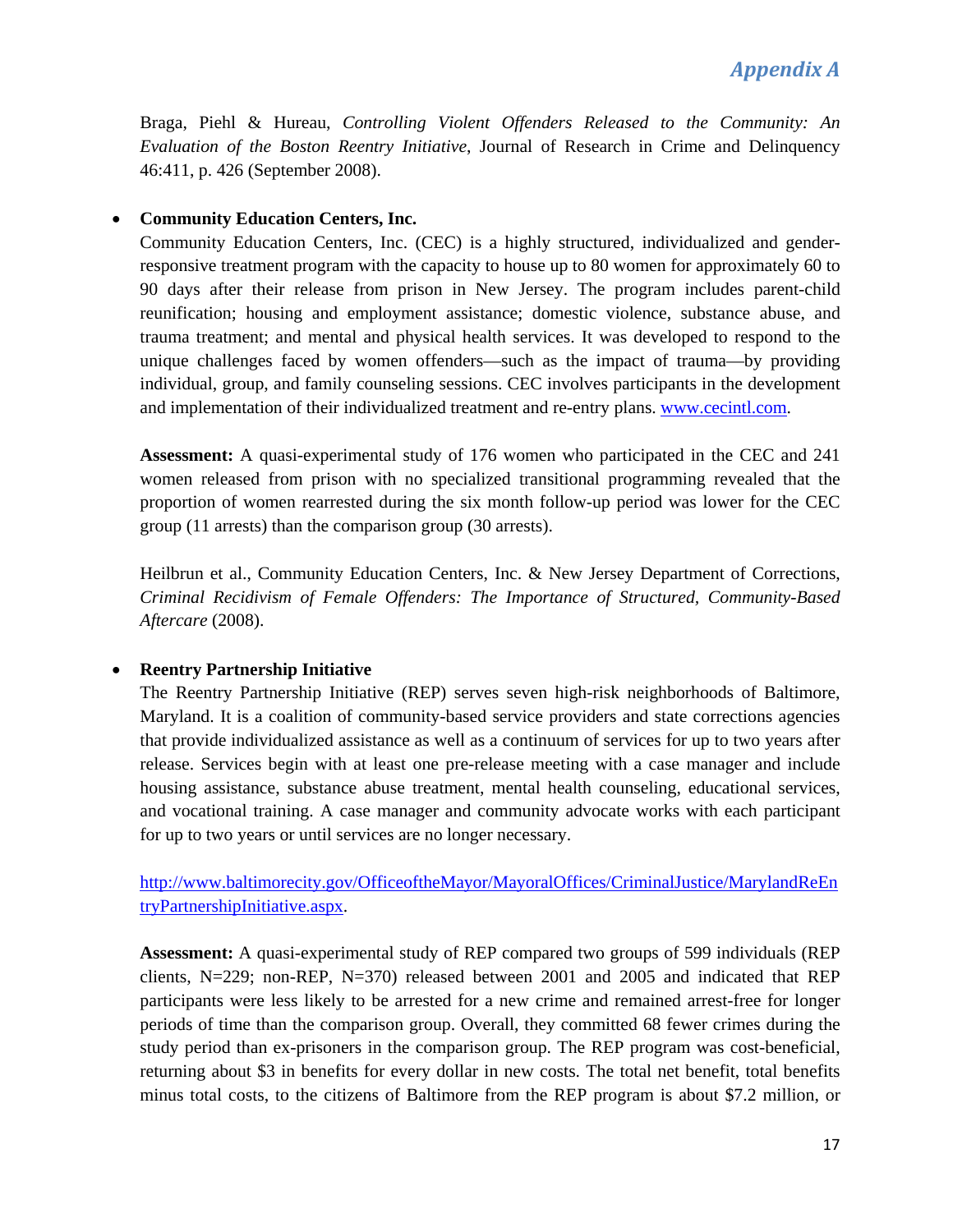Braga, Piehl & Hureau, *Controlling Violent Offenders Released to the Community: An Evaluation of the Boston Reentry Initiative*, Journal of Research in Crime and Delinquency 46:411, p. 426 (September 2008).

- **Community Education Centers, Inc.**

  Community Education Centers, Inc. (CEC) is a highly structured, individualized and gender-responsive treatment program with the capacity to house up to 80 women for approximately 60 to 90 days after their release from prison in New Jersey. The program includes parent-child reunification; housing and employment assistance; domestic violence, substance abuse, and trauma treatment; and mental and physical health services. It was developed to respond to the unique challenges faced by women offenders—such as the impact of trauma—by providing individual, group, and family counseling sessions. CEC involves participants in the development and implementation of their individualized treatment and re-entry plans. www.cecintl.com.

  **Assessment:** A quasi-experimental study of 176 women who participated in the CEC and 241 women released from prison with no specialized transitional programming revealed that the proportion of women rearrested during the six month follow-up period was lower for the CEC group (11 arrests) than the comparison group (30 arrests).

  Heilbrun et al., Community Education Centers, Inc. & New Jersey Department of Corrections, *Criminal Recidivism of Female Offenders: The Importance of Structured, Community-Based Aftercare* (2008).

- **Reentry Partnership Initiative**

  The Reentry Partnership Initiative (REP) serves seven high-risk neighborhoods of Baltimore, Maryland. It is a coalition of community-based service providers and state corrections agencies that provide individualized assistance as well as a continuum of services for up to two years after release. Services begin with at least one pre-release meeting with a case manager and include housing assistance, substance abuse treatment, mental health counseling, educational services, and vocational training. A case manager and community advocate works with each participant for up to two years or until services are no longer necessary.

  http://www.baltimorecity.gov/OfficeoftheMayor/MayoralOffices/CriminalJustice/MarylandReEntryPartnershipInitiative.aspx.

  **Assessment:** A quasi-experimental study of REP compared two groups of 599 individuals (REP clients, N=229; non-REP, N=370) released between 2001 and 2005 and indicated that REP participants were less likely to be arrested for a new crime and remained arrest-free for longer periods of time than the comparison group. Overall, they committed 68 fewer crimes during the study period than ex-prisoners in the comparison group. The REP program was cost-beneficial, returning about $3 in benefits for every dollar in new costs. The total net benefit, total benefits minus total costs, to the citizens of Baltimore from the REP program is about $7.2 million, or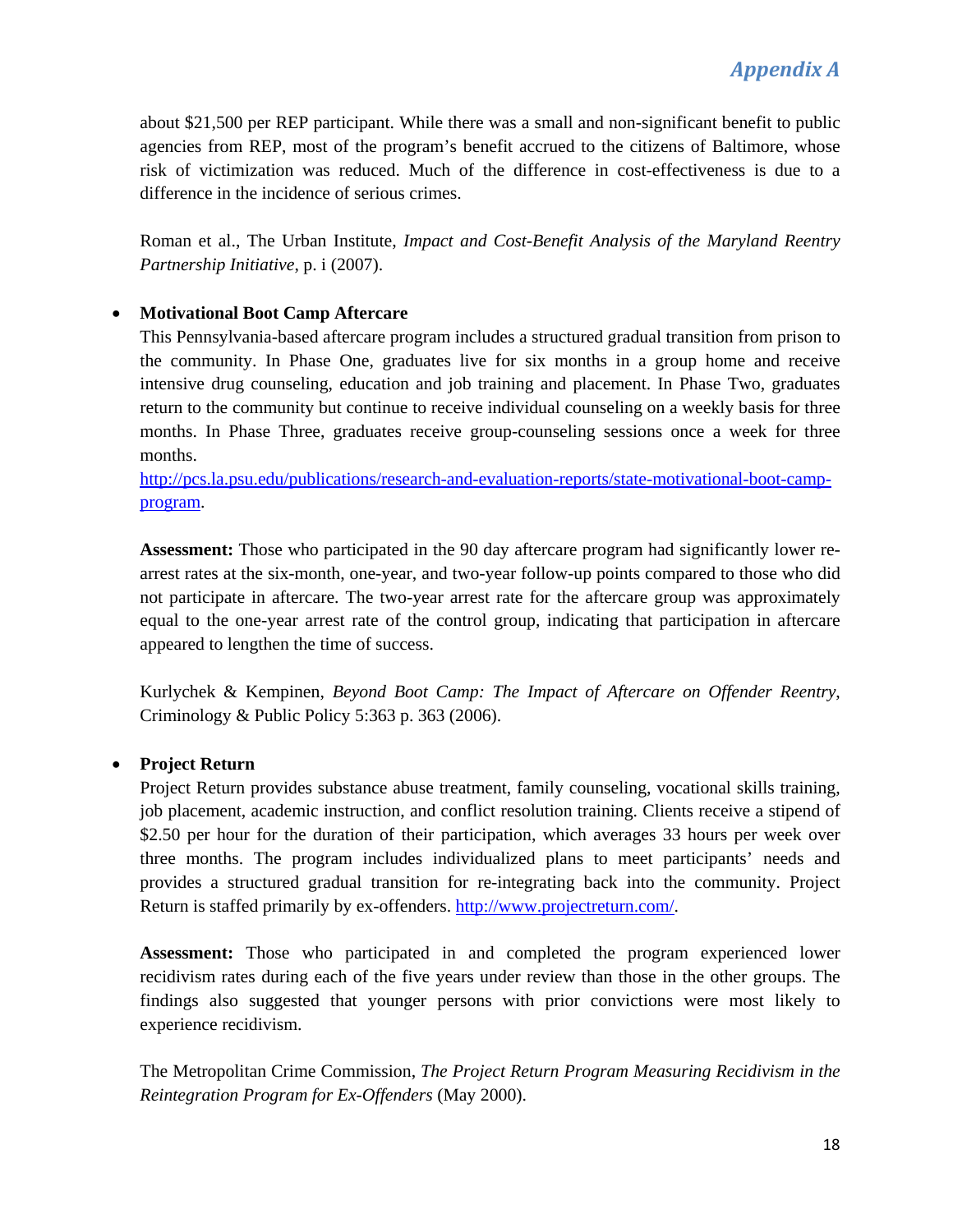about $21,500 per REP participant. While there was a small and non-significant benefit to public agencies from REP, most of the program's benefit accrued to the citizens of Baltimore, whose risk of victimization was reduced. Much of the difference in cost-effectiveness is due to a difference in the incidence of serious crimes.

Roman et al., The Urban Institute, *Impact and Cost-Benefit Analysis of the Maryland Reentry Partnership Initiative*, p. i (2007).

- **Motivational Boot Camp Aftercare**
  This Pennsylvania-based aftercare program includes a structured gradual transition from prison to the community. In Phase One, graduates live for six months in a group home and receive intensive drug counseling, education and job training and placement. In Phase Two, graduates return to the community but continue to receive individual counseling on a weekly basis for three months. In Phase Three, graduates receive group-counseling sessions once a week for three months.
  [http://pcs.la.psu.edu/publications/research-and-evaluation-reports/state-motivational-boot-camp-program](http://pcs.la.psu.edu/publications/research-and-evaluation-reports/state-motivational-boot-camp-program).

  **Assessment:** Those who participated in the 90 day aftercare program had significantly lower re-arrest rates at the six-month, one-year, and two-year follow-up points compared to those who did not participate in aftercare. The two-year arrest rate for the aftercare group was approximately equal to the one-year arrest rate of the control group, indicating that participation in aftercare appeared to lengthen the time of success.

  Kurlychek & Kempinen, *Beyond Boot Camp: The Impact of Aftercare on Offender Reentry*, Criminology & Public Policy 5:363 p. 363 (2006).

- **Project Return**
  Project Return provides substance abuse treatment, family counseling, vocational skills training, job placement, academic instruction, and conflict resolution training. Clients receive a stipend of $2.50 per hour for the duration of their participation, which averages 33 hours per week over three months. The program includes individualized plans to meet participants' needs and provides a structured gradual transition for re-integrating back into the community. Project Return is staffed primarily by ex-offenders. [http://www.projectreturn.com/](http://www.projectreturn.com/).

  **Assessment:** Those who participated in and completed the program experienced lower recidivism rates during each of the five years under review than those in the other groups. The findings also suggested that younger persons with prior convictions were most likely to experience recidivism.

  The Metropolitan Crime Commission, *The Project Return Program Measuring Recidivism in the Reintegration Program for Ex-Offenders* (May 2000).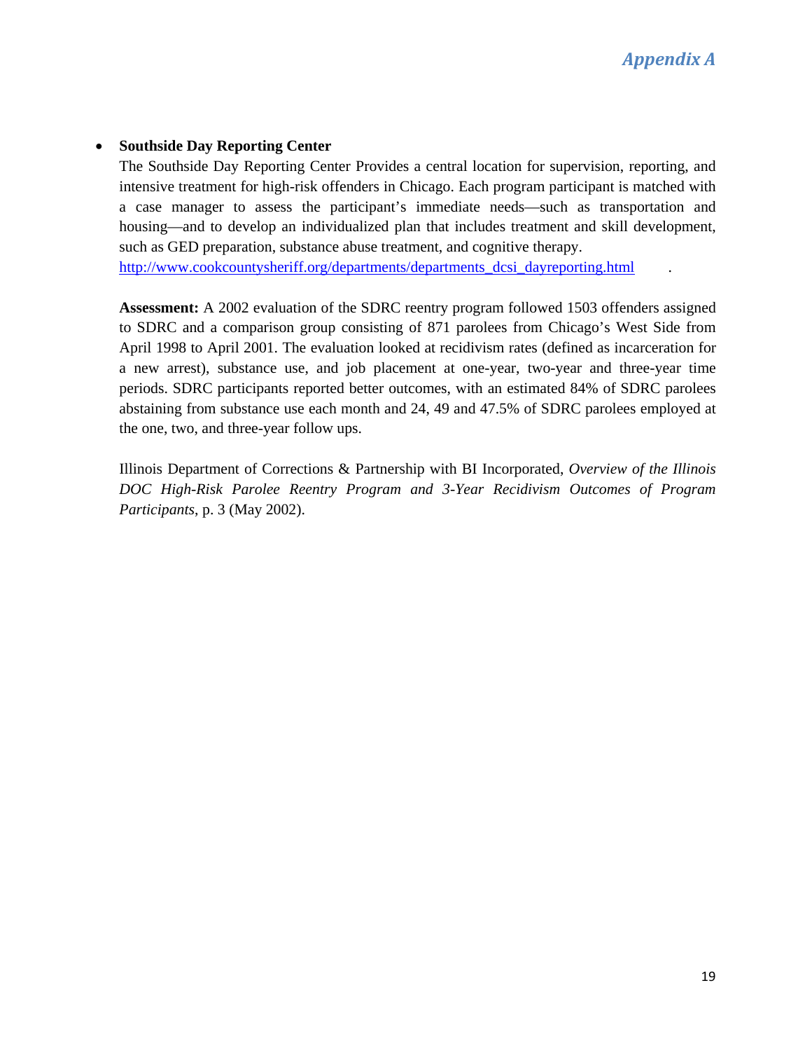- **Southside Day Reporting Center**

  The Southside Day Reporting Center Provides a central location for supervision, reporting, and intensive treatment for high-risk offenders in Chicago. Each program participant is matched with a case manager to assess the participant's immediate needs—such as transportation and housing—and to develop an individualized plan that includes treatment and skill development, such as GED preparation, substance abuse treatment, and cognitive therapy.
  http://www.cookcountysheriff.org/departments/departments_dcsi_dayreporting.html .

  **Assessment:** A 2002 evaluation of the SDRC reentry program followed 1503 offenders assigned to SDRC and a comparison group consisting of 871 parolees from Chicago's West Side from April 1998 to April 2001. The evaluation looked at recidivism rates (defined as incarceration for a new arrest), substance use, and job placement at one-year, two-year and three-year time periods. SDRC participants reported better outcomes, with an estimated 84% of SDRC parolees abstaining from substance use each month and 24, 49 and 47.5% of SDRC parolees employed at the one, two, and three-year follow ups.

  Illinois Department of Corrections & Partnership with BI Incorporated, *Overview of the Illinois DOC High-Risk Parolee Reentry Program and 3-Year Recidivism Outcomes of Program Participants*, p. 3 (May 2002).